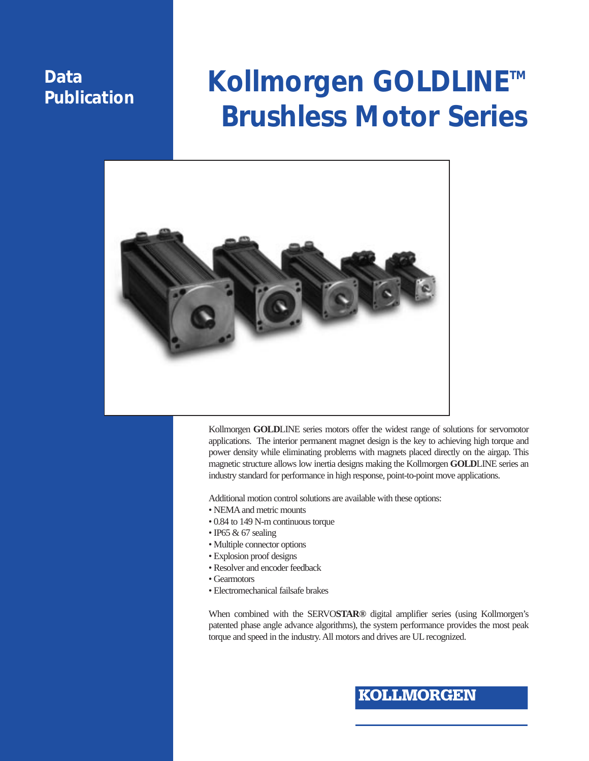**Data Publication**

# Kollmorgen GOLDLINE™ Brushless Motor Series

Kollmorgen **GOLD**LINE series motors offer the widest range of solutions for servomotor applications. The interior permanent magnet design is the key to achieving high torque and power density while eliminating problems with magnets placed directly on the airgap. This magnetic structure allows low inertia designs making the Kollmorgen **GOLD**LINE series an industry standard for performance in high response, point-to-point move applications.

Additional motion control solutions are available with these options:

- NEMA and metric mounts
- 0.84 to 149 N-m continuous torque
- IP65 & 67 sealing
- Multiple connector options
- Explosion proof designs
- Resolver and encoder feedback
- Gearmotors
- Electromechanical failsafe brakes

When combined with the SERVO**STAR®** digital amplifier series (using Kollmorgen's patented phase angle advance algorithms), the system performance provides the most peak torque and speed in the industry. All motors and drives are UL recognized.

**KOLLMORGEN**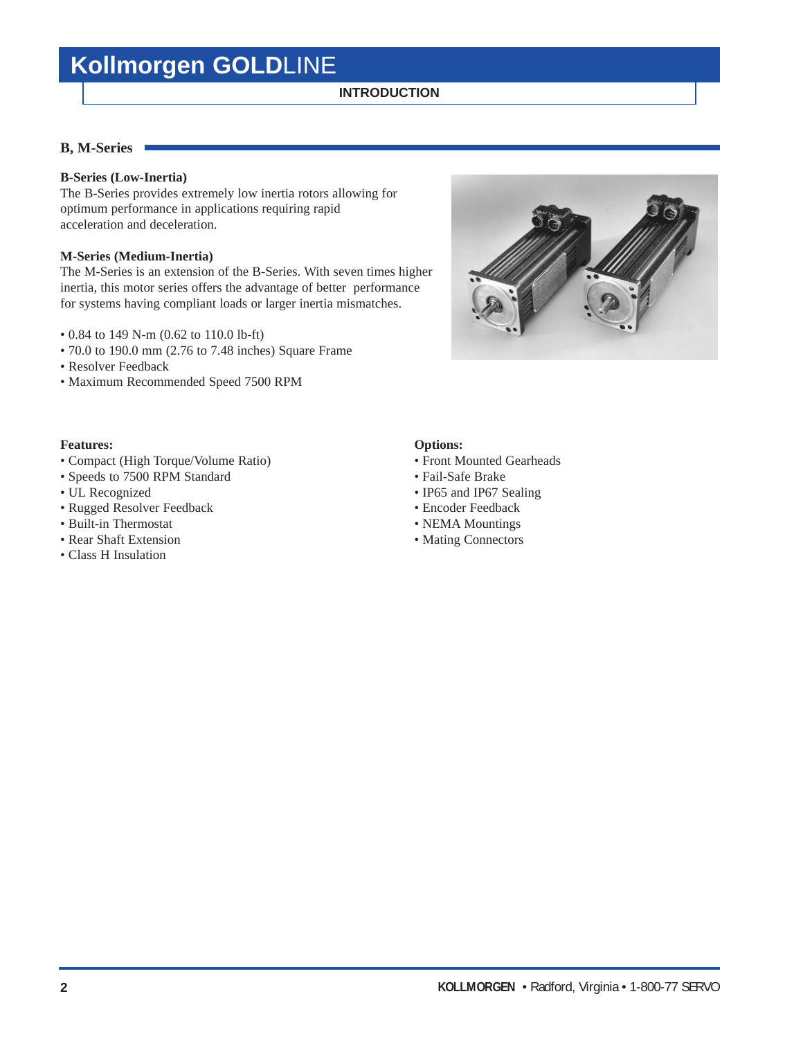# Kollmorgen GOLDLINE

**INTRODUCTION**

## B, M-Series

### B-Series (Low-Inertia)

The B-Series provides extremely low inertia rotors allowing for optimum performance in applications requiring rapid acceleration and deceleration.

### M-Series (Medium-Inertia)

The M-Series is an extension of the B-Series. With seven times higher inertia, this motor series offers the advantage of better performance for systems having compliant loads or larger inertia mismatches.

- 0.84 to 149 N-m (0.62 to 110.0 lb-ft)
- 70.0 to 190.0 mm (2.76 to 7.48 inches) Square Frame
- Resolver Feedback
- Maximum Recommended Speed 7500 RPM

**Features:**

- Compact (High Torque/Volume Ratio)
- Speeds to 7500 RPM Standard
- UL Recognized
- Rugged Resolver Feedback
- Built-in Thermostat
- Rear Shaft Extension
- Class H Insulation

**Options:**

- Front Mounted Gearheads
- Fail-Safe Brake
- IP65 and IP67 Sealing
- Encoder Feedback
- NEMA Mountings
- Mating Connectors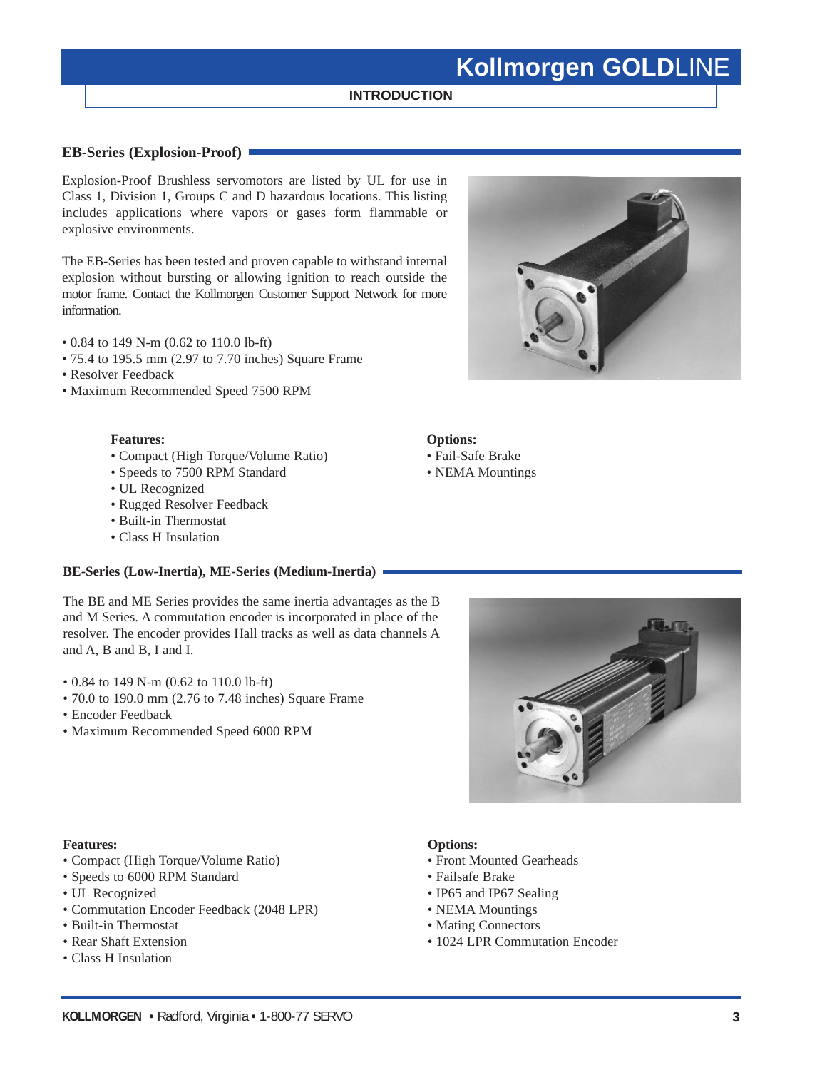## INTRODUCTION

### EB-Series (Explosion-Proof)

Explosion-Proof Brushless servomotors are listed by UL for use in Class 1, Division 1, Groups C and D hazardous locations. This listing includes applications where vapors or gases form flammable or explosive environments.

The EB-Series has been tested and proven capable to withstand internal explosion without bursting or allowing ignition to reach outside the motor frame. Contact the Kollmorgen Customer Support Network for more information.

- 0.84 to 149 N-m (0.62 to 110.0 lb-ft)
- 75.4 to 195.5 mm (2.97 to 7.70 inches) Square Frame
- Resolver Feedback
- Maximum Recommended Speed 7500 RPM

**Features:**
- Compact (High Torque/Volume Ratio)
- Speeds to 7500 RPM Standard
- UL Recognized
- Rugged Resolver Feedback
- Built-in Thermostat
- Class H Insulation

**Options:**
- Fail-Safe Brake
- NEMA Mountings

### BE-Series (Low-Inertia), ME-Series (Medium-Inertia)

The BE and ME Series provides the same inertia advantages as the B and M Series. A commutation encoder is incorporated in place of the resolver. The encoder provides Hall tracks as well as data channels A and $\overline{A}$, B and $\overline{B}$, I and $\overline{I}$.

- 0.84 to 149 N-m (0.62 to 110.0 lb-ft)
- 70.0 to 190.0 mm (2.76 to 7.48 inches) Square Frame
- Encoder Feedback
- Maximum Recommended Speed 6000 RPM

**Features:**
- Compact (High Torque/Volume Ratio)
- Speeds to 6000 RPM Standard
- UL Recognized
- Commutation Encoder Feedback (2048 LPR)
- Built-in Thermostat
- Rear Shaft Extension
- Class H Insulation

**Options:**
- Front Mounted Gearheads
- Failsafe Brake
- IP65 and IP67 Sealing
- NEMA Mountings
- Mating Connectors
- 1024 LPR Commutation Encoder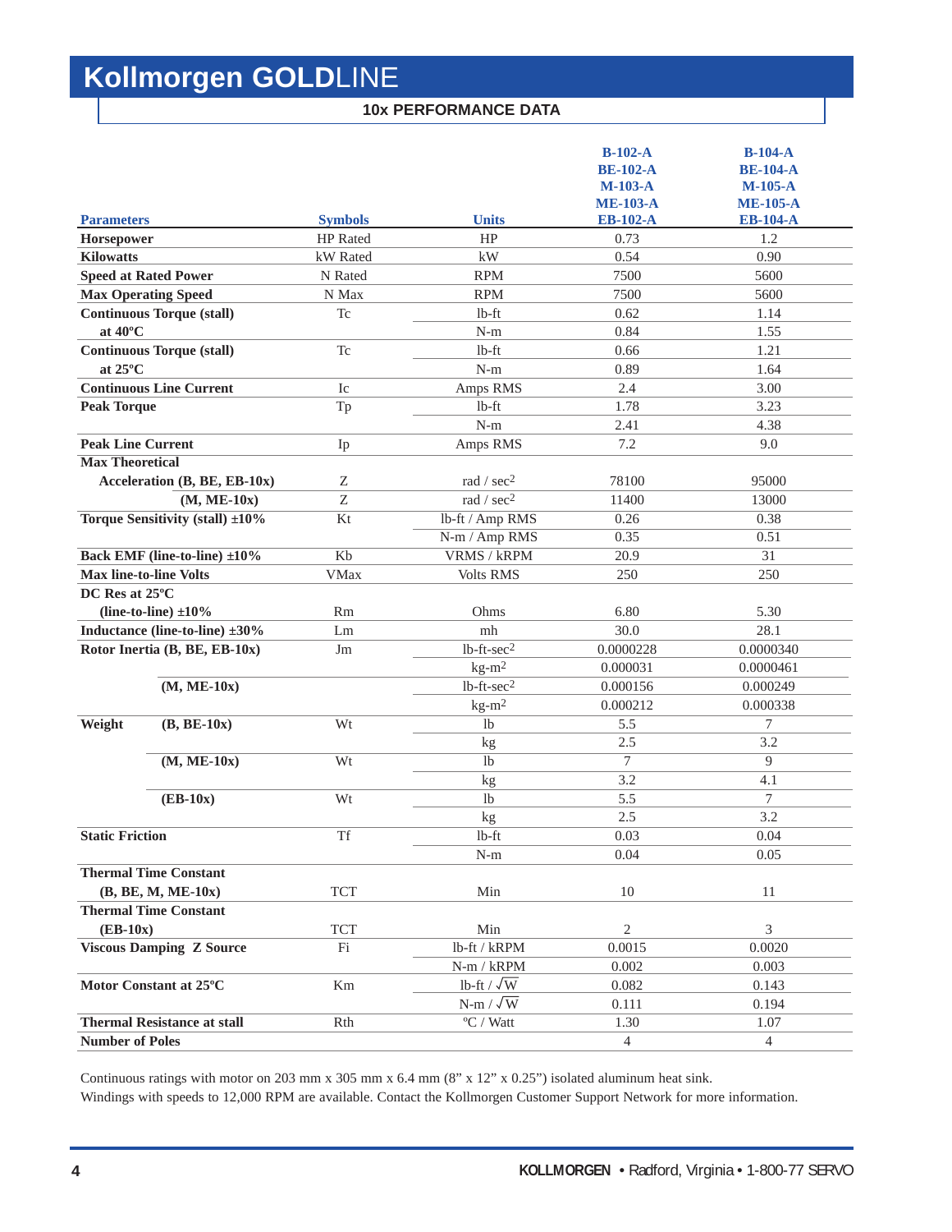# Kollmorgen GOLDLINE

## 10x PERFORMANCE DATA

| Parameters | | Symbols | Units | B-102-A BE-102-A M-103-A ME-103-A EB-102-A | B-104-A BE-104-A M-105-A ME-105-A EB-104-A |
|---|---|---|---|---|---|
| **Horsepower** | | HP Rated | HP | 0.73 | 1.2 |
| **Kilowatts** | | kW Rated | kW | 0.54 | 0.90 |
| **Speed at Rated Power** | | N Rated | RPM | 7500 | 5600 |
| **Max Operating Speed** | | N Max | RPM | 7500 | 5600 |
| **Continuous Torque (stall)** | | Tc | lb-ft | 0.62 | 1.14 |
| **at 40ºC** | | | N-m | 0.84 | 1.55 |
| **Continuous Torque (stall)** | | Tc | lb-ft | 0.66 | 1.21 |
| **at 25ºC** | | | N-m | 0.89 | 1.64 |
| **Continuous Line Current** | | Ic | Amps RMS | 2.4 | 3.00 |
| **Peak Torque** | | Tp | lb-ft | 1.78 | 3.23 |
| | | | N-m | 2.41 | 4.38 |
| **Peak Line Current** | | Ip | Amps RMS | 7.2 | 9.0 |
| **Max Theoretical Acceleration (B, BE, EB-10x)** | | Z | rad / sec$^2$ | 78100 | 95000 |
| **(M, ME-10x)** | | Z | rad / sec$^2$ | 11400 | 13000 |
| **Torque Sensitivity (stall) ±10%** | | Kt | lb-ft / Amp RMS | 0.26 | 0.38 |
| | | | N-m / Amp RMS | 0.35 | 0.51 |
| **Back EMF (line-to-line) ±10%** | | Kb | VRMS / kRPM | 20.9 | 31 |
| **Max line-to-line Volts** | | VMax | Volts RMS | 250 | 250 |
| **DC Res at 25ºC (line-to-line) ±10%** | | Rm | Ohms | 6.80 | 5.30 |
| **Inductance (line-to-line) ±30%** | | Lm | mh | 30.0 | 28.1 |
| **Rotor Inertia (B, BE, EB-10x)** | | Jm | lb-ft-sec$^2$ | 0.0000228 | 0.0000340 |
| | | | kg-m$^2$ | 0.000031 | 0.0000461 |
| | **(M, ME-10x)** | | lb-ft-sec$^2$ | 0.000156 | 0.000249 |
| | | | kg-m$^2$ | 0.000212 | 0.000338 |
| **Weight** | **(B, BE-10x)** | Wt | lb | 5.5 | 7 |
| | | | kg | 2.5 | 3.2 |
| | **(M, ME-10x)** | Wt | lb | 7 | 9 |
| | | | kg | 3.2 | 4.1 |
| | **(EB-10x)** | Wt | lb | 5.5 | 7 |
| | | | kg | 2.5 | 3.2 |
| **Static Friction** | | Tf | lb-ft | 0.03 | 0.04 |
| | | | N-m | 0.04 | 0.05 |
| **Thermal Time Constant (B, BE, M, ME-10x)** | | TCT | Min | 10 | 11 |
| **Thermal Time Constant (EB-10x)** | | TCT | Min | 2 | 3 |
| **Viscous Damping Z Source** | | Fi | lb-ft / kRPM | 0.0015 | 0.0020 |
| | | | N-m / kRPM | 0.002 | 0.003 |
| **Motor Constant at 25ºC** | | Km | lb-ft / $\sqrt{W}$ | 0.082 | 0.143 |
| | | | N-m / $\sqrt{W}$ | 0.111 | 0.194 |
| **Thermal Resistance at stall** | | Rth | ºC / Watt | 1.30 | 1.07 |
| **Number of Poles** | | | | 4 | 4 |

Continuous ratings with motor on 203 mm x 305 mm x 6.4 mm (8" x 12" x 0.25") isolated aluminum heat sink.

Windings with speeds to 12,000 RPM are available. Contact the Kollmorgen Customer Support Network for more information.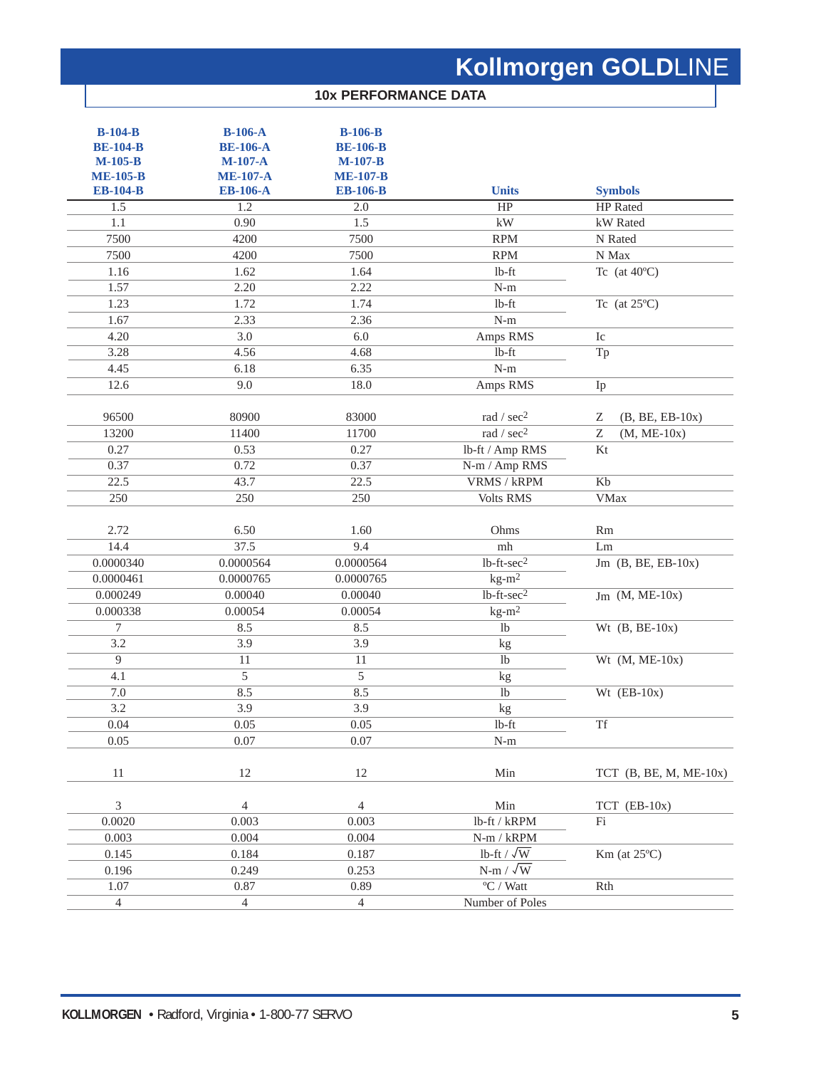## 10x PERFORMANCE DATA

| B-104-B<br>BE-104-B<br>M-105-B<br>ME-105-B<br>EB-104-B | B-106-A<br>BE-106-A<br>M-107-A<br>ME-107-A<br>EB-106-A | B-106-B<br>BE-106-B<br>M-107-B<br>ME-107-B<br>EB-106-B | Units | Symbols |
|---|---|---|---|---|
| 1.5 | 1.2 | 2.0 | HP | HP Rated |
| 1.1 | 0.90 | 1.5 | kW | kW Rated |
| 7500 | 4200 | 7500 | RPM | N Rated |
| 7500 | 4200 | 7500 | RPM | N Max |
| 1.16 | 1.62 | 1.64 | lb-ft | Tc (at 40ºC) |
| 1.57 | 2.20 | 2.22 | N-m | |
| 1.23 | 1.72 | 1.74 | lb-ft | Tc (at 25ºC) |
| 1.67 | 2.33 | 2.36 | N-m | |
| 4.20 | 3.0 | 6.0 | Amps RMS | Ic |
| 3.28 | 4.56 | 4.68 | lb-ft | Tp |
| 4.45 | 6.18 | 6.35 | N-m | |
| 12.6 | 9.0 | 18.0 | Amps RMS | Ip |
| 96500 | 80900 | 83000 | rad / $sec^2$ | Z (B, BE, EB-10x) |
| 13200 | 11400 | 11700 | rad / $sec^2$ | Z (M, ME-10x) |
| 0.27 | 0.53 | 0.27 | lb-ft / Amp RMS | Kt |
| 0.37 | 0.72 | 0.37 | N-m / Amp RMS | |
| 22.5 | 43.7 | 22.5 | VRMS / kRPM | Kb |
| 250 | 250 | 250 | Volts RMS | VMax |
| 2.72 | 6.50 | 1.60 | Ohms | Rm |
| 14.4 | 37.5 | 9.4 | mh | Lm |
| 0.0000340 | 0.0000564 | 0.0000564 | lb-ft-$sec^2$ | Jm (B, BE, EB-10x) |
| 0.0000461 | 0.0000765 | 0.0000765 | kg-$m^2$ | |
| 0.000249 | 0.00040 | 0.00040 | lb-ft-$sec^2$ | Jm (M, ME-10x) |
| 0.000338 | 0.00054 | 0.00054 | kg-$m^2$ | |
| 7 | 8.5 | 8.5 | lb | Wt (B, BE-10x) |
| 3.2 | 3.9 | 3.9 | kg | |
| 9 | 11 | 11 | lb | Wt (M, ME-10x) |
| 4.1 | 5 | 5 | kg | |
| 7.0 | 8.5 | 8.5 | lb | Wt (EB-10x) |
| 3.2 | 3.9 | 3.9 | kg | |
| 0.04 | 0.05 | 0.05 | lb-ft | Tf |
| 0.05 | 0.07 | 0.07 | N-m | |
| 11 | 12 | 12 | Min | TCT (B, BE, M, ME-10x) |
| 3 | 4 | 4 | Min | TCT (EB-10x) |
| 0.0020 | 0.003 | 0.003 | lb-ft / kRPM | Fi |
| 0.003 | 0.004 | 0.004 | N-m / kRPM | |
| 0.145 | 0.184 | 0.187 | lb-ft / $\sqrt{W}$ | Km (at 25ºC) |
| 0.196 | 0.249 | 0.253 | N-m / $\sqrt{W}$ | |
| 1.07 | 0.87 | 0.89 | ºC / Watt | Rth |
| 4 | 4 | 4 | Number of Poles | |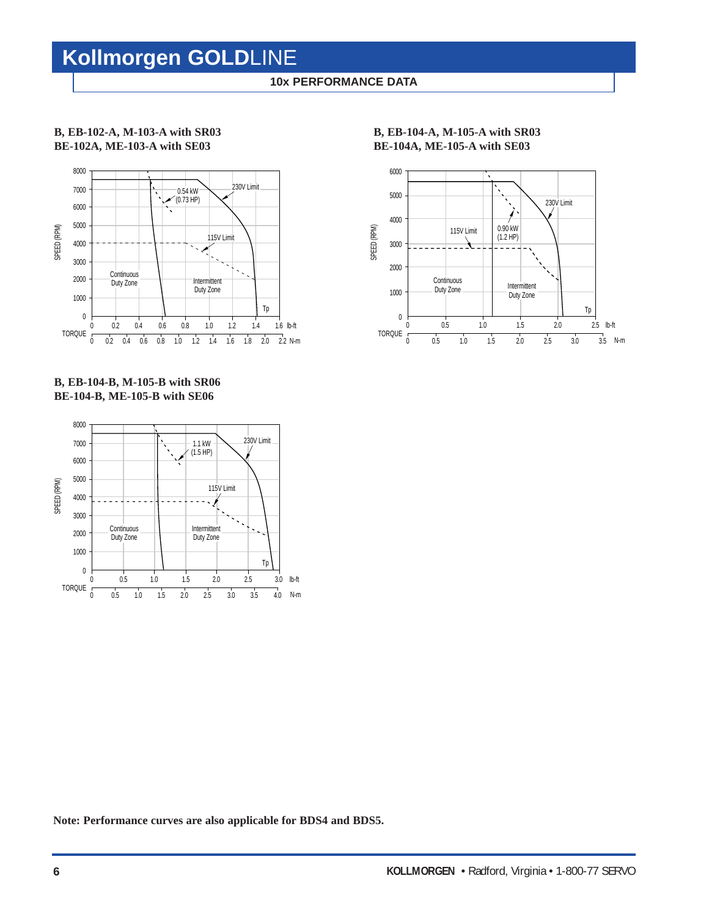## 10x PERFORMANCE DATA

### B, EB-102-A, M-103-A with SR03
### BE-102A, ME-103-A with SE03

SPEED (RPM): 0, 1000, 2000, 3000, 4000, 5000, 6000, 7000, 8000

TORQUE: 0, 0.2, 0.4, 0.6, 0.8, 1.0, 1.2, 1.4, 1.6 lb-ft; 0, 0.2, 0.4, 0.6, 0.8, 1.0, 1.2, 1.4, 1.6, 1.8, 2.0, 2.2 N-m

Labels: 0.54 kW (0.73 HP); 230V Limit; 115V Limit; Continuous Duty Zone; Intermittent Duty Zone; Tp

### B, EB-104-A, M-105-A with SR03
### BE-104A, ME-105-A with SE03

SPEED (RPM): 0, 1000, 2000, 3000, 4000, 5000, 6000

TORQUE: 0, 0.5, 1.0, 1.5, 2.0, 2.5 lb-ft; 0, 0.5, 1.0, 1.5, 2.0, 2.5, 3.0, 3.5 N-m

Labels: 230V Limit; 115V Limit; 0.90 kW (1.2 HP); Continuous Duty Zone; Intermittent Duty Zone; Tp

### B, EB-104-B, M-105-B with SR06
### BE-104-B, ME-105-B with SE06

SPEED (RPM): 0, 1000, 2000, 3000, 4000, 5000, 6000, 7000, 8000

TORQUE: 0, 0.5, 1.0, 1.5, 2.0, 2.5, 3.0 lb-ft; 0, 0.5, 1.0, 1.5, 2.0, 2.5, 3.0, 3.5, 4.0 N-m

Labels: 1.1 kW (1.5 HP); 230V Limit; 115V Limit; Continuous Duty Zone; Intermittent Duty Zone; Tp

**Note: Performance curves are also applicable for BDS4 and BDS5.**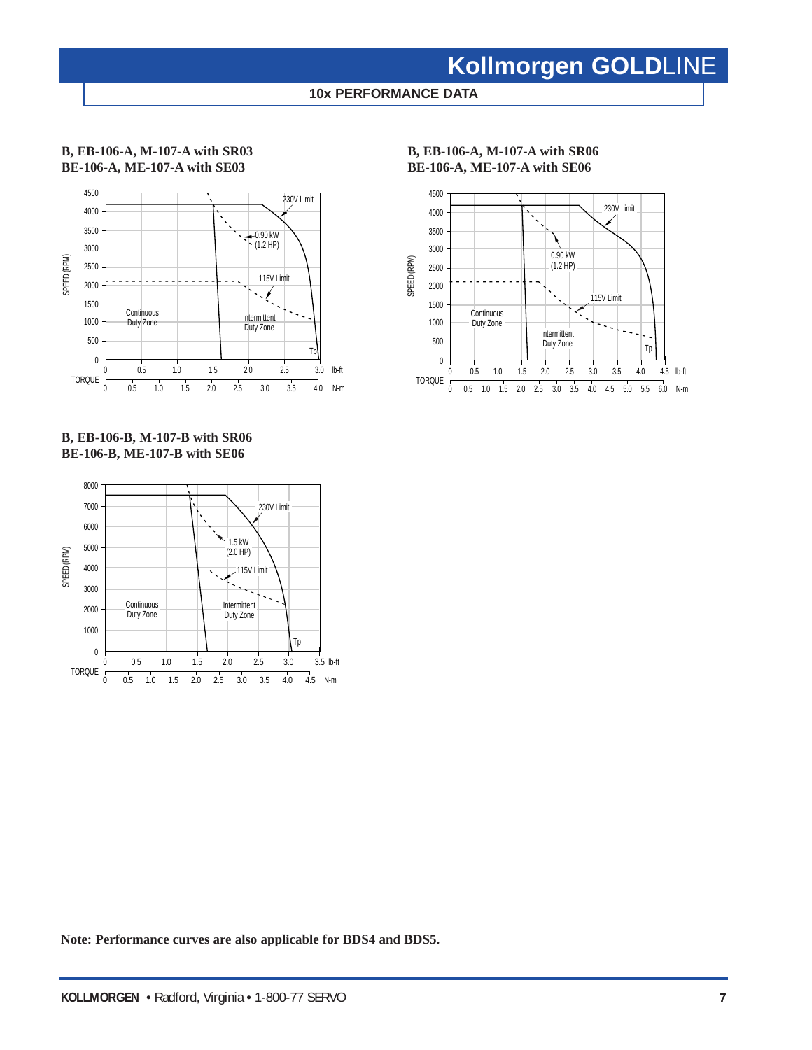# 10x PERFORMANCE DATA

**B, EB-106-A, M-107-A with SR03**
**BE-106-A, ME-107-A with SE03**

SPEED (RPM)

4500
4000
3500
3000
2500
2000
1500
1000
500
0

230V Limit

0.90 kW
(1.2 HP)

115V Limit

Continuous
Duty Zone

Intermittent
Duty Zone

Tp

TORQUE 0 0.5 1.0 1.5 2.0 2.5 3.0 lb-ft
0 0.5 1.0 1.5 2.0 2.5 3.0 3.5 4.0 N-m

**B, EB-106-A, M-107-A with SR06**
**BE-106-A, ME-107-A with SE06**

SPEED (RPM)

4500
4000
3500
3000
2500
2000
1500
1000
500
0

230V Limit

0.90 kW
(1.2 HP)

115V Limit

Continuous
Duty Zone

Intermittent
Duty Zone

Tp

TORQUE 0 0.5 1.0 1.5 2.0 2.5 3.0 3.5 4.0 4.5 lb-ft
0 0.5 1.0 1.5 2.0 2.5 3.0 3.5 4.0 4.5 5.0 5.5 6.0 N-m

**B, EB-106-B, M-107-B with SR06**
**BE-106-B, ME-107-B with SE06**

SPEED (RPM)

8000
7000
6000
5000
4000
3000
2000
1000
0

230V Limit

1.5 kW
(2.0 HP)

115V Limit

Continuous
Duty Zone

Intermittent
Duty Zone

Tp

TORQUE 0 0.5 1.0 1.5 2.0 2.5 3.0 3.5 lb-ft
0 0.5 1.0 1.5 2.0 2.5 3.0 3.5 4.0 4.5 N-m

**Note: Performance curves are also applicable for BDS4 and BDS5.**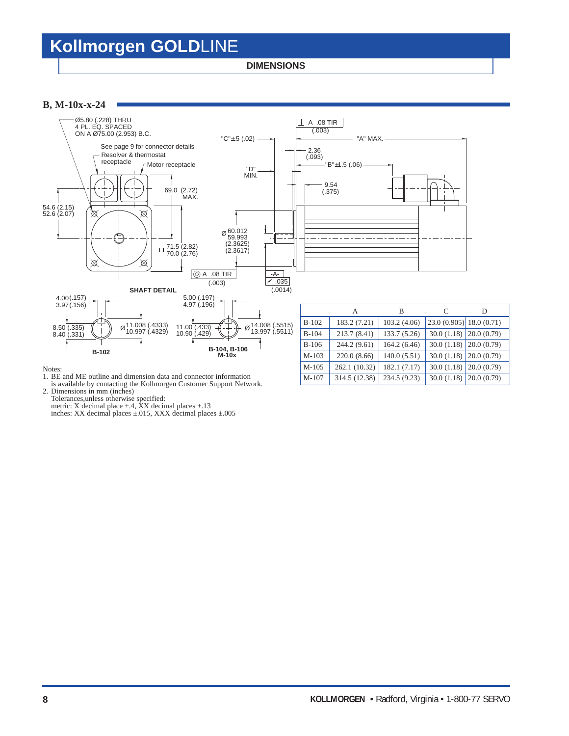# Kollmorgen GOLDLINE

**DIMENSIONS**

## B, M-10x-x-24

Ø5.80 (.228) THRU
4 PL. EQ. SPACED
ON A Ø75.00 (2.953) B.C.

See page 9 for connector details
Resolver & thermostat receptacle
Motor receptacle

54.6 (2.15)
52.6 (2.07)

69.0 (2.72) MAX.

□ 71.5 (2.82)
70.0 (2.76)

"C"±5 (.02)

"D" MIN.

Ø 60.012
59.993
(2.3625)
(2.3617)

⊥ A .08 TIR (.003)

"A" MAX.

2.36 (.093)

"B"±1.5 (.06)

9.54 (.375)

◎ A .08 TIR (.003)

-A-
↗ .035 (.0014)

**SHAFT DETAIL**

4.00 (.157)
3.97 (.156)

8.50 (.335)
8.40 (.331)

Ø 11.008 (.4333)
10.997 (.4329)

**B-102**

5.00 (.197)
4.97 (.196)

11.00 (.433)
10.90 (.429)

Ø 14.008 (.5515)
13.997 (.5511)

**B-104, B-106
M-10x**

| | A | B | C | D |
|---|---|---|---|---|
| B-102 | 183.2 (7.21) | 103.2 (4.06) | 23.0 (0.905) | 18.0 (0.71) |
| B-104 | 213.7 (8.41) | 133.7 (5.26) | 30.0 (1.18) | 20.0 (0.79) |
| B-106 | 244.2 (9.61) | 164.2 (6.46) | 30.0 (1.18) | 20.0 (0.79) |
| M-103 | 220.0 (8.66) | 140.0 (5.51) | 30.0 (1.18) | 20.0 (0.79) |
| M-105 | 262.1 (10.32) | 182.1 (7.17) | 30.0 (1.18) | 20.0 (0.79) |
| M-107 | 314.5 (12.38) | 234.5 (9.23) | 30.0 (1.18) | 20.0 (0.79) |

Notes:

1. BE and ME outline and dimension data and connector information is available by contacting the Kollmorgen Customer Support Network.
2. Dimensions in mm (inches)
   Tolerances,unless otherwise specified:
   metric: X decimal place ±.4, XX decimal places ±.13
   inches: XX decimal places ±.015, XXX decimal places ±.005

**KOLLMORGEN** • Radford, Virginia • 1-800-77 SERVO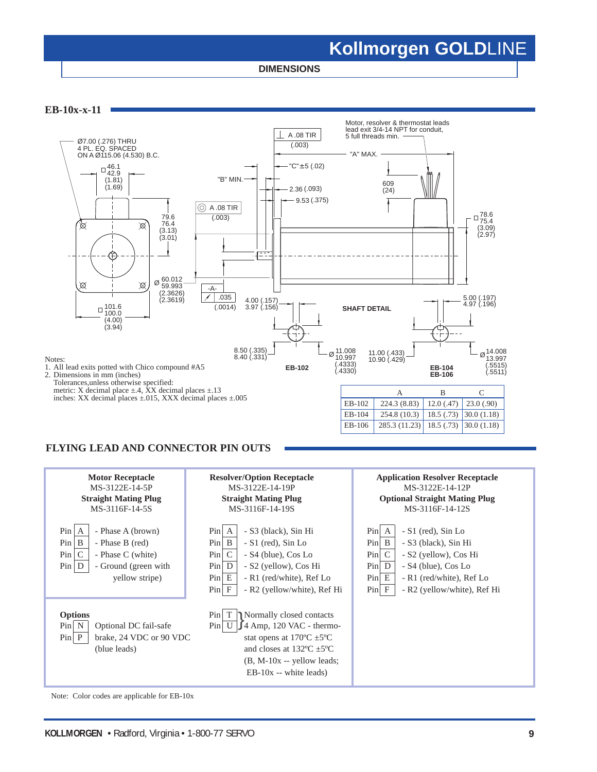## DIMENSIONS

### EB-10x-x-11

Ø7.00 (.276) THRU
4 PL. EQ. SPACED
ON A Ø115.06 (4.530) B.C.

□ 46.1 / 42.9 (1.81) (1.69)

79.6 / 76.4 (3.13) (3.01)

Ø 60.012 / 59.993 (2.3626) (2.3619)

□ 101.6 / 100.0 (4.00) (3.94)

A .08 TIR (.003)

"B" MIN.

"C" ±5 (.02)

2.36 (.093)

9.53 (.375)

.035 (.0014)

-A-

4.00 (.157) / 3.97 (.156)

Motor, resolver & thermostat leads lead exit 3/4-14 NPT for conduit, 5 full threads min.

"A" MAX.

609 (24)

□ 78.6 / 75.4 (3.09) (2.97)

SHAFT DETAIL

5.00 (.197) / 4.97 (.196)

8.50 (.335) / 8.40 (.331)

Ø 11.008 / 10.997 (.4333) (.4330)

EB-102

11.00 (.433) / 10.90 (.429)

Ø 14.008 / 13.997 (.5515) (.5511)

EB-104
EB-106

Notes:
1. All lead exits potted with Chico compound #A5
2. Dimensions in mm (inches)
   Tolerances,unless otherwise specified:
   metric: X decimal place ±.4, XX decimal places ±.13
   inches: XX decimal places ±.015, XXX decimal places ±.005

| | A | B | C |
|---|---|---|---|
| EB-102 | 224.3 (8.83) | 12.0 (.47) | 23.0 (.90) |
| EB-104 | 254.8 (10.3) | 18.5 (.73) | 30.0 (1.18) |
| EB-106 | 285.3 (11.23) | 18.5 (.73) | 30.0 (1.18) |

## FLYING LEAD AND CONNECTOR PIN OUTS

**Motor Receptacle**
MS-3122E-14-5P
**Straight Mating Plug**
MS-3116F-14-5S

- Pin A - Phase A (brown)
- Pin B - Phase B (red)
- Pin C - Phase C (white)
- Pin D - Ground (green with yellow stripe)

**Options**

- Pin N, Pin P: Optional DC fail-safe brake, 24 VDC or 90 VDC (blue leads)

**Resolver/Option Receptacle**
MS-3122E-14-19P
**Straight Mating Plug**
MS-3116F-14-19S

- Pin A - S3 (black), Sin Hi
- Pin B - S1 (red), Sin Lo
- Pin C - S4 (blue), Cos Lo
- Pin D - S2 (yellow), Cos Hi
- Pin E - R1 (red/white), Ref Lo
- Pin F - R2 (yellow/white), Ref Hi

- Pin T, Pin U: Normally closed contacts 4 Amp, 120 VAC - thermostat opens at 170ºC ±5ºC and closes at 132ºC ±5ºC (B, M-10x -- yellow leads; EB-10x -- white leads)

**Application Resolver Receptacle**
MS-3122E-14-12P
**Optional Straight Mating Plug**
MS-3116F-14-12S

- Pin A - S1 (red), Sin Lo
- Pin B - S3 (black), Sin Hi
- Pin C - S2 (yellow), Cos Hi
- Pin D - S4 (blue), Cos Lo
- Pin E - R1 (red/white), Ref Lo
- Pin F - R2 (yellow/white), Ref Hi

Note: Color codes are applicable for EB-10x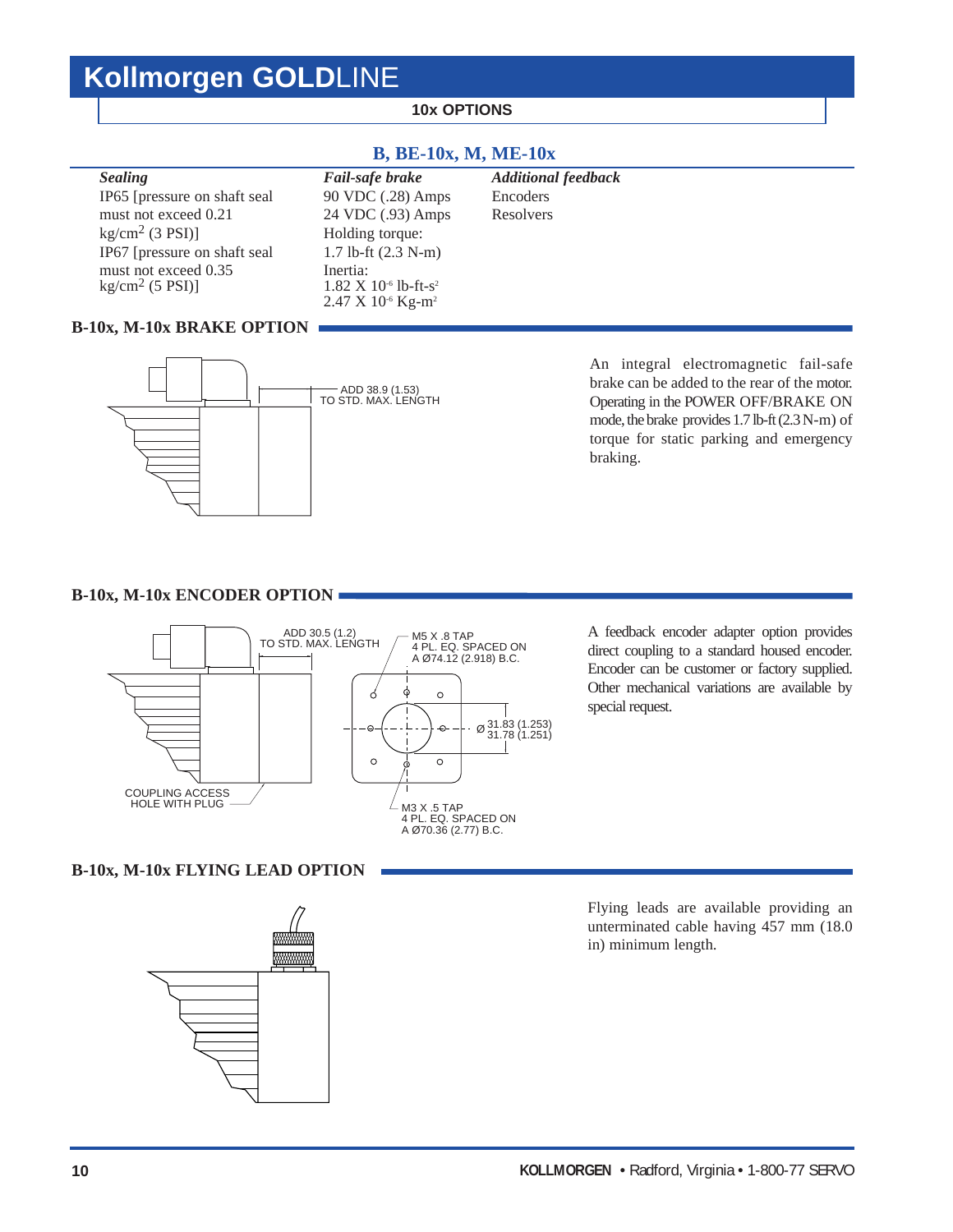# Kollmorgen GOLDLINE

**10x OPTIONS**

## B, BE-10x, M, ME-10x

| ***Sealing*** | ***Fail-safe brake*** | ***Additional feedback*** |
|---|---|---|
| IP65 [pressure on shaft seal must not exceed 0.21 kg/cm$^2$ (3 PSI)] | 90 VDC (.28) Amps | Encoders |
| IP67 [pressure on shaft seal must not exceed 0.35 kg/cm$^2$ (5 PSI)] | 24 VDC (.93) Amps | Resolvers |
| | Holding torque: 1.7 lb-ft (2.3 N-m) | |
| | Inertia: 1.82 X $10^{-6}$ lb-ft-s$^2$ 2.47 X $10^{-6}$ Kg-m$^2$ | |

## B-10x, M-10x BRAKE OPTION

ADD 38.9 (1.53) TO STD. MAX. LENGTH

An integral electromagnetic fail-safe brake can be added to the rear of the motor. Operating in the POWER OFF/BRAKE ON mode, the brake provides 1.7 lb-ft (2.3 N-m) of torque for static parking and emergency braking.

## B-10x, M-10x ENCODER OPTION

ADD 30.5 (1.2) TO STD. MAX. LENGTH

M5 X .8 TAP 4 PL. EQ. SPACED ON A Ø74.12 (2.918) B.C.

Ø 31.83 (1.253) 31.78 (1.251)

COUPLING ACCESS HOLE WITH PLUG

M3 X .5 TAP 4 PL. EQ. SPACED ON A Ø70.36 (2.77) B.C.

A feedback encoder adapter option provides direct coupling to a standard housed encoder. Encoder can be customer or factory supplied. Other mechanical variations are available by special request.

## B-10x, M-10x FLYING LEAD OPTION

Flying leads are available providing an unterminated cable having 457 mm (18.0 in) minimum length.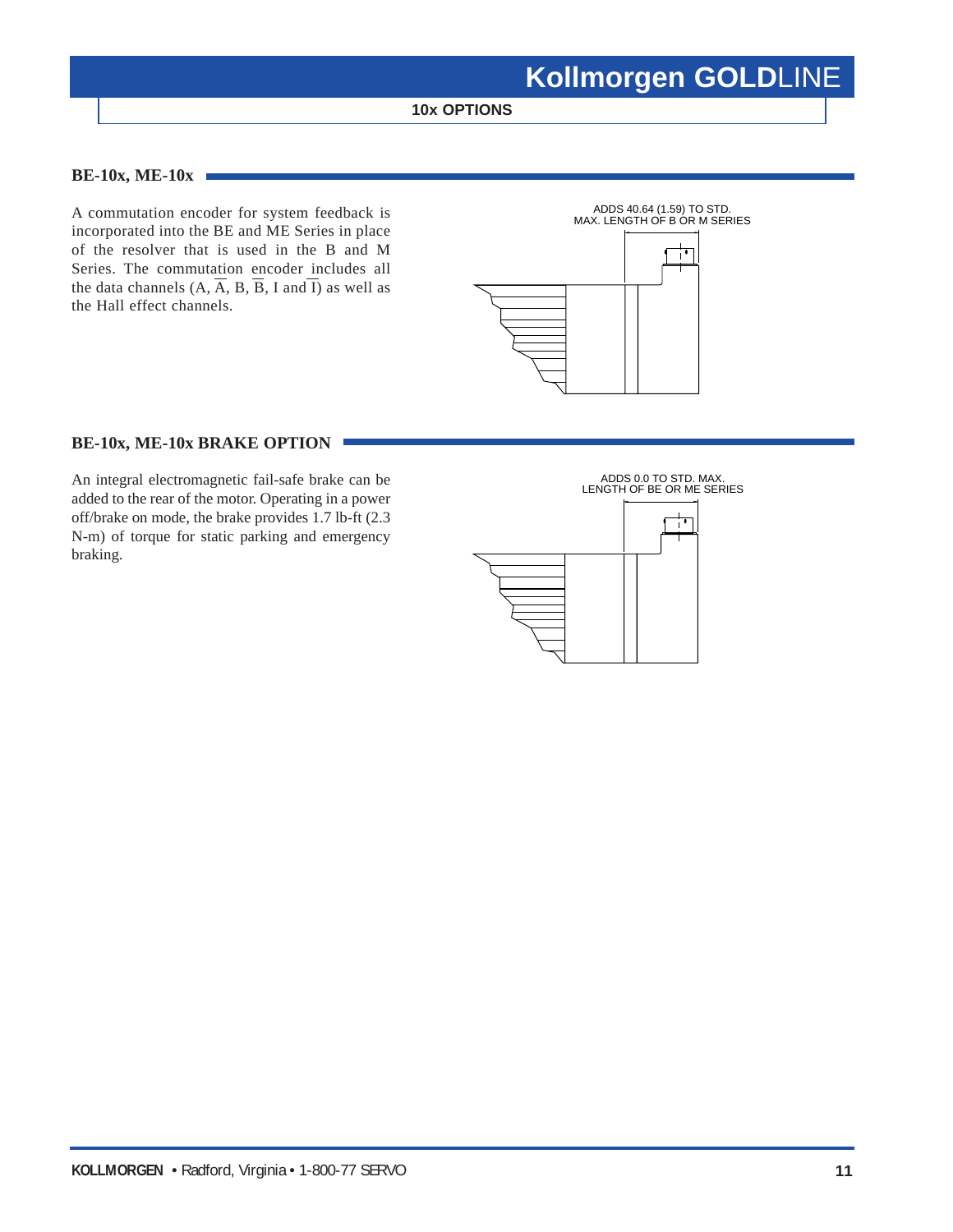## 10x OPTIONS

### BE-10x, ME-10x

A commutation encoder for system feedback is incorporated into the BE and ME Series in place of the resolver that is used in the B and M Series. The commutation encoder includes all the data channels (A, $\overline{A}$, B, $\overline{B}$, I and $\overline{I}$) as well as the Hall effect channels.

ADDS 40.64 (1.59) TO STD. MAX. LENGTH OF B OR M SERIES

### BE-10x, ME-10x BRAKE OPTION

An integral electromagnetic fail-safe brake can be added to the rear of the motor. Operating in a power off/brake on mode, the brake provides 1.7 lb-ft (2.3 N-m) of torque for static parking and emergency braking.

ADDS 0.0 TO STD. MAX. LENGTH OF BE OR ME SERIES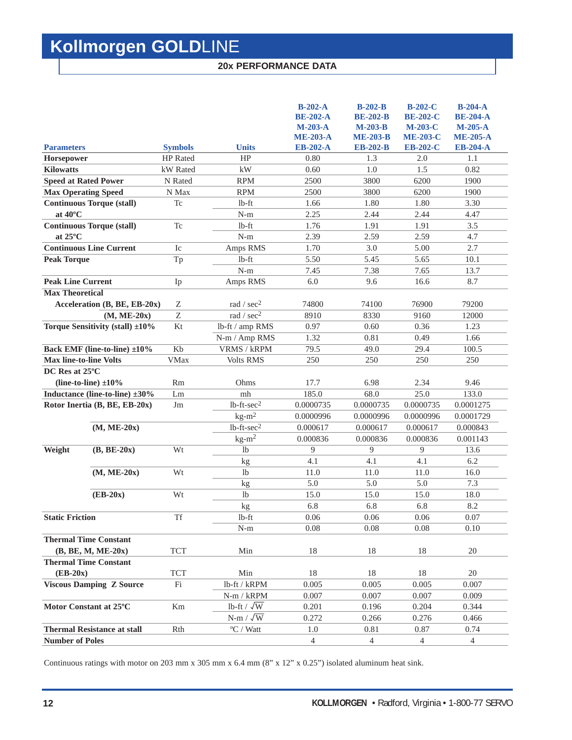# Kollmorgen GOLDLINE

## 20x PERFORMANCE DATA

| Parameters | | Symbols | Units | B-202-A BE-202-A M-203-A ME-203-A EB-202-A | B-202-B BE-202-B M-203-B ME-203-B EB-202-B | B-202-C BE-202-C M-203-C ME-203-C EB-202-C | B-204-A BE-204-A M-205-A ME-205-A EB-204-A |
|---|---|---|---|---|---|---|---|
| **Horsepower** | | HP Rated | HP | 0.80 | 1.3 | 2.0 | 1.1 |
| **Kilowatts** | | kW Rated | kW | 0.60 | 1.0 | 1.5 | 0.82 |
| **Speed at Rated Power** | | N Rated | RPM | 2500 | 3800 | 6200 | 1900 |
| **Max Operating Speed** | | N Max | RPM | 2500 | 3800 | 6200 | 1900 |
| **Continuous Torque (stall) at 40ºC** | | Tc | lb-ft | 1.66 | 1.80 | 1.80 | 3.30 |
| | | | N-m | 2.25 | 2.44 | 2.44 | 4.47 |
| **Continuous Torque (stall) at 25ºC** | | Tc | lb-ft | 1.76 | 1.91 | 1.91 | 3.5 |
| | | | N-m | 2.39 | 2.59 | 2.59 | 4.7 |
| **Continuous Line Current** | | Ic | Amps RMS | 1.70 | 3.0 | 5.00 | 2.7 |
| **Peak Torque** | | Tp | lb-ft | 5.50 | 5.45 | 5.65 | 10.1 |
| | | | N-m | 7.45 | 7.38 | 7.65 | 13.7 |
| **Peak Line Current** | | Ip | Amps RMS | 6.0 | 9.6 | 16.6 | 8.7 |
| **Max Theoretical Acceleration (B, BE, EB-20x)** | | Z | rad / sec$^2$ | 74800 | 74100 | 76900 | 79200 |
| | **(M, ME-20x)** | Z | rad / sec$^2$ | 8910 | 8330 | 9160 | 12000 |
| **Torque Sensitivity (stall) ±10%** | | Kt | lb-ft / amp RMS | 0.97 | 0.60 | 0.36 | 1.23 |
| | | | N-m / Amp RMS | 1.32 | 0.81 | 0.49 | 1.66 |
| **Back EMF (line-to-line) ±10%** | | Kb | VRMS / kRPM | 79.5 | 49.0 | 29.4 | 100.5 |
| **Max line-to-line Volts** | | VMax | Volts RMS | 250 | 250 | 250 | 250 |
| **DC Res at 25ºC (line-to-line) ±10%** | | Rm | Ohms | 17.7 | 6.98 | 2.34 | 9.46 |
| **Inductance (line-to-line) ±30%** | | Lm | mh | 185.0 | 68.0 | 25.0 | 133.0 |
| **Rotor Inertia (B, BE, EB-20x)** | | Jm | lb-ft-sec$^2$ | 0.0000735 | 0.0000735 | 0.0000735 | 0.0001275 |
| | | | kg-m$^2$ | 0.0000996 | 0.0000996 | 0.0000996 | 0.0001729 |
| | **(M, ME-20x)** | | lb-ft-sec$^2$ | 0.000617 | 0.000617 | 0.000617 | 0.000843 |
| | | | kg-m$^2$ | 0.000836 | 0.000836 | 0.000836 | 0.001143 |
| **Weight** | **(B, BE-20x)** | Wt | lb | 9 | 9 | 9 | 13.6 |
| | | | kg | 4.1 | 4.1 | 4.1 | 6.2 |
| | **(M, ME-20x)** | Wt | lb | 11.0 | 11.0 | 11.0 | 16.0 |
| | | | kg | 5.0 | 5.0 | 5.0 | 7.3 |
| | **(EB-20x)** | Wt | lb | 15.0 | 15.0 | 15.0 | 18.0 |
| | | | kg | 6.8 | 6.8 | 6.8 | 8.2 |
| **Static Friction** | | Tf | lb-ft | 0.06 | 0.06 | 0.06 | 0.07 |
| | | | N-m | 0.08 | 0.08 | 0.08 | 0.10 |
| **Thermal Time Constant (B, BE, M, ME-20x)** | | TCT | Min | 18 | 18 | 18 | 20 |
| **Thermal Time Constant (EB-20x)** | | TCT | Min | 18 | 18 | 18 | 20 |
| **Viscous Damping Z Source** | | Fi | lb-ft / kRPM | 0.005 | 0.005 | 0.005 | 0.007 |
| | | | N-m / kRPM | 0.007 | 0.007 | 0.007 | 0.009 |
| **Motor Constant at 25ºC** | | Km | lb-ft / $\sqrt{W}$ | 0.201 | 0.196 | 0.204 | 0.344 |
| | | | N-m / $\sqrt{W}$ | 0.272 | 0.266 | 0.276 | 0.466 |
| **Thermal Resistance at stall** | | Rth | ºC / Watt | 1.0 | 0.81 | 0.87 | 0.74 |
| **Number of Poles** | | | | 4 | 4 | 4 | 4 |

Continuous ratings with motor on 203 mm x 305 mm x 6.4 mm (8" x 12" x 0.25") isolated aluminum heat sink.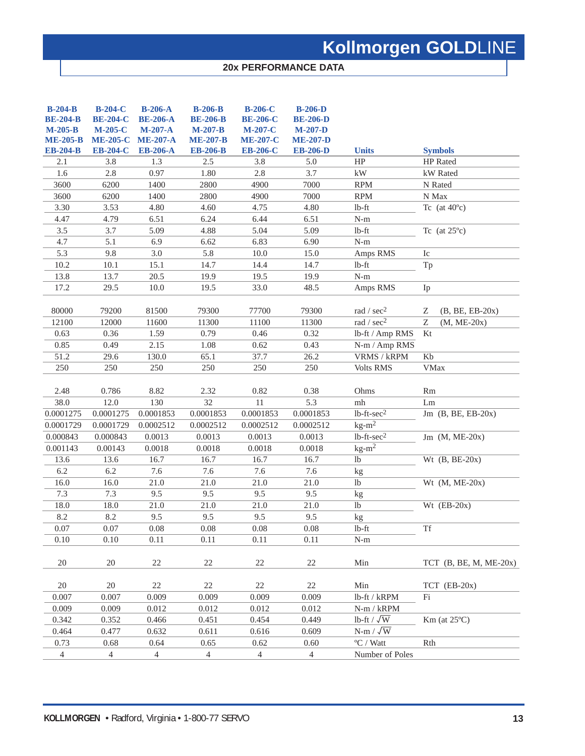## 20x PERFORMANCE DATA

| B-204-B<br>BE-204-B<br>M-205-B<br>ME-205-B<br>EB-204-B | B-204-C<br>BE-204-C<br>M-205-C<br>ME-205-C<br>EB-204-C | B-206-A<br>BE-206-A<br>M-207-A<br>ME-207-A<br>EB-206-A | B-206-B<br>BE-206-B<br>M-207-B<br>ME-207-B<br>EB-206-B | B-206-C<br>BE-206-C<br>M-207-C<br>ME-207-C<br>EB-206-C | B-206-D<br>BE-206-D<br>M-207-D<br>ME-207-D<br>EB-206-D | Units | Symbols |
|---|---|---|---|---|---|---|---|
| 2.1 | 3.8 | 1.3 | 2.5 | 3.8 | 5.0 | HP | HP Rated |
| 1.6 | 2.8 | 0.97 | 1.80 | 2.8 | 3.7 | kW | kW Rated |
| 3600 | 6200 | 1400 | 2800 | 4900 | 7000 | RPM | N Rated |
| 3600 | 6200 | 1400 | 2800 | 4900 | 7000 | RPM | N Max |
| 3.30 | 3.53 | 4.80 | 4.60 | 4.75 | 4.80 | lb-ft | Tc (at 40ºc) |
| 4.47 | 4.79 | 6.51 | 6.24 | 6.44 | 6.51 | N-m | |
| 3.5 | 3.7 | 5.09 | 4.88 | 5.04 | 5.09 | lb-ft | Tc (at 25ºc) |
| 4.7 | 5.1 | 6.9 | 6.62 | 6.83 | 6.90 | N-m | |
| 5.3 | 9.8 | 3.0 | 5.8 | 10.0 | 15.0 | Amps RMS | Ic |
| 10.2 | 10.1 | 15.1 | 14.7 | 14.4 | 14.7 | lb-ft | Tp |
| 13.8 | 13.7 | 20.5 | 19.9 | 19.5 | 19.9 | N-m | |
| 17.2 | 29.5 | 10.0 | 19.5 | 33.0 | 48.5 | Amps RMS | Ip |
| 80000 | 79200 | 81500 | 79300 | 77700 | 79300 | rad / sec$^2$ | Z (B, BE, EB-20x) |
| 12100 | 12000 | 11600 | 11300 | 11100 | 11300 | rad / sec$^2$ | Z (M, ME-20x) |
| 0.63 | 0.36 | 1.59 | 0.79 | 0.46 | 0.32 | lb-ft / Amp RMS | Kt |
| 0.85 | 0.49 | 2.15 | 1.08 | 0.62 | 0.43 | N-m / Amp RMS | |
| 51.2 | 29.6 | 130.0 | 65.1 | 37.7 | 26.2 | VRMS / kRPM | Kb |
| 250 | 250 | 250 | 250 | 250 | 250 | Volts RMS | VMax |
| 2.48 | 0.786 | 8.82 | 2.32 | 0.82 | 0.38 | Ohms | Rm |
| 38.0 | 12.0 | 130 | 32 | 11 | 5.3 | mh | Lm |
| 0.0001275 | 0.0001275 | 0.0001853 | 0.0001853 | 0.0001853 | 0.0001853 | lb-ft-sec$^2$ | Jm (B, BE, EB-20x) |
| 0.0001729 | 0.0001729 | 0.0002512 | 0.0002512 | 0.0002512 | 0.0002512 | kg-m$^2$ | |
| 0.000843 | 0.000843 | 0.0013 | 0.0013 | 0.0013 | 0.0013 | lb-ft-sec$^2$ | Jm (M, ME-20x) |
| 0.001143 | 0.00143 | 0.0018 | 0.0018 | 0.0018 | 0.0018 | kg-m$^2$ | |
| 13.6 | 13.6 | 16.7 | 16.7 | 16.7 | 16.7 | lb | Wt (B, BE-20x) |
| 6.2 | 6.2 | 7.6 | 7.6 | 7.6 | 7.6 | kg | |
| 16.0 | 16.0 | 21.0 | 21.0 | 21.0 | 21.0 | lb | Wt (M, ME-20x) |
| 7.3 | 7.3 | 9.5 | 9.5 | 9.5 | 9.5 | kg | |
| 18.0 | 18.0 | 21.0 | 21.0 | 21.0 | 21.0 | lb | Wt (EB-20x) |
| 8.2 | 8.2 | 9.5 | 9.5 | 9.5 | 9.5 | kg | |
| 0.07 | 0.07 | 0.08 | 0.08 | 0.08 | 0.08 | lb-ft | Tf |
| 0.10 | 0.10 | 0.11 | 0.11 | 0.11 | 0.11 | N-m | |
| 20 | 20 | 22 | 22 | 22 | 22 | Min | TCT (B, BE, M, ME-20x) |
| 20 | 20 | 22 | 22 | 22 | 22 | Min | TCT (EB-20x) |
| 0.007 | 0.007 | 0.009 | 0.009 | 0.009 | 0.009 | lb-ft / kRPM | Fi |
| 0.009 | 0.009 | 0.012 | 0.012 | 0.012 | 0.012 | N-m / kRPM | |
| 0.342 | 0.352 | 0.466 | 0.451 | 0.454 | 0.449 | lb-ft / $\sqrt{W}$ | Km (at 25ºC) |
| 0.464 | 0.477 | 0.632 | 0.611 | 0.616 | 0.609 | N-m / $\sqrt{W}$ | |
| 0.73 | 0.68 | 0.64 | 0.65 | 0.62 | 0.60 | ºC / Watt | Rth |
| 4 | 4 | 4 | 4 | 4 | 4 | Number of Poles | |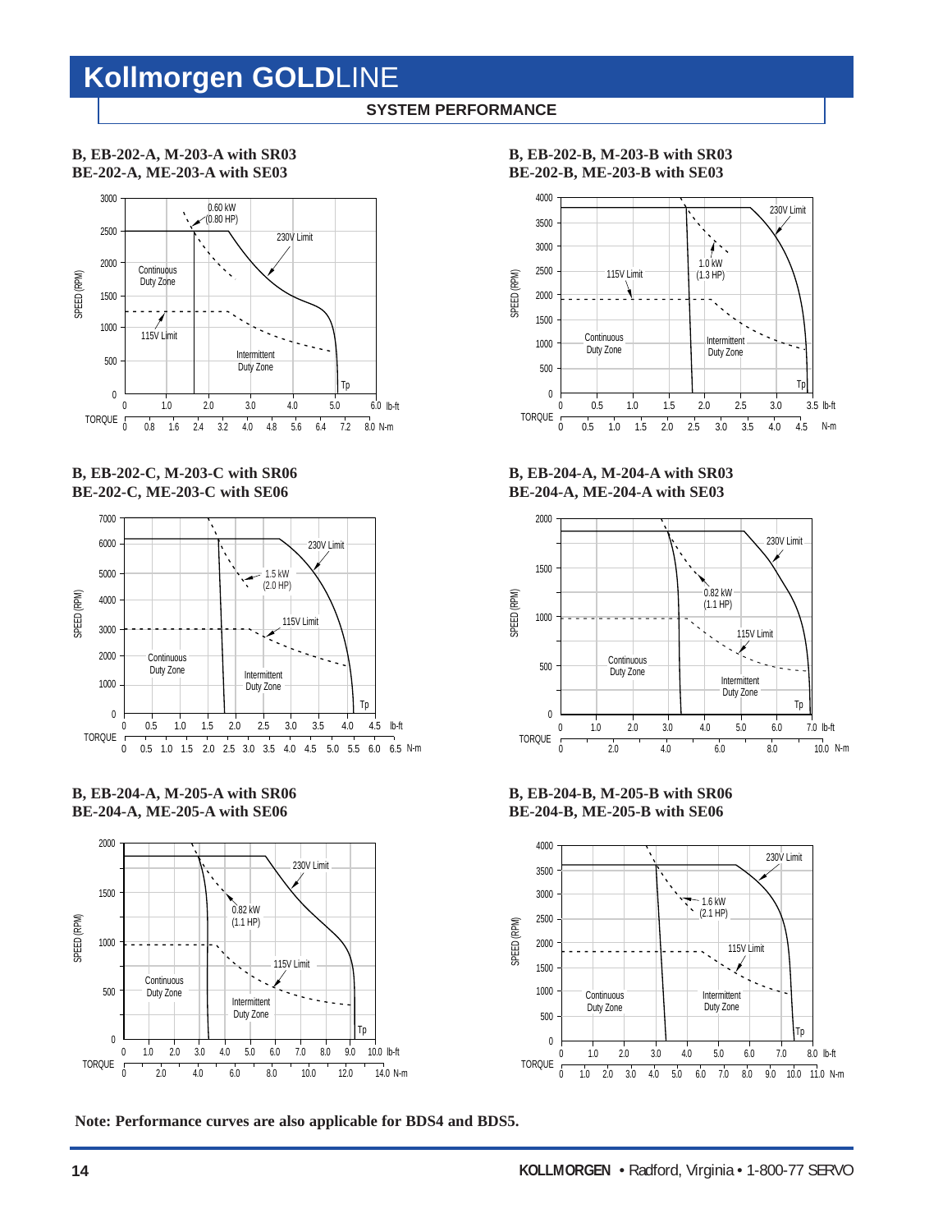# Kollmorgen GOLDLINE

**SYSTEM PERFORMANCE**

**B, EB-202-A, M-203-A with SR03**
**BE-202-A, ME-203-A with SE03**

SPEED (RPM) axis: 0, 500, 1000, 1500, 2000, 2500, 3000
TORQUE: 0, 1.0, 2.0, 3.0, 4.0, 5.0, 6.0 lb-ft / 0, 0.8, 1.6, 2.4, 3.2, 4.0, 4.8, 5.6, 6.4, 7.2, 8.0 N-m

Labels: 0.60 kW (0.80 HP); 230V Limit; Continuous Duty Zone; 115V Limit; Intermittent Duty Zone; Tp

**B, EB-202-B, M-203-B with SR03**
**BE-202-B, ME-203-B with SE03**

SPEED (RPM) axis: 0, 500, 1000, 1500, 2000, 2500, 3000, 3500, 4000
TORQUE: 0, 0.5, 1.0, 1.5, 2.0, 2.5, 3.0, 3.5 lb-ft / 0, 0.5, 1.0, 1.5, 2.0, 2.5, 3.0, 3.5, 4.0, 4.5 N-m

Labels: 230V Limit; 1.0 kW (1.3 HP); 115V Limit; Continuous Duty Zone; Intermittent Duty Zone; Tp

**B, EB-202-C, M-203-C with SR06**
**BE-202-C, ME-203-C with SE06**

SPEED (RPM) axis: 0, 1000, 2000, 3000, 4000, 5000, 6000, 7000
TORQUE: 0, 0.5, 1.0, 1.5, 2.0, 2.5, 3.0, 3.5, 4.0, 4.5 lb-ft / 0, 0.5, 1.0, 1.5, 2.0, 2.5, 3.0, 3.5, 4.0, 4.5, 5.0, 5.5, 6.0, 6.5 N-m

Labels: 230V Limit; 1.5 kW (2.0 HP); 115V Limit; Continuous Duty Zone; Intermittent Duty Zone; Tp

**B, EB-204-A, M-204-A with SR03**
**BE-204-A, ME-204-A with SE03**

SPEED (RPM) axis: 0, 500, 1000, 1500, 2000
TORQUE: 0, 1.0, 2.0, 3.0, 4.0, 5.0, 6.0, 7.0 lb-ft / 0, 2.0, 4.0, 6.0, 8.0, 10.0 N-m

Labels: 230V Limit; 0.82 kW (1.1 HP); 115V Limit; Continuous Duty Zone; Intermittent Duty Zone; Tp

**B, EB-204-A, M-205-A with SR06**
**BE-204-A, ME-205-A with SE06**

SPEED (RPM) axis: 0, 500, 1000, 1500, 2000
TORQUE: 0, 1.0, 2.0, 3.0, 4.0, 5.0, 6.0, 7.0, 8.0, 9.0, 10.0 lb-ft / 0, 2.0, 4.0, 6.0, 8.0, 10.0, 12.0, 14.0 N-m

Labels: 230V Limit; 0.82 kW (1.1 HP); 115V Limit; Continuous Duty Zone; Intermittent Duty Zone; Tp

**B, EB-204-B, M-205-B with SR06**
**BE-204-B, ME-205-B with SE06**

SPEED (RPM) axis: 0, 500, 1000, 1500, 2000, 2500, 3000, 3500, 4000
TORQUE: 0, 1.0, 2.0, 3.0, 4.0, 5.0, 6.0, 7.0, 8.0 lb-ft / 0, 1.0, 2.0, 3.0, 4.0, 5.0, 6.0, 7.0, 8.0, 9.0, 10.0, 11.0 N-m

Labels: 230V Limit; 1.6 kW (2.1 HP); 115V Limit; Continuous Duty Zone; Intermittent Duty Zone; Tp

**Note: Performance curves are also applicable for BDS4 and BDS5.**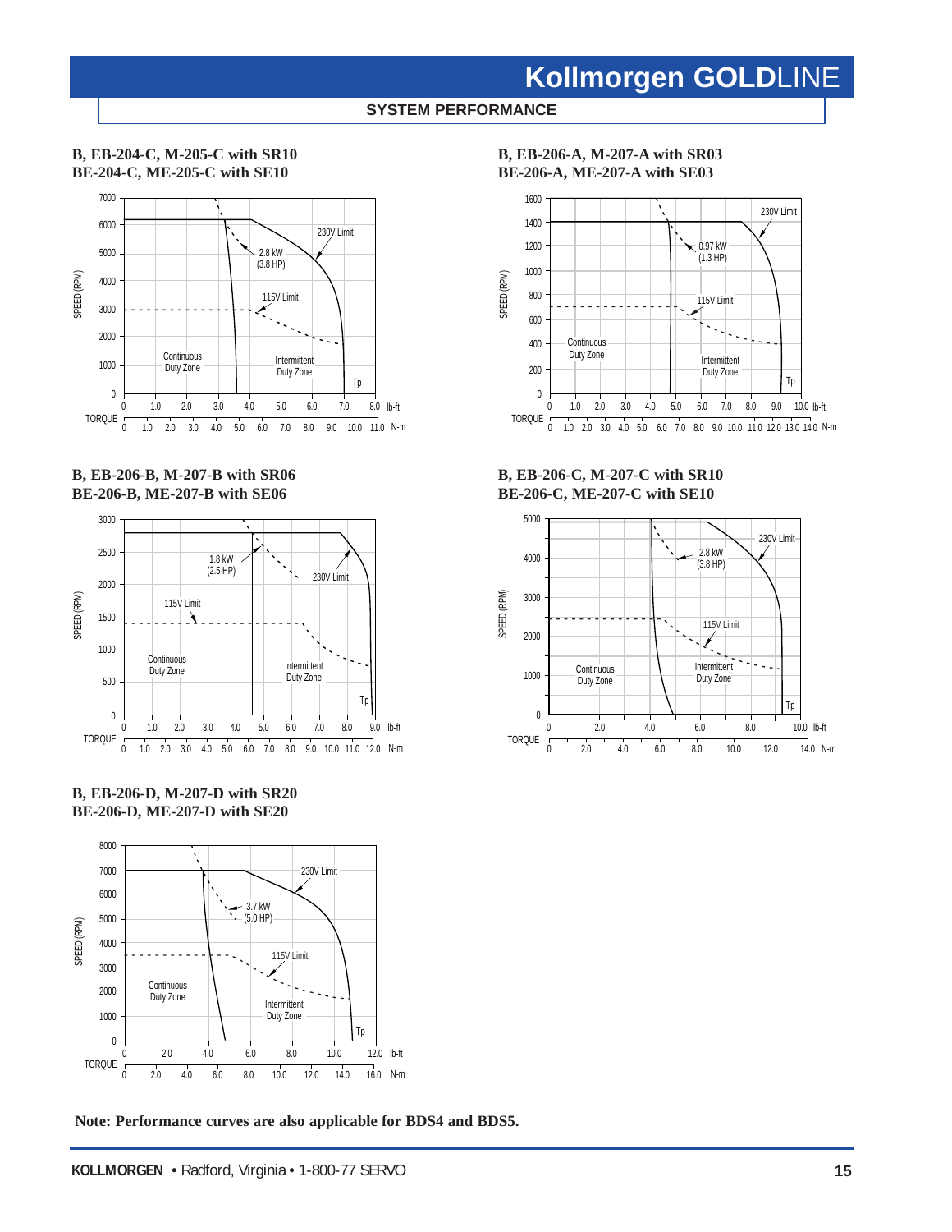## SYSTEM PERFORMANCE

**B, EB-204-C, M-205-C with SR10**
**BE-204-C, ME-205-C with SE10**

SPEED (RPM) 7000, 6000, 5000, 4000, 3000, 2000, 1000, 0

230V Limit
2.8 kW (3.8 HP)
115V Limit
Continuous Duty Zone
Intermittent Duty Zone
Tp

TORQUE 0 1.0 2.0 3.0 4.0 5.0 6.0 7.0 8.0 lb-ft
0 1.0 2.0 3.0 4.0 5.0 6.0 7.0 8.0 9.0 10.0 11.0 N-m

**B, EB-206-A, M-207-A with SR03**
**BE-206-A, ME-207-A with SE03**

SPEED (RPM) 1600, 1400, 1200, 1000, 800, 600, 400, 200, 0

230V Limit
0.97 kW (1.3 HP)
115V Limit
Continuous Duty Zone
Intermittent Duty Zone
Tp

TORQUE 0 1.0 2.0 3.0 4.0 5.0 6.0 7.0 8.0 9.0 10.0 lb-ft
0 1.0 2.0 3.0 4.0 5.0 6.0 7.0 8.0 9.0 10.0 11.0 12.0 13.0 14.0 N-m

**B, EB-206-B, M-207-B with SR06**
**BE-206-B, ME-207-B with SE06**

SPEED (RPM) 3000, 2500, 2000, 1500, 1000, 500, 0

1.8 kW (2.5 HP)
230V Limit
115V Limit
Continuous Duty Zone
Intermittent Duty Zone
Tp

TORQUE 0 1.0 2.0 3.0 4.0 5.0 6.0 7.0 8.0 9.0 lb-ft
0 1.0 2.0 3.0 4.0 5.0 6.0 7.0 8.0 9.0 10.0 11.0 12.0 N-m

**B, EB-206-C, M-207-C with SR10**
**BE-206-C, ME-207-C with SE10**

SPEED (RPM) 5000, 4000, 3000, 2000, 1000, 0

230V Limit
2.8 kW (3.8 HP)
115V Limit
Continuous Duty Zone
Intermittent Duty Zone
Tp

TORQUE 0 2.0 4.0 6.0 8.0 10.0 lb-ft
0 2.0 4.0 6.0 8.0 10.0 12.0 14.0 N-m

**B, EB-206-D, M-207-D with SR20**
**BE-206-D, ME-207-D with SE20**

SPEED (RPM) 8000, 7000, 6000, 5000, 4000, 3000, 2000, 1000, 0

230V Limit
3.7 kW (5.0 HP)
115V Limit
Continuous Duty Zone
Intermittent Duty Zone
Tp

TORQUE 0 2.0 4.0 6.0 8.0 10.0 12.0 lb-ft
0 2.0 4.0 6.0 8.0 10.0 12.0 14.0 16.0 N-m

**Note: Performance curves are also applicable for BDS4 and BDS5.**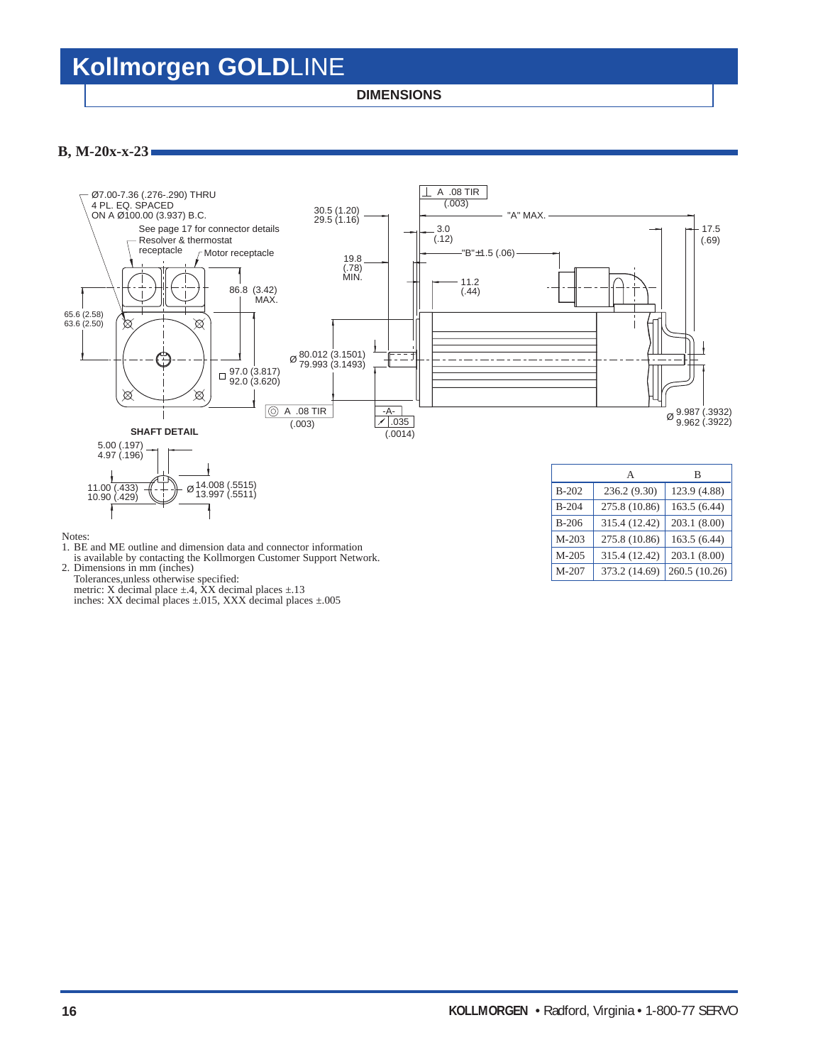# Kollmorgen GOLDLINE

## DIMENSIONS

### B, M-20x-x-23

Ø7.00-7.36 (.276-.290) THRU
4 PL. EQ. SPACED
ON A Ø100.00 (3.937) B.C.

See page 17 for connector details

Resolver & thermostat receptacle

Motor receptacle

86.8 (3.42) MAX.

65.6 (2.58)
63.6 (2.50)

□ 97.0 (3.817)
92.0 (3.620)

SHAFT DETAIL

5.00 (.197)
4.97 (.196)

11.00 (.433)
10.90 (.429)

Ø 14.008 (.5515)
13.997 (.5511)

30.5 (1.20)
29.5 (1.16)

19.8 (.78) MIN.

Ø 80.012 (3.1501)
79.993 (3.1493)

◎ A .08 TIR (.003)

-A-

↗ .035 (.0014)

⊥ A .08 TIR (.003)

3.0 (.12)

11.2 (.44)

"A" MAX.

"B" ±1.5 (.06)

17.5 (.69)

Ø 9.987 (.3932)
9.962 (.3922)

| | A | B |
|---|---|---|
| B-202 | 236.2 (9.30) | 123.9 (4.88) |
| B-204 | 275.8 (10.86) | 163.5 (6.44) |
| B-206 | 315.4 (12.42) | 203.1 (8.00) |
| M-203 | 275.8 (10.86) | 163.5 (6.44) |
| M-205 | 315.4 (12.42) | 203.1 (8.00) |
| M-207 | 373.2 (14.69) | 260.5 (10.26) |

Notes:

1. BE and ME outline and dimension data and connector information is available by contacting the Kollmorgen Customer Support Network.
2. Dimensions in mm (inches)
   Tolerances,unless otherwise specified:
   metric: X decimal place ±.4, XX decimal places ±.13
   inches: XX decimal places ±.015, XXX decimal places ±.005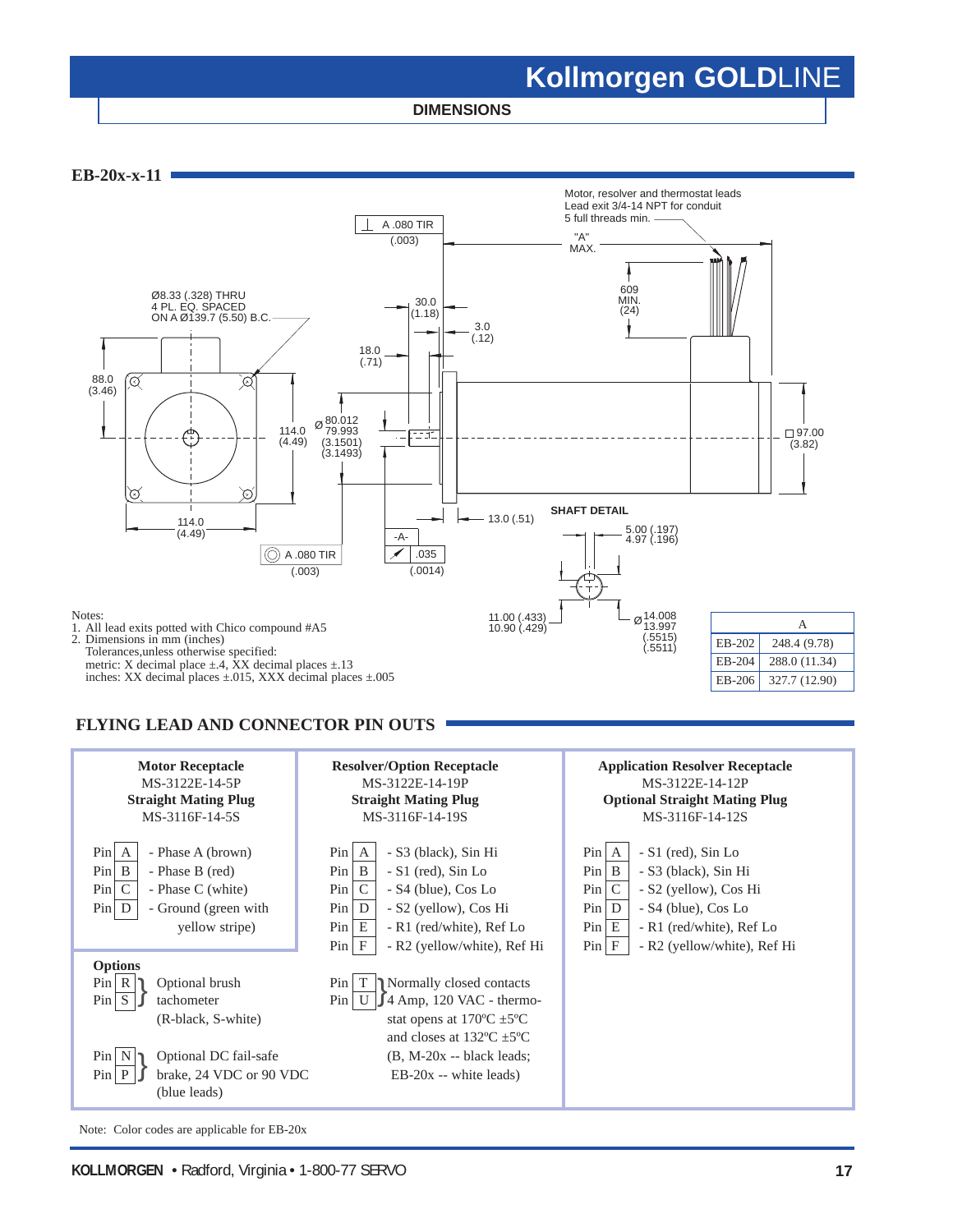## DIMENSIONS

### EB-20x-x-11

Motor, resolver and thermostat leads
Lead exit 3/4-14 NPT for conduit
5 full threads min.

"A" MAX.

609 MIN. (24)

A .080 TIR (.003)

30.0 (1.18)

3.0 (.12)

18.0 (.71)

Ø8.33 (.328) THRU
4 PL. EQ. SPACED
ON A Ø139.7 (5.50) B.C.

88.0 (3.46)

114.0 (4.49)

Ø 80.012 / 79.993 (3.1501) (3.1493)

□ 97.00 (3.82)

114.0 (4.49)

13.0 (.51)

A .080 TIR (.003)

-A-

.035 (.0014)

SHAFT DETAIL

5.00 (.197) / 4.97 (.196)

11.00 (.433) / 10.90 (.429)

Ø 14.008 / 13.997 (.5515) (.5511)

| | A |
|---|---|
| EB-202 | 248.4 (9.78) |
| EB-204 | 288.0 (11.34) |
| EB-206 | 327.7 (12.90) |

Notes:
1. All lead exits potted with Chico compound #A5
2. Dimensions in mm (inches)
   Tolerances,unless otherwise specified:
   metric: X decimal place ±.4, XX decimal places ±.13
   inches: XX decimal places ±.015, XXX decimal places ±.005

## FLYING LEAD AND CONNECTOR PIN OUTS

**Motor Receptacle**
MS-3122E-14-5P
**Straight Mating Plug**
MS-3116F-14-5S

- Pin A - Phase A (brown)
- Pin B - Phase B (red)
- Pin C - Phase C (white)
- Pin D - Ground (green with yellow stripe)

**Resolver/Option Receptacle**
MS-3122E-14-19P
**Straight Mating Plug**
MS-3116F-14-19S

- Pin A - S3 (black), Sin Hi
- Pin B - S1 (red), Sin Lo
- Pin C - S4 (blue), Cos Lo
- Pin D - S2 (yellow), Cos Hi
- Pin E - R1 (red/white), Ref Lo
- Pin F - R2 (yellow/white), Ref Hi

**Application Resolver Receptacle**
MS-3122E-14-12P
**Optional Straight Mating Plug**
MS-3116F-14-12S

- Pin A - S1 (red), Sin Lo
- Pin B - S3 (black), Sin Hi
- Pin C - S2 (yellow), Cos Hi
- Pin D - S4 (blue), Cos Lo
- Pin E - R1 (red/white), Ref Lo
- Pin F - R2 (yellow/white), Ref Hi

**Options**

- Pin R, Pin S } Optional brush tachometer (R-black, S-white)
- Pin N, Pin P } Optional DC fail-safe brake, 24 VDC or 90 VDC (blue leads)
- Pin T, Pin U } Normally closed contacts 4 Amp, 120 VAC - thermostat opens at 170ºC ±5ºC and closes at 132ºC ±5ºC (B, M-20x -- black leads; EB-20x -- white leads)

Note: Color codes are applicable for EB-20x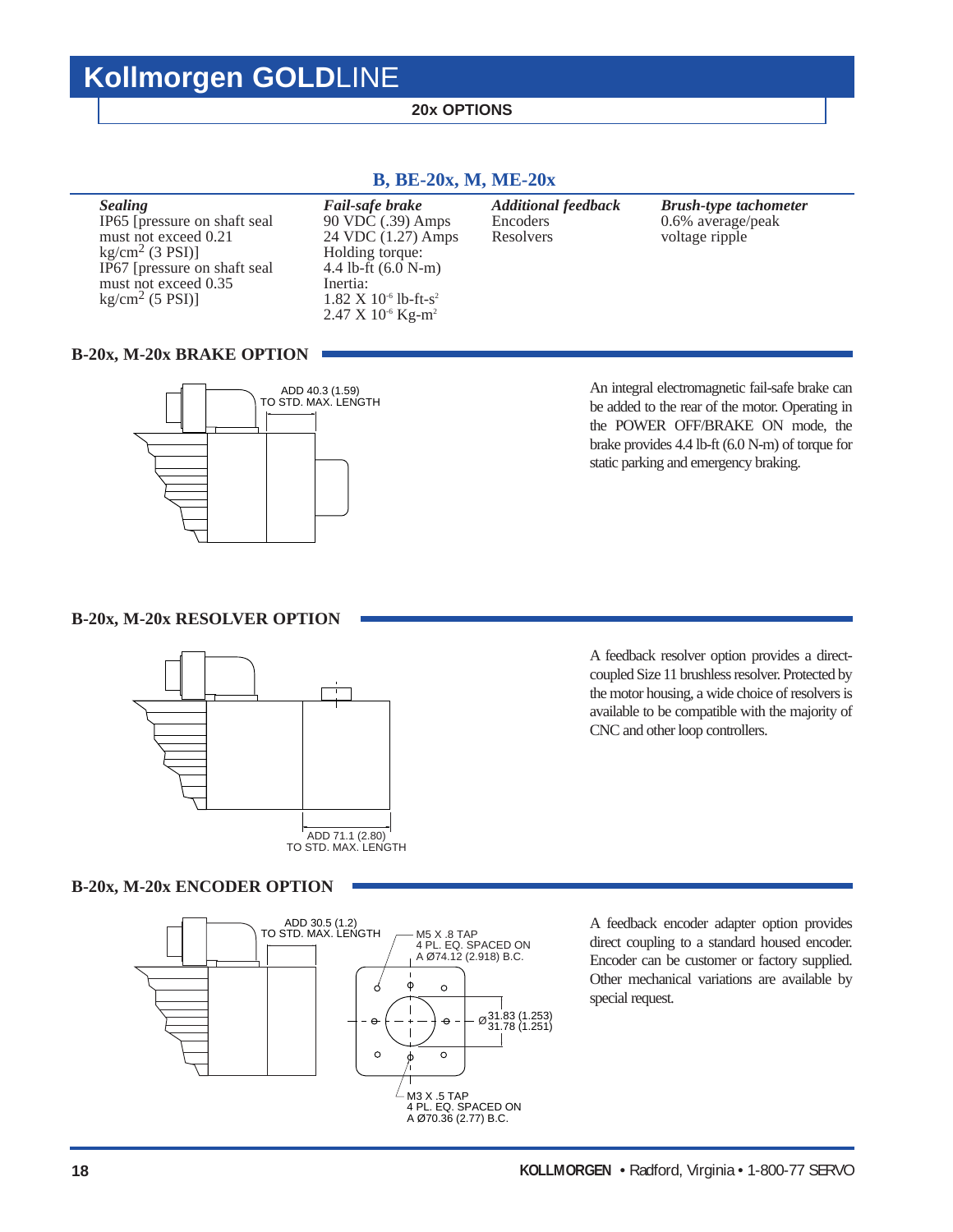# Kollmorgen GOLDLINE

**20x OPTIONS**

## B, BE-20x, M, ME-20x

| *Sealing* | *Fail-safe brake* | *Additional feedback* | *Brush-type tachometer* |
|---|---|---|---|
| IP65 [pressure on shaft seal must not exceed 0.21 $kg/cm^2$ (3 PSI)]<br>IP67 [pressure on shaft seal must not exceed 0.35 $kg/cm^2$ (5 PSI)] | 90 VDC (.39) Amps<br>24 VDC (1.27) Amps<br>Holding torque:<br>4.4 lb-ft (6.0 N-m)<br>Inertia:<br>$1.82 \times 10^{-6}$ lb-ft-$s^2$<br>$2.47 \times 10^{-6}$ Kg-$m^2$ | Encoders<br>Resolvers | 0.6% average/peak voltage ripple |

### B-20x, M-20x BRAKE OPTION

ADD 40.3 (1.59) TO STD. MAX. LENGTH

An integral electromagnetic fail-safe brake can be added to the rear of the motor. Operating in the POWER OFF/BRAKE ON mode, the brake provides 4.4 lb-ft (6.0 N-m) of torque for static parking and emergency braking.

### B-20x, M-20x RESOLVER OPTION

ADD 71.1 (2.80) TO STD. MAX. LENGTH

A feedback resolver option provides a direct-coupled Size 11 brushless resolver. Protected by the motor housing, a wide choice of resolvers is available to be compatible with the majority of CNC and other loop controllers.

### B-20x, M-20x ENCODER OPTION

ADD 30.5 (1.2) TO STD. MAX. LENGTH

M5 X .8 TAP 4 PL. EQ. SPACED ON A Ø74.12 (2.918) B.C.

Ø31.83 (1.253) 31.78 (1.251)

M3 X .5 TAP 4 PL. EQ. SPACED ON A Ø70.36 (2.77) B.C.

A feedback encoder adapter option provides direct coupling to a standard housed encoder. Encoder can be customer or factory supplied. Other mechanical variations are available by special request.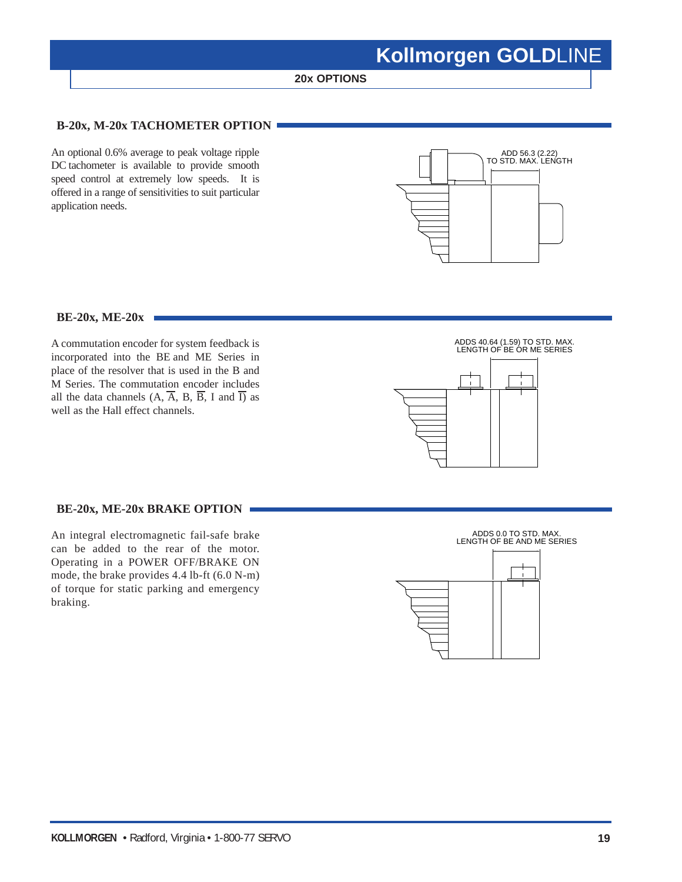## 20x OPTIONS

### B-20x, M-20x TACHOMETER OPTION

An optional 0.6% average to peak voltage ripple DC tachometer is available to provide smooth speed control at extremely low speeds. It is offered in a range of sensitivities to suit particular application needs.

ADD 56.3 (2.22) TO STD. MAX. LENGTH

### BE-20x, ME-20x

A commutation encoder for system feedback is incorporated into the BE and ME Series in place of the resolver that is used in the B and M Series. The commutation encoder includes all the data channels (A, $\overline{A}$, B, $\overline{B}$, I and $\overline{I}$) as well as the Hall effect channels.

ADDS 40.64 (1.59) TO STD. MAX. LENGTH OF BE OR ME SERIES

### BE-20x, ME-20x BRAKE OPTION

An integral electromagnetic fail-safe brake can be added to the rear of the motor. Operating in a POWER OFF/BRAKE ON mode, the brake provides 4.4 lb-ft (6.0 N-m) of torque for static parking and emergency braking.

ADDS 0.0 TO STD. MAX. LENGTH OF BE AND ME SERIES

**KOLLMORGEN** • Radford, Virginia • 1-800-77 SERVO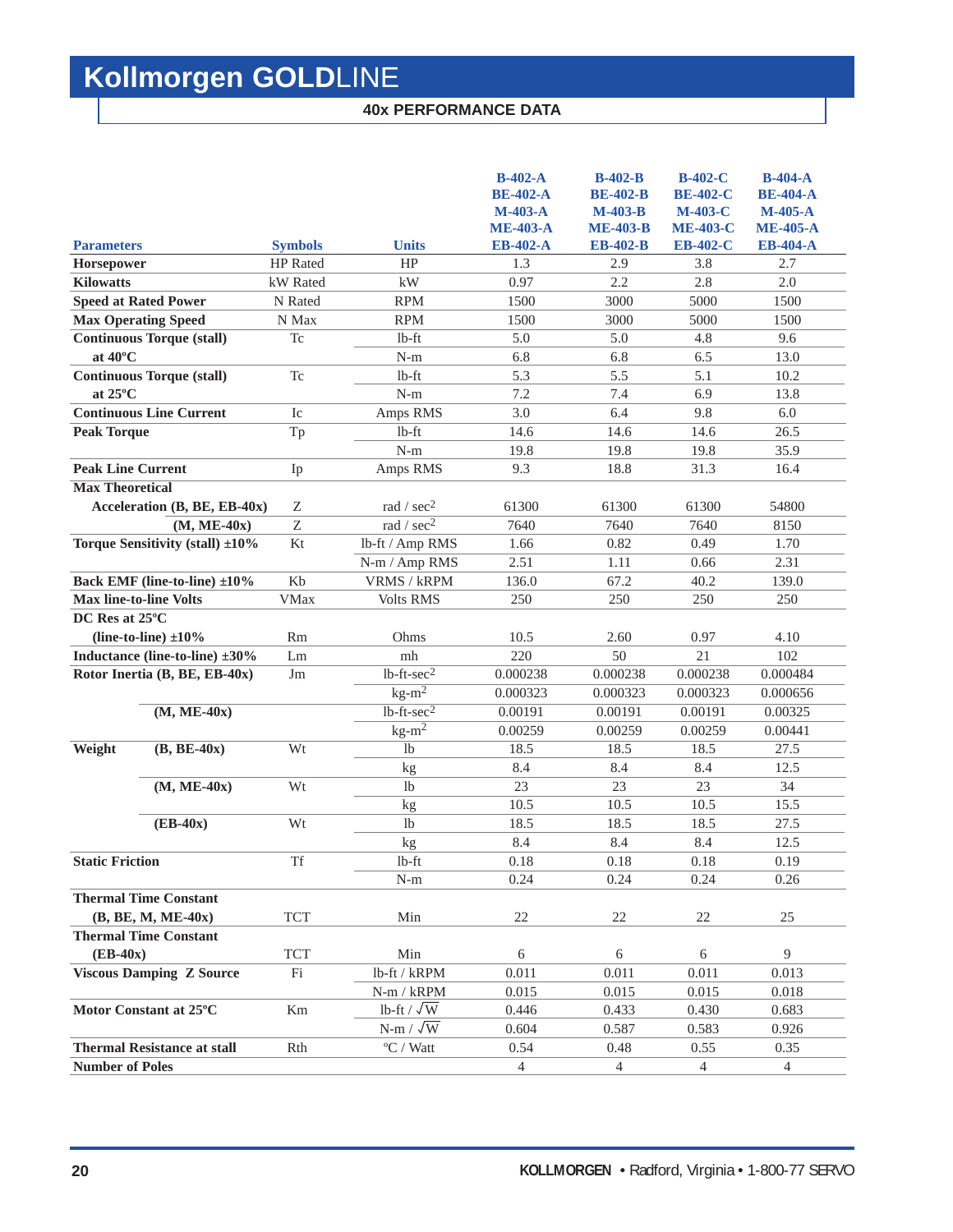# Kollmorgen GOLDLINE

## 40x PERFORMANCE DATA

| Parameters | Symbols | Units | B-402-A<br>BE-402-A<br>M-403-A<br>ME-403-A<br>EB-402-A | B-402-B<br>BE-402-B<br>M-403-B<br>ME-403-B<br>EB-402-B | B-402-C<br>BE-402-C<br>M-403-C<br>ME-403-C<br>EB-402-C | B-404-A<br>BE-404-A<br>M-405-A<br>ME-405-A<br>EB-404-A |
|---|---|---|---|---|---|---|
| **Horsepower** | HP Rated | HP | 1.3 | 2.9 | 3.8 | 2.7 |
| **Kilowatts** | kW Rated | kW | 0.97 | 2.2 | 2.8 | 2.0 |
| **Speed at Rated Power** | N Rated | RPM | 1500 | 3000 | 5000 | 1500 |
| **Max Operating Speed** | N Max | RPM | 1500 | 3000 | 5000 | 1500 |
| **Continuous Torque (stall) at 40ºC** | Tc | lb-ft | 5.0 | 5.0 | 4.8 | 9.6 |
| | | N-m | 6.8 | 6.8 | 6.5 | 13.0 |
| **Continuous Torque (stall) at 25ºC** | Tc | lb-ft | 5.3 | 5.5 | 5.1 | 10.2 |
| | | N-m | 7.2 | 7.4 | 6.9 | 13.8 |
| **Continuous Line Current** | Ic | Amps RMS | 3.0 | 6.4 | 9.8 | 6.0 |
| **Peak Torque** | Tp | lb-ft | 14.6 | 14.6 | 14.6 | 26.5 |
| | | N-m | 19.8 | 19.8 | 19.8 | 35.9 |
| **Peak Line Current** | Ip | Amps RMS | 9.3 | 18.8 | 31.3 | 16.4 |
| **Max Theoretical Acceleration (B, BE, EB-40x)** | Z | rad / sec$^2$ | 61300 | 61300 | 61300 | 54800 |
| **(M, ME-40x)** | Z | rad / sec$^2$ | 7640 | 7640 | 7640 | 8150 |
| **Torque Sensitivity (stall) ±10%** | Kt | lb-ft / Amp RMS | 1.66 | 0.82 | 0.49 | 1.70 |
| | | N-m / Amp RMS | 2.51 | 1.11 | 0.66 | 2.31 |
| **Back EMF (line-to-line) ±10%** | Kb | VRMS / kRPM | 136.0 | 67.2 | 40.2 | 139.0 |
| **Max line-to-line Volts** | VMax | Volts RMS | 250 | 250 | 250 | 250 |
| **DC Res at 25ºC (line-to-line) ±10%** | Rm | Ohms | 10.5 | 2.60 | 0.97 | 4.10 |
| **Inductance (line-to-line) ±30%** | Lm | mh | 220 | 50 | 21 | 102 |
| **Rotor Inertia (B, BE, EB-40x)** | Jm | lb-ft-sec$^2$ | 0.000238 | 0.000238 | 0.000238 | 0.000484 |
| | | kg-m$^2$ | 0.000323 | 0.000323 | 0.000323 | 0.000656 |
| **(M, ME-40x)** | | lb-ft-sec$^2$ | 0.00191 | 0.00191 | 0.00191 | 0.00325 |
| | | kg-m$^2$ | 0.00259 | 0.00259 | 0.00259 | 0.00441 |
| **Weight (B, BE-40x)** | Wt | lb | 18.5 | 18.5 | 18.5 | 27.5 |
| | | kg | 8.4 | 8.4 | 8.4 | 12.5 |
| **(M, ME-40x)** | Wt | lb | 23 | 23 | 23 | 34 |
| | | kg | 10.5 | 10.5 | 10.5 | 15.5 |
| **(EB-40x)** | Wt | lb | 18.5 | 18.5 | 18.5 | 27.5 |
| | | kg | 8.4 | 8.4 | 8.4 | 12.5 |
| **Static Friction** | Tf | lb-ft | 0.18 | 0.18 | 0.18 | 0.19 |
| | | N-m | 0.24 | 0.24 | 0.24 | 0.26 |
| **Thermal Time Constant (B, BE, M, ME-40x)** | TCT | Min | 22 | 22 | 22 | 25 |
| **Thermal Time Constant (EB-40x)** | TCT | Min | 6 | 6 | 6 | 9 |
| **Viscous Damping Z Source** | Fi | lb-ft / kRPM | 0.011 | 0.011 | 0.011 | 0.013 |
| | | N-m / kRPM | 0.015 | 0.015 | 0.015 | 0.018 |
| **Motor Constant at 25ºC** | Km | lb-ft / $\sqrt{W}$ | 0.446 | 0.433 | 0.430 | 0.683 |
| | | N-m / $\sqrt{W}$ | 0.604 | 0.587 | 0.583 | 0.926 |
| **Thermal Resistance at stall** | Rth | ºC / Watt | 0.54 | 0.48 | 0.55 | 0.35 |
| **Number of Poles** | | | 4 | 4 | 4 | 4 |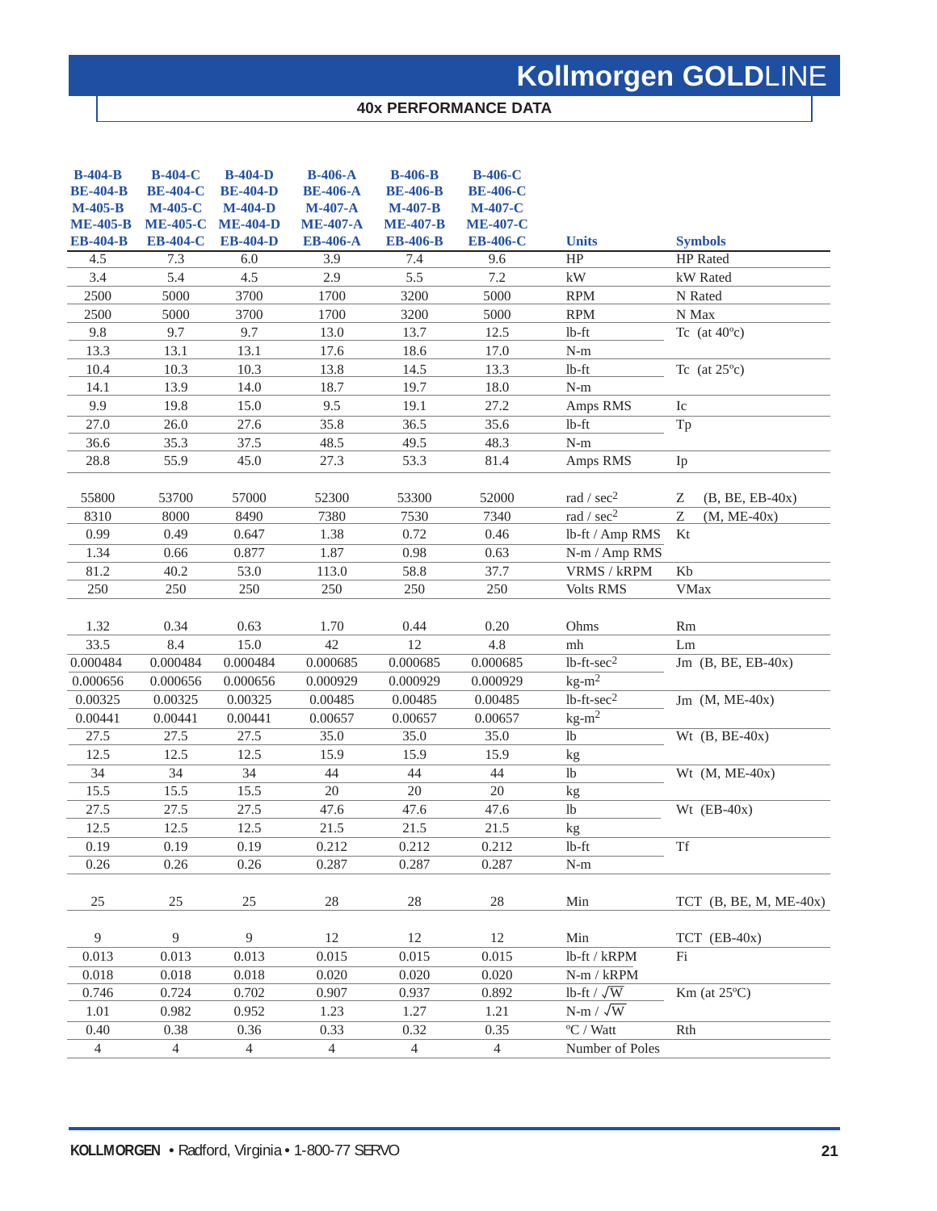# Kollmorgen GOLDLINE

## 40x PERFORMANCE DATA

| B-404-B<br>BE-404-B<br>M-405-B<br>ME-405-B<br>EB-404-B | B-404-C<br>BE-404-C<br>M-405-C<br>ME-405-C<br>EB-404-C | B-404-D<br>BE-404-D<br>M-404-D<br>ME-404-D<br>EB-404-D | B-406-A<br>BE-406-A<br>M-407-A<br>ME-407-A<br>EB-406-A | B-406-B<br>BE-406-B<br>M-407-B<br>ME-407-B<br>EB-406-B | B-406-C<br>BE-406-C<br>M-407-C<br>ME-407-C<br>EB-406-C | Units | Symbols |
|---|---|---|---|---|---|---|---|
| 4.5 | 7.3 | 6.0 | 3.9 | 7.4 | 9.6 | HP | HP Rated |
| 3.4 | 5.4 | 4.5 | 2.9 | 5.5 | 7.2 | kW | kW Rated |
| 2500 | 5000 | 3700 | 1700 | 3200 | 5000 | RPM | N Rated |
| 2500 | 5000 | 3700 | 1700 | 3200 | 5000 | RPM | N Max |
| 9.8 | 9.7 | 9.7 | 13.0 | 13.7 | 12.5 | lb-ft | Tc (at 40ºc) |
| 13.3 | 13.1 | 13.1 | 17.6 | 18.6 | 17.0 | N-m | |
| 10.4 | 10.3 | 10.3 | 13.8 | 14.5 | 13.3 | lb-ft | Tc (at 25ºc) |
| 14.1 | 13.9 | 14.0 | 18.7 | 19.7 | 18.0 | N-m | |
| 9.9 | 19.8 | 15.0 | 9.5 | 19.1 | 27.2 | Amps RMS | Ic |
| 27.0 | 26.0 | 27.6 | 35.8 | 36.5 | 35.6 | lb-ft | Tp |
| 36.6 | 35.3 | 37.5 | 48.5 | 49.5 | 48.3 | N-m | |
| 28.8 | 55.9 | 45.0 | 27.3 | 53.3 | 81.4 | Amps RMS | Ip |
| 55800 | 53700 | 57000 | 52300 | 53300 | 52000 | rad / sec$^2$ | Z (B, BE, EB-40x) |
| 8310 | 8000 | 8490 | 7380 | 7530 | 7340 | rad / sec$^2$ | Z (M, ME-40x) |
| 0.99 | 0.49 | 0.647 | 1.38 | 0.72 | 0.46 | lb-ft / Amp RMS | Kt |
| 1.34 | 0.66 | 0.877 | 1.87 | 0.98 | 0.63 | N-m / Amp RMS | |
| 81.2 | 40.2 | 53.0 | 113.0 | 58.8 | 37.7 | VRMS / kRPM | Kb |
| 250 | 250 | 250 | 250 | 250 | 250 | Volts RMS | VMax |
| 1.32 | 0.34 | 0.63 | 1.70 | 0.44 | 0.20 | Ohms | Rm |
| 33.5 | 8.4 | 15.0 | 42 | 12 | 4.8 | mh | Lm |
| 0.000484 | 0.000484 | 0.000484 | 0.000685 | 0.000685 | 0.000685 | lb-ft-sec$^2$ | Jm (B, BE, EB-40x) |
| 0.000656 | 0.000656 | 0.000656 | 0.000929 | 0.000929 | 0.000929 | kg-m$^2$ | |
| 0.00325 | 0.00325 | 0.00325 | 0.00485 | 0.00485 | 0.00485 | lb-ft-sec$^2$ | Jm (M, ME-40x) |
| 0.00441 | 0.00441 | 0.00441 | 0.00657 | 0.00657 | 0.00657 | kg-m$^2$ | |
| 27.5 | 27.5 | 27.5 | 35.0 | 35.0 | 35.0 | lb | Wt (B, BE-40x) |
| 12.5 | 12.5 | 12.5 | 15.9 | 15.9 | 15.9 | kg | |
| 34 | 34 | 34 | 44 | 44 | 44 | lb | Wt (M, ME-40x) |
| 15.5 | 15.5 | 15.5 | 20 | 20 | 20 | kg | |
| 27.5 | 27.5 | 27.5 | 47.6 | 47.6 | 47.6 | lb | Wt (EB-40x) |
| 12.5 | 12.5 | 12.5 | 21.5 | 21.5 | 21.5 | kg | |
| 0.19 | 0.19 | 0.19 | 0.212 | 0.212 | 0.212 | lb-ft | Tf |
| 0.26 | 0.26 | 0.26 | 0.287 | 0.287 | 0.287 | N-m | |
| 25 | 25 | 25 | 28 | 28 | 28 | Min | TCT (B, BE, M, ME-40x) |
| 9 | 9 | 9 | 12 | 12 | 12 | Min | TCT (EB-40x) |
| 0.013 | 0.013 | 0.013 | 0.015 | 0.015 | 0.015 | lb-ft / kRPM | Fi |
| 0.018 | 0.018 | 0.018 | 0.020 | 0.020 | 0.020 | N-m / kRPM | |
| 0.746 | 0.724 | 0.702 | 0.907 | 0.937 | 0.892 | lb-ft / $\sqrt{W}$ | Km (at 25ºC) |
| 1.01 | 0.982 | 0.952 | 1.23 | 1.27 | 1.21 | N-m / $\sqrt{W}$ | |
| 0.40 | 0.38 | 0.36 | 0.33 | 0.32 | 0.35 | ºC / Watt | Rth |
| 4 | 4 | 4 | 4 | 4 | 4 | Number of Poles | |

**KOLLMORGEN** • Radford, Virginia • 1-800-77 SERVO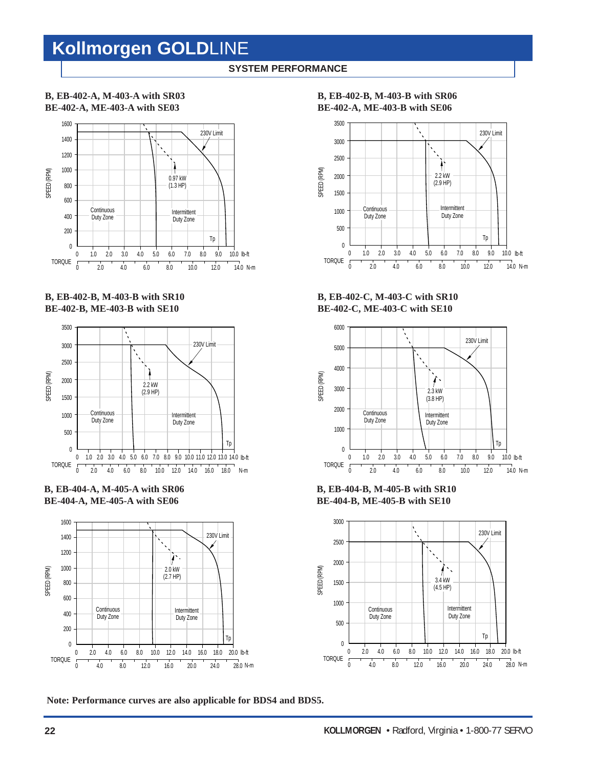# Kollmorgen GOLDLINE

## SYSTEM PERFORMANCE

**B, EB-402-A, M-403-A with SR03**
**BE-402-A, ME-403-A with SE03**

230V Limit

0.97 kW
(1.3 HP)

Continuous Duty Zone

Intermittent Duty Zone

Tp

SPEED (RPM): 0, 200, 400, 600, 800, 1000, 1200, 1400, 1600

TORQUE: 0, 1.0, 2.0, 3.0, 4.0, 5.0, 6.0, 7.0, 8.0, 9.0, 10.0 lb-ft; 0, 2.0, 4.0, 6.0, 8.0, 10.0, 12.0, 14.0 N-m

**B, EB-402-B, M-403-B with SR06**
**BE-402-A, ME-403-B with SE06**

230V Limit

2.2 kW
(2.9 HP)

Continuous Duty Zone

Intermittent Duty Zone

Tp

SPEED (RPM): 0, 500, 1000, 1500, 2000, 2500, 3000, 3500

TORQUE: 0, 1.0, 2.0, 3.0, 4.0, 5.0, 6.0, 7.0, 8.0, 9.0, 10.0 lb-ft; 0, 2.0, 4.0, 6.0, 8.0, 10.0, 12.0, 14.0 N-m

**B, EB-402-B, M-403-B with SR10**
**BE-402-B, ME-403-B with SE10**

230V Limit

2.2 kW
(2.9 HP)

Continuous Duty Zone

Intermittent Duty Zone

Tp

SPEED (RPM): 0, 500, 1000, 1500, 2000, 2500, 3000, 3500

TORQUE: 0, 1.0, 2.0, 3.0, 4.0, 5.0, 6.0, 7.0, 8.0, 9.0, 10.0, 11.0, 12.0, 13.0, 14.0 lb-ft; 0, 2.0, 4.0, 6.0, 8.0, 10.0, 12.0, 14.0, 16.0, 18.0 N-m

**B, EB-402-C, M-403-C with SR10**
**BE-402-C, ME-403-C with SE10**

230V Limit

2.3 kW
(3.8 HP)

Continuous Duty Zone

Intermittent Duty Zone

Tp

SPEED (RPM): 0, 1000, 2000, 3000, 4000, 5000, 6000

TORQUE: 0, 1.0, 2.0, 3.0, 4.0, 5.0, 6.0, 7.0, 8.0, 9.0, 10.0 lb-ft; 0, 2.0, 4.0, 6.0, 8.0, 10.0, 12.0, 14.0 N-m

**B, EB-404-A, M-405-A with SR06**
**BE-404-A, ME-405-A with SE06**

230V Limit

2.0 kW
(2.7 HP)

Continuous Duty Zone

Intermittent Duty Zone

Tp

SPEED (RPM): 0, 200, 400, 600, 800, 1000, 1200, 1400, 1600

TORQUE: 0, 2.0, 4.0, 6.0, 8.0, 10.0, 12.0, 14.0, 16.0, 18.0, 20.0 lb-ft; 0, 4.0, 8.0, 12.0, 16.0, 20.0, 24.0, 28.0 N-m

**B, EB-404-B, M-405-B with SR10**
**BE-404-B, ME-405-B with SE10**

230V Limit

3.4 kW
(4.5 HP)

Continuous Duty Zone

Intermittent Duty Zone

Tp

SPEED (RPM): 0, 500, 1000, 1500, 2000, 2500, 3000

TORQUE: 0, 2.0, 4.0, 6.0, 8.0, 10.0, 12.0, 14.0, 16.0, 18.0, 20.0 lb-ft; 0, 4.0, 8.0, 12.0, 16.0, 20.0, 24.0, 28.0 N-m

**Note: Performance curves are also applicable for BDS4 and BDS5.**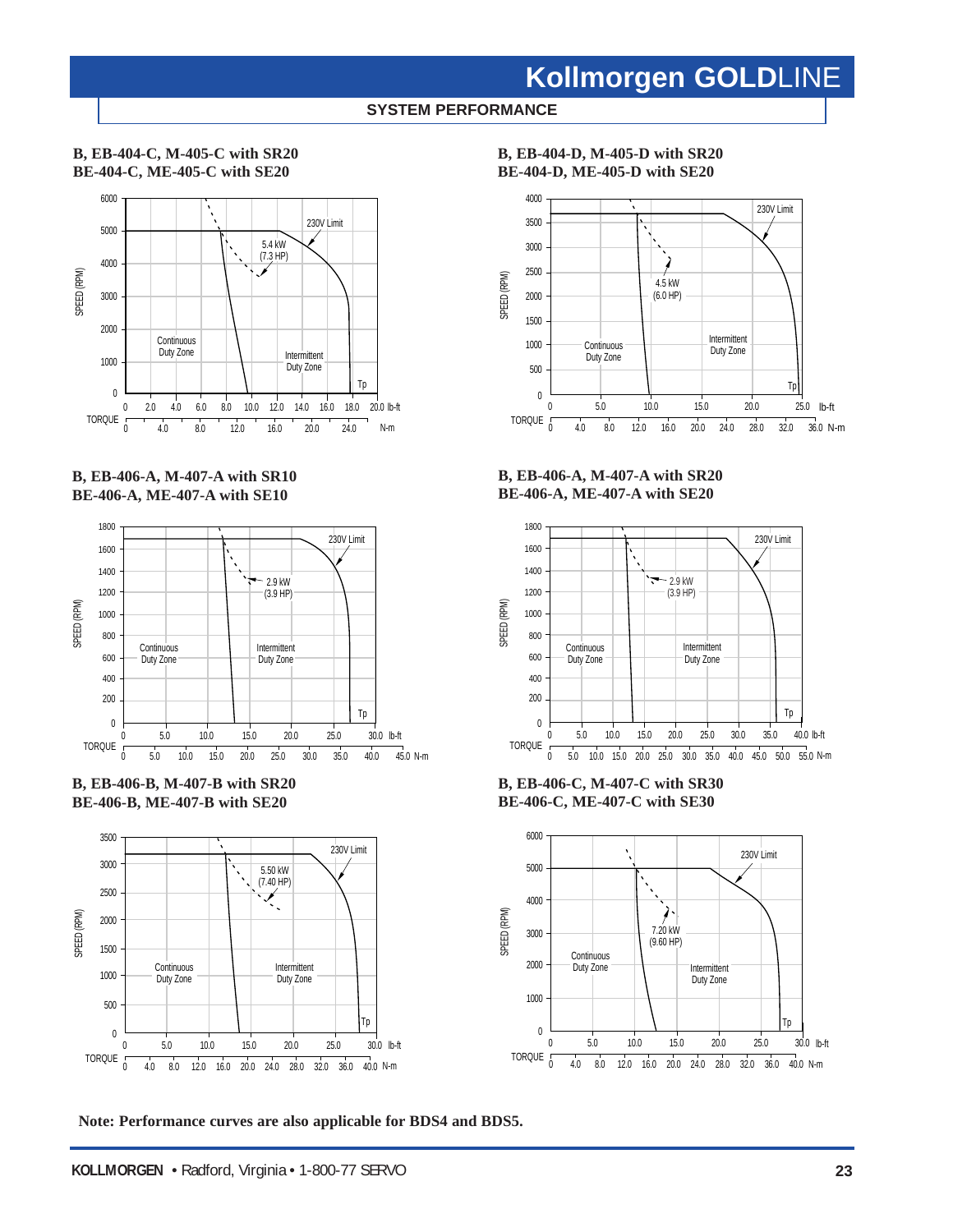# Kollmorgen GOLDLINE

## SYSTEM PERFORMANCE

**B, EB-404-C, M-405-C with SR20**
**BE-404-C, ME-405-C with SE20**

SPEED (RPM): 0, 1000, 2000, 3000, 4000, 5000, 6000

TORQUE lb-ft: 0, 2.0, 4.0, 6.0, 8.0, 10.0, 12.0, 14.0, 16.0, 18.0, 20.0

TORQUE N-m: 0, 4.0, 8.0, 12.0, 16.0, 20.0, 24.0

Labels: 230V Limit; 5.4 kW (7.3 HP); Continuous Duty Zone; Intermittent Duty Zone; Tp

**B, EB-404-D, M-405-D with SR20**
**BE-404-D, ME-405-D with SE20**

SPEED (RPM): 0, 500, 1000, 1500, 2000, 2500, 3000, 3500, 4000

TORQUE lb-ft: 0, 5.0, 10.0, 15.0, 20.0, 25.0

TORQUE N-m: 0, 4.0, 8.0, 12.0, 16.0, 20.0, 24.0, 28.0, 32.0, 36.0

Labels: 230V Limit; 4.5 kW (6.0 HP); Continuous Duty Zone; Intermittent Duty Zone; Tp

**B, EB-406-A, M-407-A with SR10**
**BE-406-A, ME-407-A with SE10**

SPEED (RPM): 0, 200, 400, 600, 800, 1000, 1200, 1400, 1600, 1800

TORQUE lb-ft: 0, 5.0, 10.0, 15.0, 20.0, 25.0, 30.0

TORQUE N-m: 0, 5.0, 10.0, 15.0, 20.0, 25.0, 30.0, 35.0, 40.0, 45.0

Labels: 230V Limit; 2.9 kW (3.9 HP); Continuous Duty Zone; Intermittent Duty Zone; Tp

**B, EB-406-A, M-407-A with SR20**
**BE-406-A, ME-407-A with SE20**

SPEED (RPM): 0, 200, 400, 600, 800, 1000, 1200, 1400, 1600, 1800

TORQUE lb-ft: 0, 5.0, 10.0, 15.0, 20.0, 25.0, 30.0, 35.0, 40.0

TORQUE N-m: 0, 5.0, 10.0, 15.0, 20.0, 25.0, 30.0, 35.0, 40.0, 45.0, 50.0, 55.0

Labels: 230V Limit; 2.9 kW (3.9 HP); Continuous Duty Zone; Intermittent Duty Zone; Tp

**B, EB-406-B, M-407-B with SR20**
**BE-406-B, ME-407-B with SE20**

SPEED (RPM): 0, 500, 1000, 1500, 2000, 2500, 3000, 3500

TORQUE lb-ft: 0, 5.0, 10.0, 15.0, 20.0, 25.0, 30.0

TORQUE N-m: 0, 4.0, 8.0, 12.0, 16.0, 20.0, 24.0, 28.0, 32.0, 36.0, 40.0

Labels: 230V Limit; 5.50 kW (7.40 HP); Continuous Duty Zone; Intermittent Duty Zone; Tp

**B, EB-406-C, M-407-C with SR30**
**BE-406-C, ME-407-C with SE30**

SPEED (RPM): 0, 1000, 2000, 3000, 4000, 5000, 6000

TORQUE lb-ft: 0, 5.0, 10.0, 15.0, 20.0, 25.0, 30.0

TORQUE N-m: 0, 4.0, 8.0, 12.0, 16.0, 20.0, 24.0, 28.0, 32.0, 36.0, 40.0

Labels: 230V Limit; 7.20 kW (9.60 HP); Continuous Duty Zone; Intermittent Duty Zone; Tp

**Note: Performance curves are also applicable for BDS4 and BDS5.**

**KOLLMORGEN** • Radford, Virginia • 1-800-77 SERVO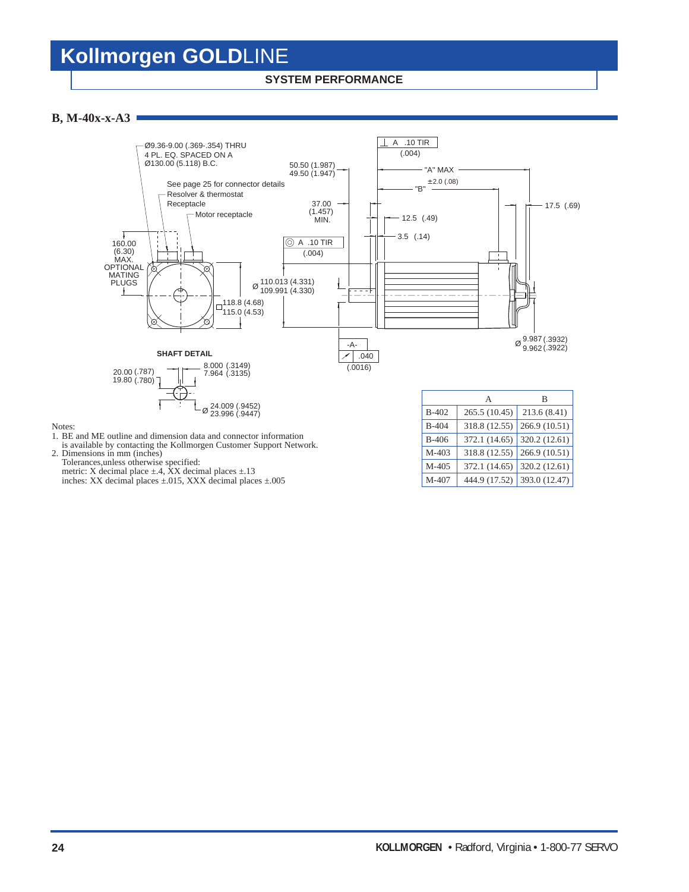## SYSTEM PERFORMANCE

### B, M-40x-x-A3

Ø9.36-9.00 (.369-.354) THRU
4 PL. EQ. SPACED ON A
Ø130.00 (5.118) B.C.

See page 25 for connector details
Resolver & thermostat
Receptacle

Motor receptacle

160.00 (6.30) MAX. OPTIONAL MATING PLUGS

50.50 (1.987)
49.50 (1.947)

37.00 (1.457) MIN.

A .10 TIR (.004)

Ø 110.013 (4.331)
109.991 (4.330)

□ 118.8 (4.68)
115.0 (4.53)

-A-

.040 (.0016)

A .10 TIR (.004)

"A" MAX

±2.0 (.08) "B"

12.5 (.49)

3.5 (.14)

17.5 (.69)

Ø 9.987 (.3932)
9.962 (.3922)

**SHAFT DETAIL**

20.00 (.787)
19.80 (.780)

8.000 (.3149)
7.964 (.3135)

Ø 24.009 (.9452)
23.996 (.9447)

|  | A | B |
|---|---|---|
| B-402 | 265.5 (10.45) | 213.6 (8.41) |
| B-404 | 318.8 (12.55) | 266.9 (10.51) |
| B-406 | 372.1 (14.65) | 320.2 (12.61) |
| M-403 | 318.8 (12.55) | 266.9 (10.51) |
| M-405 | 372.1 (14.65) | 320.2 (12.61) |
| M-407 | 444.9 (17.52) | 393.0 (12.47) |

Notes:
1. BE and ME outline and dimension data and connector information is available by contacting the Kollmorgen Customer Support Network.
2. Dimensions in mm (inches)
   Tolerances,unless otherwise specified:
   metric: X decimal place ±.4, XX decimal places ±.13
   inches: XX decimal places ±.015, XXX decimal places ±.005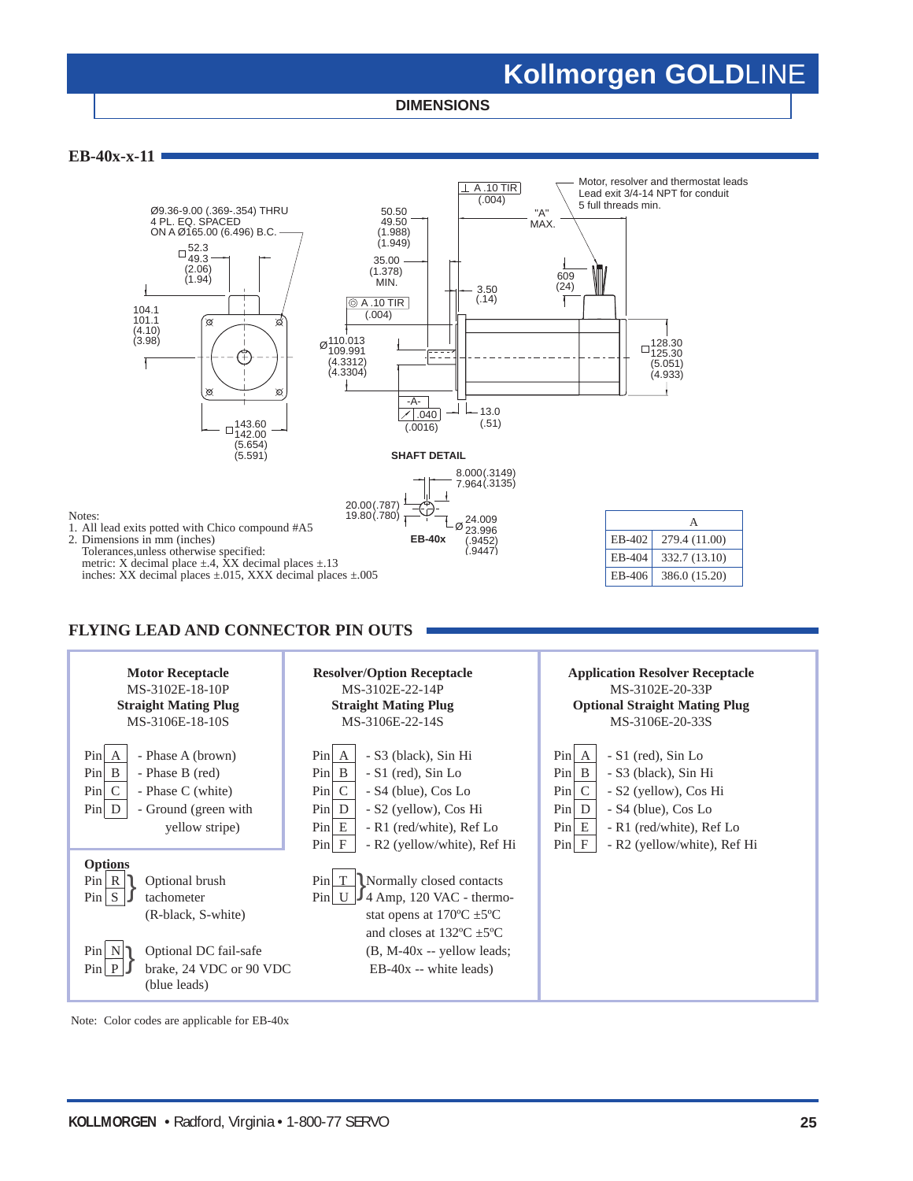## DIMENSIONS

### EB-40x-x-11

Ø9.36-9.00 (.369-.354) THRU
4 PL. EQ. SPACED
ON A Ø165.00 (6.496) B.C.

□ 52.3 / 49.3 (2.06) (1.94)

104.1 / 101.1 (4.10) (3.98)

□ 143.60 / 142.00 (5.654) (5.591)

50.50 / 49.50 (1.988) (1.949)

35.00 (1.378) MIN.

⊥ A .10 TIR (.004)

◎ A .10 TIR (.004)

"A" MAX.

Motor, resolver and thermostat leads
Lead exit 3/4-14 NPT for conduit
5 full threads min.

609 (24)

3.50 (.14)

Ø 110.013 / 109.991 (4.3312) (4.3304)

-A-

↗ .040 (.0016)

13.0 (.51)

□ 128.30 / 125.30 (5.051) (4.933)

**SHAFT DETAIL**

8.000(.3149) / 7.964(.3135)

20.00(.787) / 19.80(.780)

Ø 24.009 / 23.996 (.9452) (.9447)

EB-40x

Notes:
1. All lead exits potted with Chico compound #A5
2. Dimensions in mm (inches)
   Tolerances,unless otherwise specified:
   metric: X decimal place ±.4, XX decimal places ±.13
   inches: XX decimal places ±.015, XXX decimal places ±.005

| | A |
|---|---|
| EB-402 | 279.4 (11.00) |
| EB-404 | 332.7 (13.10) |
| EB-406 | 386.0 (15.20) |

## FLYING LEAD AND CONNECTOR PIN OUTS

**Motor Receptacle**
MS-3102E-18-10P
**Straight Mating Plug**
MS-3106E-18-10S

- Pin A - Phase A (brown)
- Pin B - Phase B (red)
- Pin C - Phase C (white)
- Pin D - Ground (green with yellow stripe)

**Options**

- Pin R, Pin S – Optional brush tachometer (R-black, S-white)
- Pin N, Pin P – Optional DC fail-safe brake, 24 VDC or 90 VDC (blue leads)

**Resolver/Option Receptacle**
MS-3102E-22-14P
**Straight Mating Plug**
MS-3106E-22-14S

- Pin A - S3 (black), Sin Hi
- Pin B - S1 (red), Sin Lo
- Pin C - S4 (blue), Cos Lo
- Pin D - S2 (yellow), Cos Hi
- Pin E - R1 (red/white), Ref Lo
- Pin F - R2 (yellow/white), Ref Hi

- Pin T, Pin U – Normally closed contacts 4 Amp, 120 VAC - thermostat opens at 170ºC ±5ºC and closes at 132ºC ±5ºC (B, M-40x -- yellow leads; EB-40x -- white leads)

**Application Resolver Receptacle**
MS-3102E-20-33P
**Optional Straight Mating Plug**
MS-3106E-20-33S

- Pin A - S1 (red), Sin Lo
- Pin B - S3 (black), Sin Hi
- Pin C - S2 (yellow), Cos Hi
- Pin D - S4 (blue), Cos Lo
- Pin E - R1 (red/white), Ref Lo
- Pin F - R2 (yellow/white), Ref Hi

Note: Color codes are applicable for EB-40x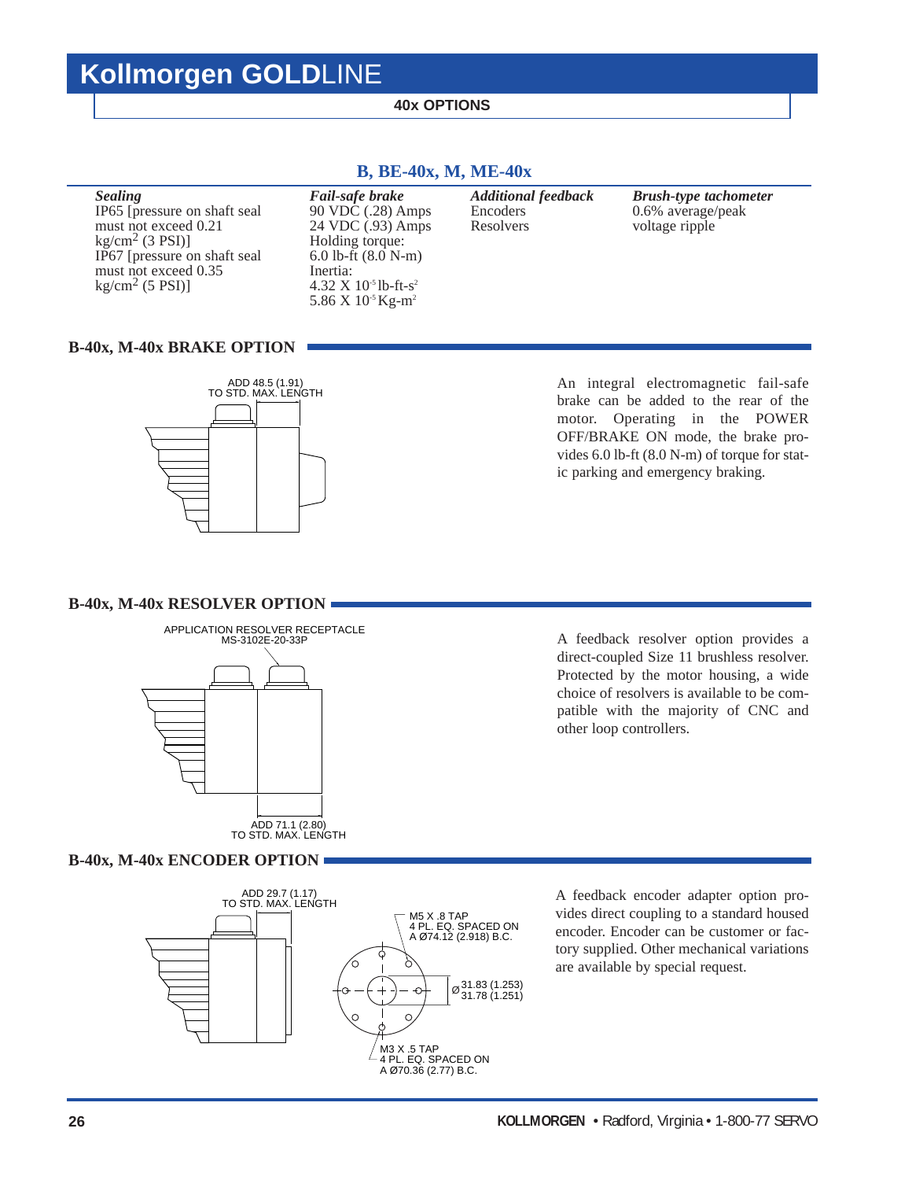# Kollmorgen GOLDLINE

**40x OPTIONS**

## B, BE-40x, M, ME-40x

| *Sealing* | *Fail-safe brake* | *Additional feedback* | *Brush-type tachometer* |
|---|---|---|---|
| IP65 [pressure on shaft seal must not exceed 0.21 $kg/cm^2$ (3 PSI)] IP67 [pressure on shaft seal must not exceed 0.35 $kg/cm^2$ (5 PSI)] | 90 VDC (.28) Amps 24 VDC (.93) Amps Holding torque: 6.0 lb-ft (8.0 N-m) Inertia: $4.32 \times 10^{-5}$ lb-ft-$s^2$ $5.86 \times 10^{-5}$ Kg-$m^2$ | Encoders Resolvers | 0.6% average/peak voltage ripple |

## B-40x, M-40x BRAKE OPTION

ADD 48.5 (1.91) TO STD. MAX. LENGTH

An integral electromagnetic fail-safe brake can be added to the rear of the motor. Operating in the POWER OFF/BRAKE ON mode, the brake provides 6.0 lb-ft (8.0 N-m) of torque for static parking and emergency braking.

## B-40x, M-40x RESOLVER OPTION

APPLICATION RESOLVER RECEPTACLE MS-3102E-20-33P

ADD 71.1 (2.80) TO STD. MAX. LENGTH

A feedback resolver option provides a direct-coupled Size 11 brushless resolver. Protected by the motor housing, a wide choice of resolvers is available to be compatible with the majority of CNC and other loop controllers.

## B-40x, M-40x ENCODER OPTION

ADD 29.7 (1.17) TO STD. MAX. LENGTH

M5 X .8 TAP 4 PL. EQ. SPACED ON A Ø74.12 (2.918) B.C.

Ø 31.83 (1.253) 31.78 (1.251)

M3 X .5 TAP 4 PL. EQ. SPACED ON A Ø70.36 (2.77) B.C.

A feedback encoder adapter option provides direct coupling to a standard housed encoder. Encoder can be customer or factory supplied. Other mechanical variations are available by special request.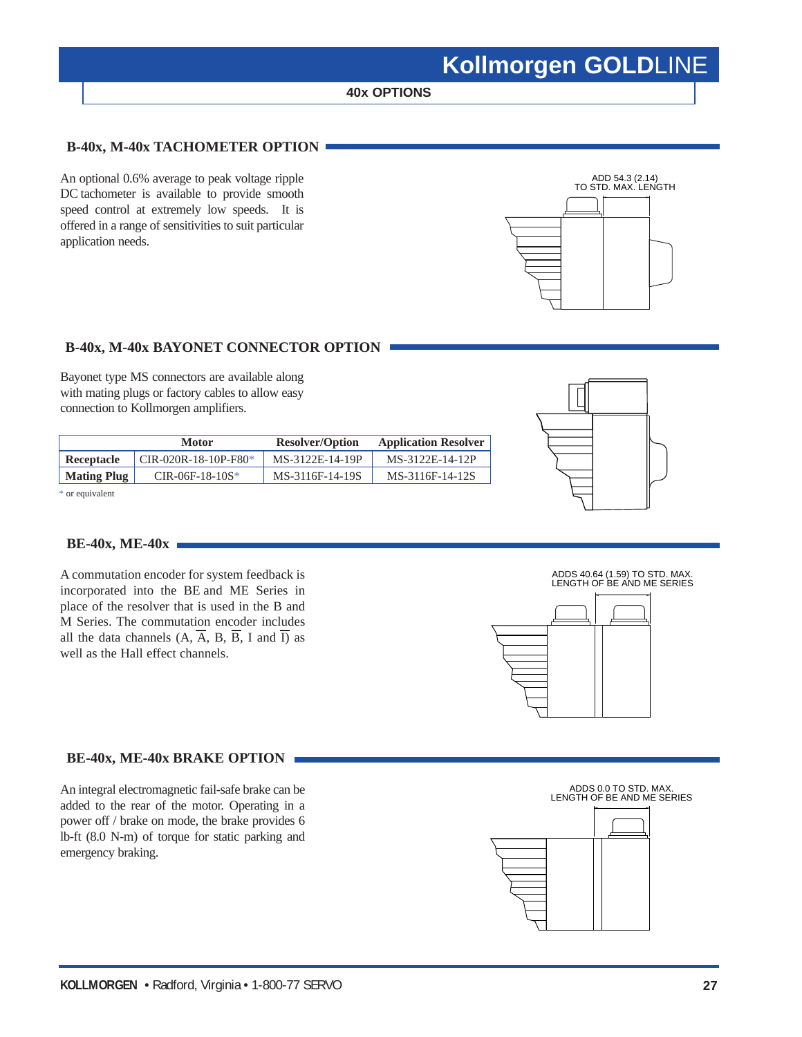# Kollmorgen GOLDLINE

## 40x OPTIONS

### B-40x, M-40x TACHOMETER OPTION

An optional 0.6% average to peak voltage ripple DC tachometer is available to provide smooth speed control at extremely low speeds. It is offered in a range of sensitivities to suit particular application needs.

ADD 54.3 (2.14) TO STD. MAX. LENGTH

### B-40x, M-40x BAYONET CONNECTOR OPTION

Bayonet type MS connectors are available along with mating plugs or factory cables to allow easy connection to Kollmorgen amplifiers.

| | Motor | Resolver/Option | Application Resolver |
|---|---|---|---|
| **Receptacle** | CIR-020R-18-10P-F80* | MS-3122E-14-19P | MS-3122E-14-12P |
| **Mating Plug** | CIR-06F-18-10S* | MS-3116F-14-19S | MS-3116F-14-12S |

\* or equivalent

### BE-40x, ME-40x

A commutation encoder for system feedback is incorporated into the BE and ME Series in place of the resolver that is used in the B and M Series. The commutation encoder includes all the data channels (A, $\overline{A}$, B, $\overline{B}$, I and $\overline{I}$) as well as the Hall effect channels.

ADDS 40.64 (1.59) TO STD. MAX. LENGTH OF BE AND ME SERIES

### BE-40x, ME-40x BRAKE OPTION

An integral electromagnetic fail-safe brake can be added to the rear of the motor. Operating in a power off / brake on mode, the brake provides 6 lb-ft (8.0 N-m) of torque for static parking and emergency braking.

ADDS 0.0 TO STD. MAX. LENGTH OF BE AND ME SERIES

**KOLLMORGEN** • Radford, Virginia • 1-800-77 SERVO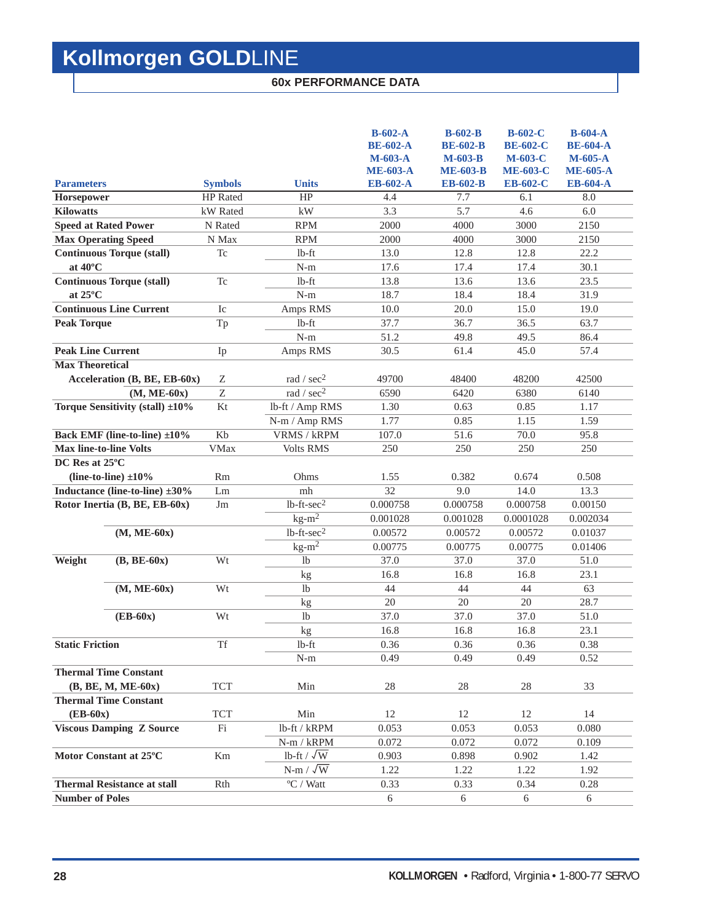# Kollmorgen GOLDLINE

## 60x PERFORMANCE DATA

| Parameters | Symbols | Units | B-602-A BE-602-A M-603-A ME-603-A EB-602-A | B-602-B BE-602-B M-603-B ME-603-B EB-602-B | B-602-C BE-602-C M-603-C ME-603-C EB-602-C | B-604-A BE-604-A M-605-A ME-605-A EB-604-A |
|---|---|---|---|---|---|---|
| **Horsepower** | HP Rated | HP | 4.4 | 7.7 | 6.1 | 8.0 |
| **Kilowatts** | kW Rated | kW | 3.3 | 5.7 | 4.6 | 6.0 |
| **Speed at Rated Power** | N Rated | RPM | 2000 | 4000 | 3000 | 2150 |
| **Max Operating Speed** | N Max | RPM | 2000 | 4000 | 3000 | 2150 |
| **Continuous Torque (stall)** | Tc | lb-ft | 13.0 | 12.8 | 12.8 | 22.2 |
| **at 40ºC** | | N-m | 17.6 | 17.4 | 17.4 | 30.1 |
| **Continuous Torque (stall)** | Tc | lb-ft | 13.8 | 13.6 | 13.6 | 23.5 |
| **at 25ºC** | | N-m | 18.7 | 18.4 | 18.4 | 31.9 |
| **Continuous Line Current** | Ic | Amps RMS | 10.0 | 20.0 | 15.0 | 19.0 |
| **Peak Torque** | Tp | lb-ft | 37.7 | 36.7 | 36.5 | 63.7 |
| | | N-m | 51.2 | 49.8 | 49.5 | 86.4 |
| **Peak Line Current** | Ip | Amps RMS | 30.5 | 61.4 | 45.0 | 57.4 |
| **Max Theoretical Acceleration (B, BE, EB-60x)** | Z | rad / sec$^2$ | 49700 | 48400 | 48200 | 42500 |
| **(M, ME-60x)** | Z | rad / sec$^2$ | 6590 | 6420 | 6380 | 6140 |
| **Torque Sensitivity (stall) ±10%** | Kt | lb-ft / Amp RMS | 1.30 | 0.63 | 0.85 | 1.17 |
| | | N-m / Amp RMS | 1.77 | 0.85 | 1.15 | 1.59 |
| **Back EMF (line-to-line) ±10%** | Kb | VRMS / kRPM | 107.0 | 51.6 | 70.0 | 95.8 |
| **Max line-to-line Volts** | VMax | Volts RMS | 250 | 250 | 250 | 250 |
| **DC Res at 25ºC (line-to-line) ±10%** | Rm | Ohms | 1.55 | 0.382 | 0.674 | 0.508 |
| **Inductance (line-to-line) ±30%** | Lm | mh | 32 | 9.0 | 14.0 | 13.3 |
| **Rotor Inertia (B, BE, EB-60x)** | Jm | lb-ft-sec$^2$ | 0.000758 | 0.000758 | 0.000758 | 0.00150 |
| | | kg-m$^2$ | 0.001028 | 0.001028 | 0.0001028 | 0.002034 |
| **(M, ME-60x)** | | lb-ft-sec$^2$ | 0.00572 | 0.00572 | 0.00572 | 0.01037 |
| | | kg-m$^2$ | 0.00775 | 0.00775 | 0.00775 | 0.01406 |
| **Weight (B, BE-60x)** | Wt | lb | 37.0 | 37.0 | 37.0 | 51.0 |
| | | kg | 16.8 | 16.8 | 16.8 | 23.1 |
| **(M, ME-60x)** | Wt | lb | 44 | 44 | 44 | 63 |
| | | kg | 20 | 20 | 20 | 28.7 |
| **(EB-60x)** | Wt | lb | 37.0 | 37.0 | 37.0 | 51.0 |
| | | kg | 16.8 | 16.8 | 16.8 | 23.1 |
| **Static Friction** | Tf | lb-ft | 0.36 | 0.36 | 0.36 | 0.38 |
| | | N-m | 0.49 | 0.49 | 0.49 | 0.52 |
| **Thermal Time Constant (B, BE, M, ME-60x)** | TCT | Min | 28 | 28 | 28 | 33 |
| **Thermal Time Constant (EB-60x)** | TCT | Min | 12 | 12 | 12 | 14 |
| **Viscous Damping Z Source** | Fi | lb-ft / kRPM | 0.053 | 0.053 | 0.053 | 0.080 |
| | | N-m / kRPM | 0.072 | 0.072 | 0.072 | 0.109 |
| **Motor Constant at 25ºC** | Km | lb-ft / $\sqrt{W}$ | 0.903 | 0.898 | 0.902 | 1.42 |
| | | N-m / $\sqrt{W}$ | 1.22 | 1.22 | 1.22 | 1.92 |
| **Thermal Resistance at stall** | Rth | ºC / Watt | 0.33 | 0.33 | 0.34 | 0.28 |
| **Number of Poles** | | | 6 | 6 | 6 | 6 |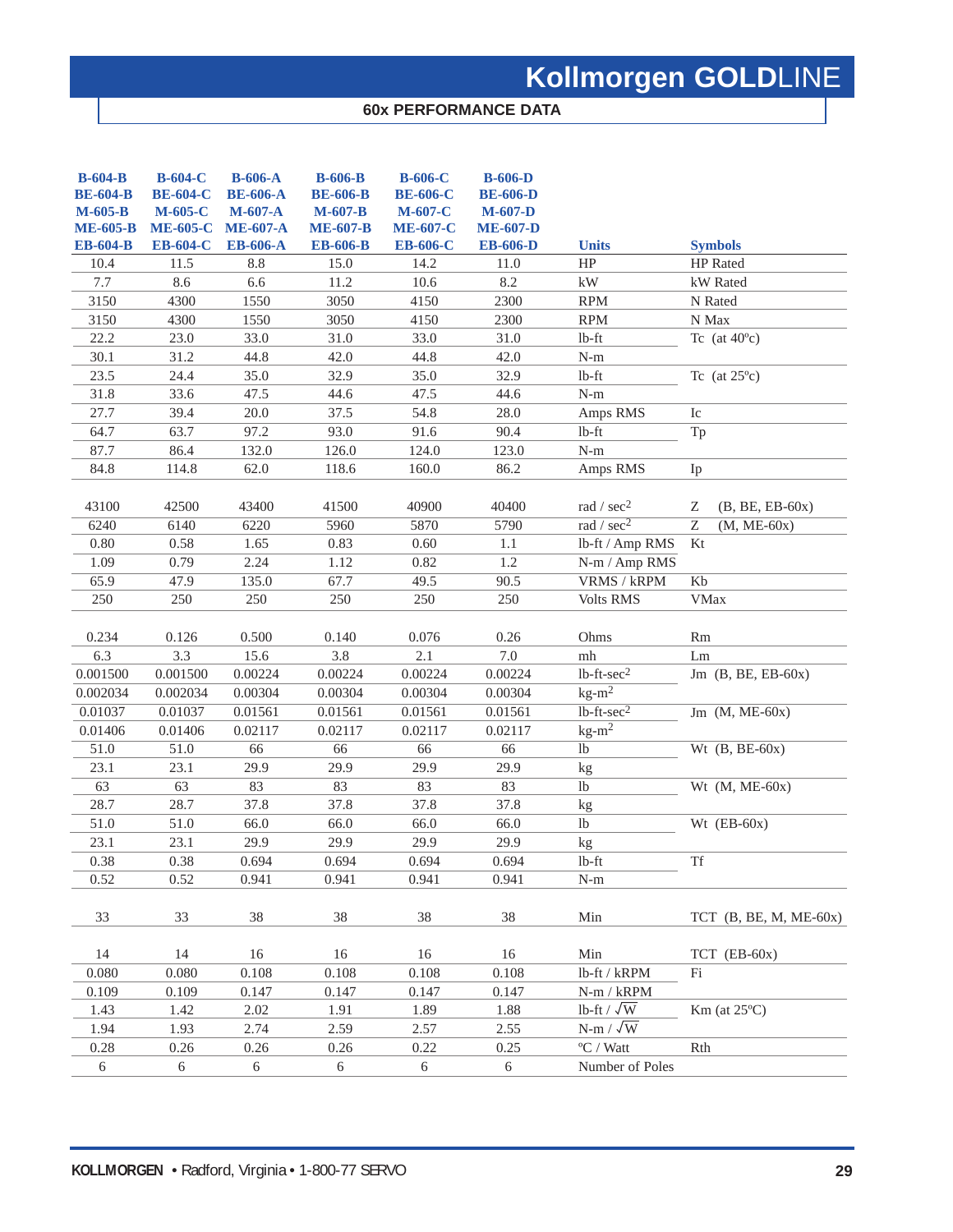## 60x PERFORMANCE DATA

| B-604-B<br>BE-604-B<br>M-605-B<br>ME-605-B<br>EB-604-B | B-604-C<br>BE-604-C<br>M-605-C<br>ME-605-C<br>EB-604-C | B-606-A<br>BE-606-A<br>M-607-A<br>ME-607-A<br>EB-606-A | B-606-B<br>BE-606-B<br>M-607-B<br>ME-607-B<br>EB-606-B | B-606-C<br>BE-606-C<br>M-607-C<br>ME-607-C<br>EB-606-C | B-606-D<br>BE-606-D<br>M-607-D<br>ME-607-D<br>EB-606-D | Units | Symbols |
|---|---|---|---|---|---|---|---|
| 10.4 | 11.5 | 8.8 | 15.0 | 14.2 | 11.0 | HP | HP Rated |
| 7.7 | 8.6 | 6.6 | 11.2 | 10.6 | 8.2 | kW | kW Rated |
| 3150 | 4300 | 1550 | 3050 | 4150 | 2300 | RPM | N Rated |
| 3150 | 4300 | 1550 | 3050 | 4150 | 2300 | RPM | N Max |
| 22.2 | 23.0 | 33.0 | 31.0 | 33.0 | 31.0 | lb-ft | Tc (at 40ºc) |
| 30.1 | 31.2 | 44.8 | 42.0 | 44.8 | 42.0 | N-m | |
| 23.5 | 24.4 | 35.0 | 32.9 | 35.0 | 32.9 | lb-ft | Tc (at 25ºc) |
| 31.8 | 33.6 | 47.5 | 44.6 | 47.5 | 44.6 | N-m | |
| 27.7 | 39.4 | 20.0 | 37.5 | 54.8 | 28.0 | Amps RMS | Ic |
| 64.7 | 63.7 | 97.2 | 93.0 | 91.6 | 90.4 | lb-ft | Tp |
| 87.7 | 86.4 | 132.0 | 126.0 | 124.0 | 123.0 | N-m | |
| 84.8 | 114.8 | 62.0 | 118.6 | 160.0 | 86.2 | Amps RMS | Ip |
| 43100 | 42500 | 43400 | 41500 | 40900 | 40400 | rad / sec$^2$ | Z (B, BE, EB-60x) |
| 6240 | 6140 | 6220 | 5960 | 5870 | 5790 | rad / sec$^2$ | Z (M, ME-60x) |
| 0.80 | 0.58 | 1.65 | 0.83 | 0.60 | 1.1 | lb-ft / Amp RMS | Kt |
| 1.09 | 0.79 | 2.24 | 1.12 | 0.82 | 1.2 | N-m / Amp RMS | |
| 65.9 | 47.9 | 135.0 | 67.7 | 49.5 | 90.5 | VRMS / kRPM | Kb |
| 250 | 250 | 250 | 250 | 250 | 250 | Volts RMS | VMax |
| 0.234 | 0.126 | 0.500 | 0.140 | 0.076 | 0.26 | Ohms | Rm |
| 6.3 | 3.3 | 15.6 | 3.8 | 2.1 | 7.0 | mh | Lm |
| 0.001500 | 0.001500 | 0.00224 | 0.00224 | 0.00224 | 0.00224 | lb-ft-sec$^2$ | Jm (B, BE, EB-60x) |
| 0.002034 | 0.002034 | 0.00304 | 0.00304 | 0.00304 | 0.00304 | kg-m$^2$ | |
| 0.01037 | 0.01037 | 0.01561 | 0.01561 | 0.01561 | 0.01561 | lb-ft-sec$^2$ | Jm (M, ME-60x) |
| 0.01406 | 0.01406 | 0.02117 | 0.02117 | 0.02117 | 0.02117 | kg-m$^2$ | |
| 51.0 | 51.0 | 66 | 66 | 66 | 66 | lb | Wt (B, BE-60x) |
| 23.1 | 23.1 | 29.9 | 29.9 | 29.9 | 29.9 | kg | |
| 63 | 63 | 83 | 83 | 83 | 83 | lb | Wt (M, ME-60x) |
| 28.7 | 28.7 | 37.8 | 37.8 | 37.8 | 37.8 | kg | |
| 51.0 | 51.0 | 66.0 | 66.0 | 66.0 | 66.0 | lb | Wt (EB-60x) |
| 23.1 | 23.1 | 29.9 | 29.9 | 29.9 | 29.9 | kg | |
| 0.38 | 0.38 | 0.694 | 0.694 | 0.694 | 0.694 | lb-ft | Tf |
| 0.52 | 0.52 | 0.941 | 0.941 | 0.941 | 0.941 | N-m | |
| 33 | 33 | 38 | 38 | 38 | 38 | Min | TCT (B, BE, M, ME-60x) |
| 14 | 14 | 16 | 16 | 16 | 16 | Min | TCT (EB-60x) |
| 0.080 | 0.080 | 0.108 | 0.108 | 0.108 | 0.108 | lb-ft / kRPM | Fi |
| 0.109 | 0.109 | 0.147 | 0.147 | 0.147 | 0.147 | N-m / kRPM | |
| 1.43 | 1.42 | 2.02 | 1.91 | 1.89 | 1.88 | lb-ft / $\sqrt{W}$ | Km (at 25ºC) |
| 1.94 | 1.93 | 2.74 | 2.59 | 2.57 | 2.55 | N-m / $\sqrt{W}$ | |
| 0.28 | 0.26 | 0.26 | 0.26 | 0.22 | 0.25 | ºC / Watt | Rth |
| 6 | 6 | 6 | 6 | 6 | 6 | Number of Poles | |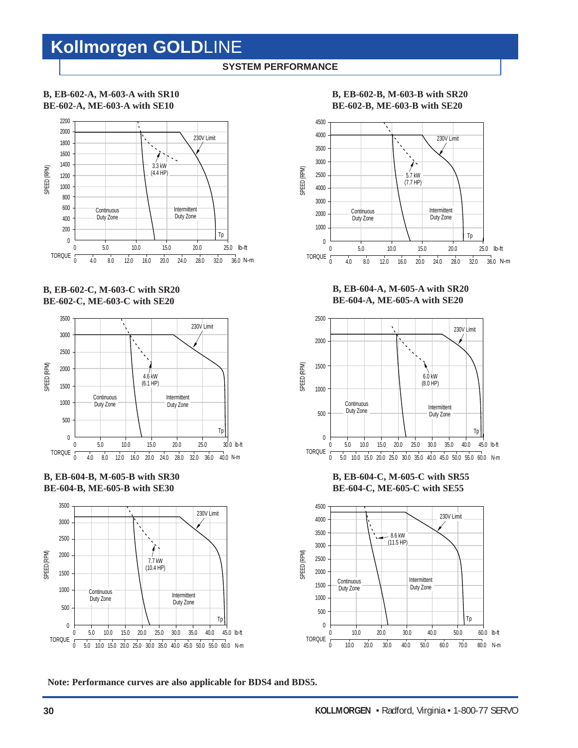# Kollmorgen GOLDLINE

**SYSTEM PERFORMANCE**

**B, EB-602-A, M-603-A with SR10**
**BE-602-A, ME-603-A with SE10**

SPEED (RPM): 0–2200; TORQUE: 0–25.0 lb-ft, 0–36.0 N-m

230V Limit; 3.3 kW (4.4 HP); Continuous Duty Zone; Intermittent Duty Zone; Tp

**B, EB-602-B, M-603-B with SR20**
**BE-602-B, ME-603-B with SE20**

SPEED (RPM): 0–4500; TORQUE: 0–25.0 lb-ft, 0–36.0 N-m

230V Limit; 5.7 kW (7.7 HP); Continuous Duty Zone; Intermittent Duty Zone; Tp

**B, EB-602-C, M-603-C with SR20**
**BE-602-C, ME-603-C with SE20**

SPEED (RPM): 0–3500; TORQUE: 0–30.0 lb-ft, 0–40.0 N-m

230V Limit; 4.6 kW (6.1 HP); Continuous Duty Zone; Intermittent Duty Zone; Tp

**B, EB-604-A, M-605-A with SR20**
**BE-604-A, ME-605-A with SE20**

SPEED (RPM): 0–2500; TORQUE: 0–45.0 lb-ft, 0–60.0 N-m

230V Limit; 6.0 kW (8.0 HP); Continuous Duty Zone; Intermittent Duty Zone; Tp

**B, EB-604-B, M-605-B with SR30**
**BE-604-B, ME-605-B with SE30**

SPEED (RPM): 0–3500; TORQUE: 0–45.0 lb-ft, 0–60.0 N-m

230V Limit; 7.7 kW (10.4 HP); Continuous Duty Zone; Intermittent Duty Zone; Tp

**B, EB-604-C, M-605-C with SR55**
**BE-604-C, ME-605-C with SE55**

SPEED (RPM): 0–4500; TORQUE: 0–60.0 lb-ft, 0–80.0 N-m

230V Limit; 8.6 kW (11.5 HP); Continuous Duty Zone; Intermittent Duty Zone; Tp

**Note: Performance curves are also applicable for BDS4 and BDS5.**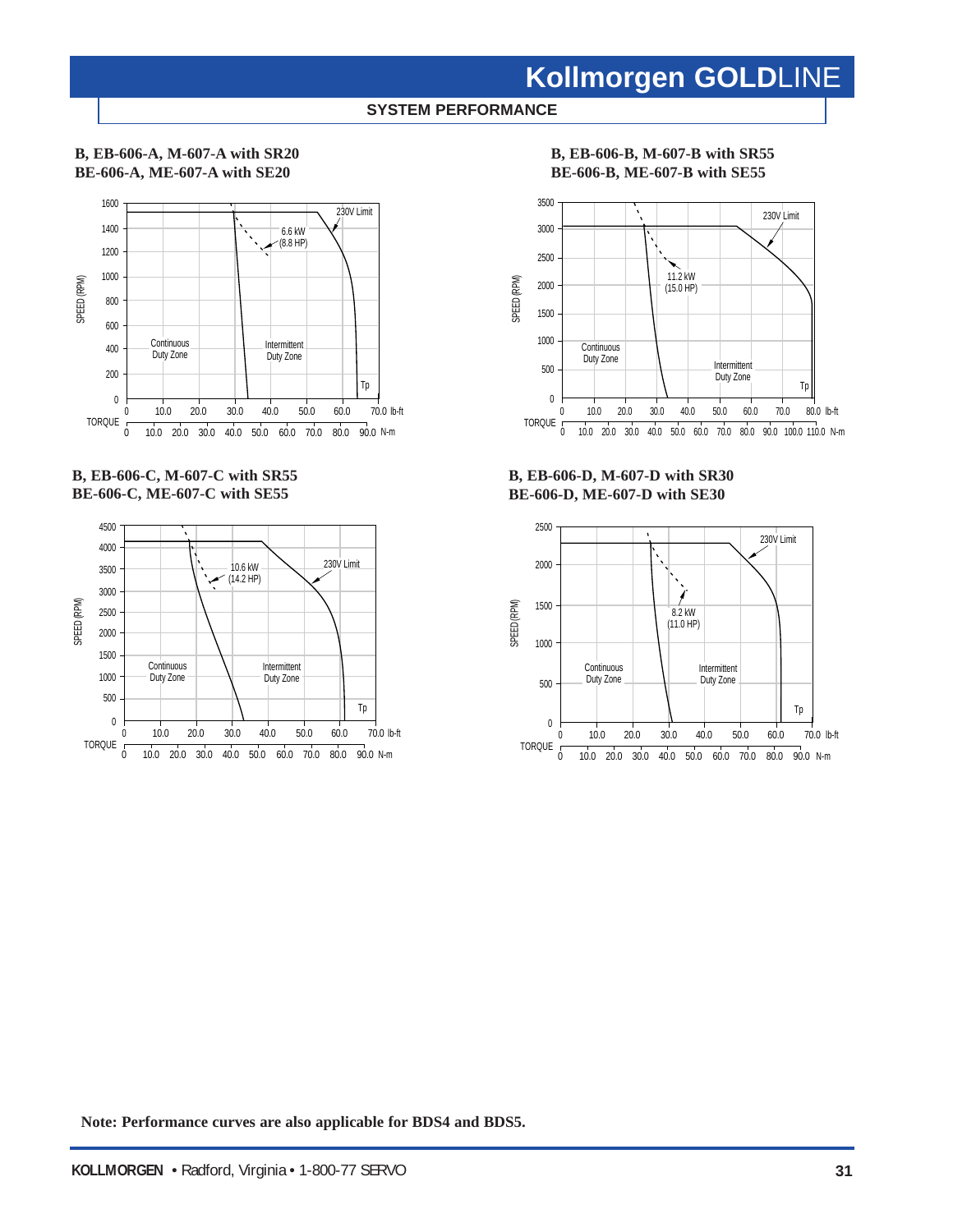## SYSTEM PERFORMANCE

**B, EB-606-A, M-607-A with SR20**
**BE-606-A, ME-607-A with SE20**

SPEED (RPM): 0, 200, 400, 600, 800, 1000, 1200, 1400, 1600

TORQUE: 0, 10.0, 20.0, 30.0, 40.0, 50.0, 60.0, 70.0 lb-ft; 0, 10.0, 20.0, 30.0, 40.0, 50.0, 60.0, 70.0, 80.0, 90.0 N-m

230V Limit; 6.6 kW (8.8 HP); Continuous Duty Zone; Intermittent Duty Zone; Tp

**B, EB-606-B, M-607-B with SR55**
**BE-606-B, ME-607-B with SE55**

SPEED (RPM): 0, 500, 1000, 1500, 2000, 2500, 3000, 3500

TORQUE: 0, 10.0, 20.0, 30.0, 40.0, 50.0, 60.0, 70.0, 80.0 lb-ft; 0, 10.0, 20.0, 30.0, 40.0, 50.0, 60.0, 70.0, 80.0, 90.0, 100.0, 110.0 N-m

230V Limit; 11.2 kW (15.0 HP); Continuous Duty Zone; Intermittent Duty Zone; Tp

**B, EB-606-C, M-607-C with SR55**
**BE-606-C, ME-607-C with SE55**

SPEED (RPM): 0, 500, 1000, 1500, 2000, 2500, 3000, 3500, 4000, 4500

TORQUE: 0, 10.0, 20.0, 30.0, 40.0, 50.0, 60.0, 70.0 lb-ft; 0, 10.0, 20.0, 30.0, 40.0, 50.0, 60.0, 70.0, 80.0, 90.0 N-m

230V Limit; 10.6 kW (14.2 HP); Continuous Duty Zone; Intermittent Duty Zone; Tp

**B, EB-606-D, M-607-D with SR30**
**BE-606-D, ME-607-D with SE30**

SPEED (RPM): 0, 500, 1000, 1500, 2000, 2500

TORQUE: 0, 10.0, 20.0, 30.0, 40.0, 50.0, 60.0, 70.0 lb-ft; 0, 10.0, 20.0, 30.0, 40.0, 50.0, 60.0, 70.0, 80.0, 90.0 N-m

230V Limit; 8.2 kW (11.0 HP); Continuous Duty Zone; Intermittent Duty Zone; Tp

**Note: Performance curves are also applicable for BDS4 and BDS5.**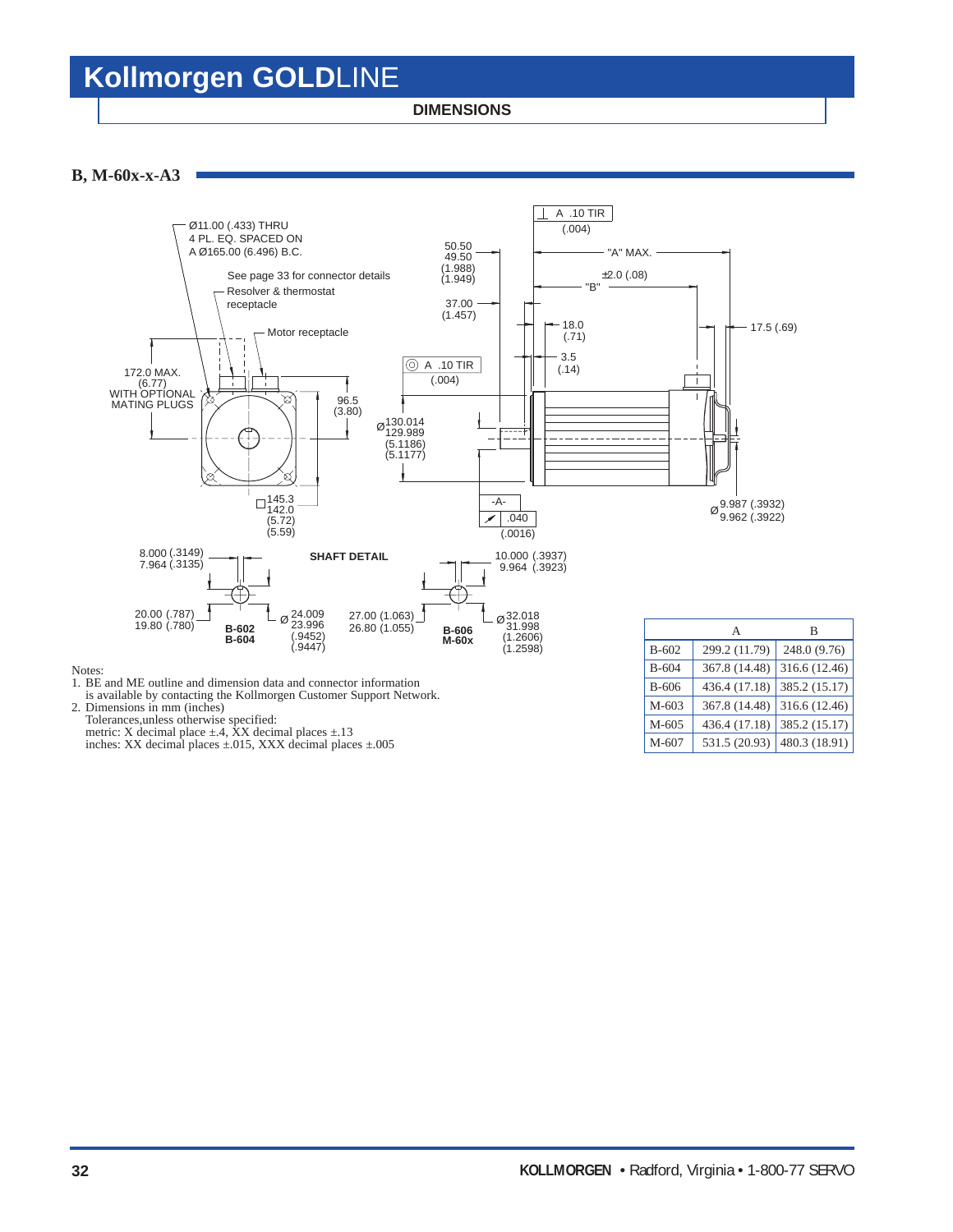# Kollmorgen GOLDLINE

## DIMENSIONS

### B, M-60x-x-A3

Ø11.00 (.433) THRU
4 PL. EQ. SPACED ON
A Ø165.00 (6.496) B.C.

See page 33 for connector details

Resolver & thermostat receptacle

Motor receptacle

172.0 MAX. (6.77) WITH OPTIONAL MATING PLUGS

96.5 (3.80)

□ 145.3 / 142.0 (5.72) / (5.59)

A .10 TIR (.004)

Ø 130.014 / 129.989 (5.1186) / (5.1177)

50.50 / 49.50 (1.988) / (1.949)

37.00 (1.457)

A .10 TIR (.004)

"A" MAX.

±2.0 (.08) "B"

18.0 (.71)

3.5 (.14)

17.5 (.69)

-A-

.040 (.0016)

Ø 9.987 (.3932) / 9.962 (.3922)

**SHAFT DETAIL**

8.000 (.3149) / 7.964 (.3135)

20.00 (.787) / 19.80 (.780)

Ø 24.009 / 23.996 (.9452) / (.9447)

**B-602 B-604**

10.000 (.3937) / 9.964 (.3923)

27.00 (1.063) / 26.80 (1.055)

Ø 32.018 / 31.998 (1.2606) / (1.2598)

**B-606 M-60x**

| | A | B |
|---|---|---|
| B-602 | 299.2 (11.79) | 248.0 (9.76) |
| B-604 | 367.8 (14.48) | 316.6 (12.46) |
| B-606 | 436.4 (17.18) | 385.2 (15.17) |
| M-603 | 367.8 (14.48) | 316.6 (12.46) |
| M-605 | 436.4 (17.18) | 385.2 (15.17) |
| M-607 | 531.5 (20.93) | 480.3 (18.91) |

Notes:

1. BE and ME outline and dimension data and connector information is available by contacting the Kollmorgen Customer Support Network.
2. Dimensions in mm (inches)
   Tolerances,unless otherwise specified:
   metric: X decimal place ±.4, XX decimal places ±.13
   inches: XX decimal places ±.015, XXX decimal places ±.005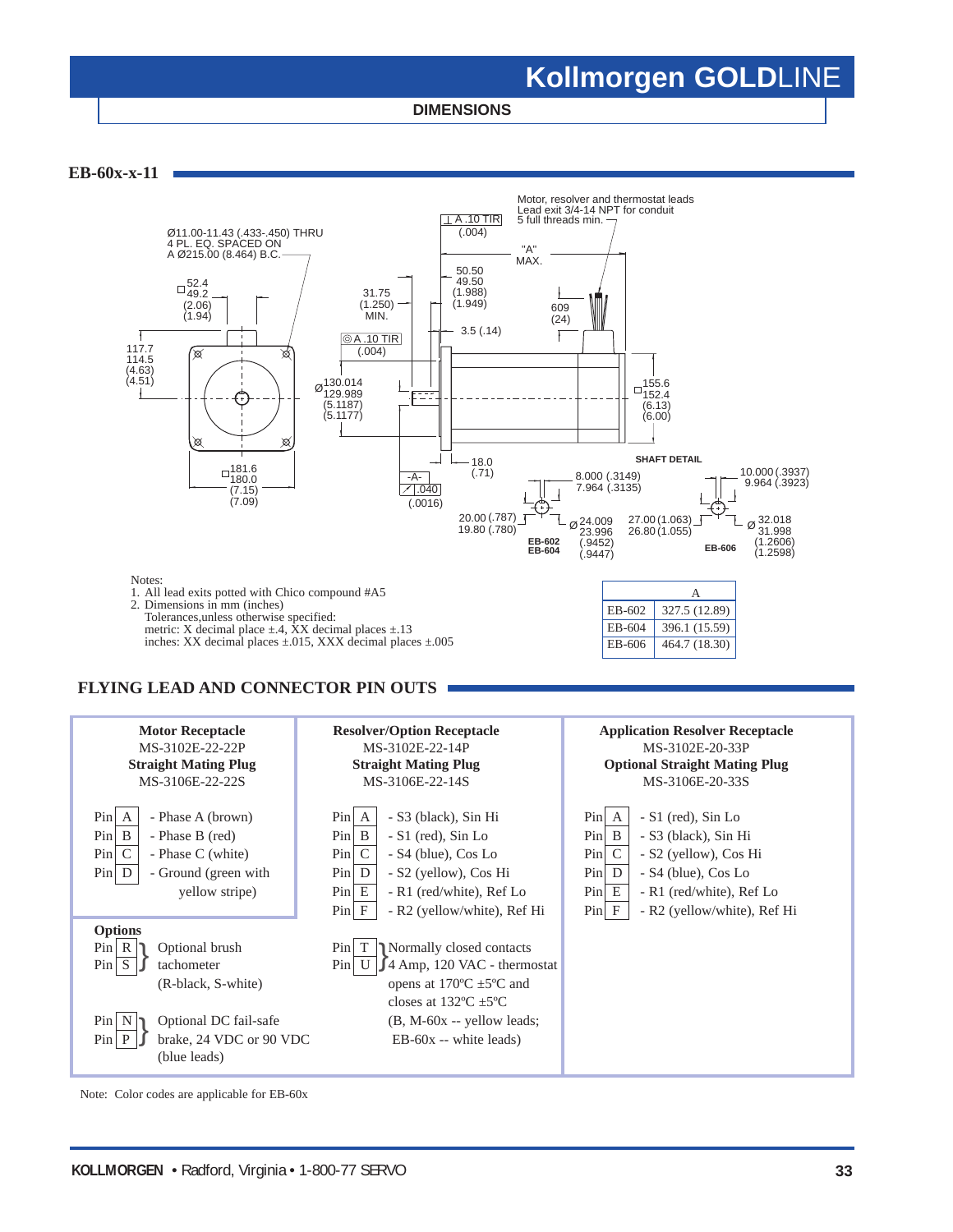# Kollmorgen GOLDLINE

**DIMENSIONS**

## EB-60x-x-11

Ø11.00-11.43 (.433-.450) THRU
4 PL. EQ. SPACED ON
A Ø215.00 (8.464) B.C.

Motor, resolver and thermostat leads
Lead exit 3/4-14 NPT for conduit
5 full threads min.

SHAFT DETAIL

Notes:
1. All lead exits potted with Chico compound #A5
2. Dimensions in mm (inches)
   Tolerances,unless otherwise specified:
   metric: X decimal place ±.4, XX decimal places ±.13
   inches: XX decimal places ±.015, XXX decimal places ±.005

| | A |
|---|---|
| EB-602 | 327.5 (12.89) |
| EB-604 | 396.1 (15.59) |
| EB-606 | 464.7 (18.30) |

## FLYING LEAD AND CONNECTOR PIN OUTS

**Motor Receptacle**
MS-3102E-22-22P
**Straight Mating Plug**
MS-3106E-22-22S

- Pin A - Phase A (brown)
- Pin B - Phase B (red)
- Pin C - Phase C (white)
- Pin D - Ground (green with yellow stripe)

**Resolver/Option Receptacle**
MS-3102E-22-14P
**Straight Mating Plug**
MS-3106E-22-14S

- Pin A - S3 (black), Sin Hi
- Pin B - S1 (red), Sin Lo
- Pin C - S4 (blue), Cos Lo
- Pin D - S2 (yellow), Cos Hi
- Pin E - R1 (red/white), Ref Lo
- Pin F - R2 (yellow/white), Ref Hi

**Application Resolver Receptacle**
MS-3102E-20-33P
**Optional Straight Mating Plug**
MS-3106E-20-33S

- Pin A - S1 (red), Sin Lo
- Pin B - S3 (black), Sin Hi
- Pin C - S2 (yellow), Cos Hi
- Pin D - S4 (blue), Cos Lo
- Pin E - R1 (red/white), Ref Lo
- Pin F - R2 (yellow/white), Ref Hi

**Options**

- Pin R, Pin S: Optional brush tachometer (R-black, S-white)
- Pin N, Pin P: Optional DC fail-safe brake, 24 VDC or 90 VDC (blue leads)
- Pin T, Pin U: Normally closed contacts 4 Amp, 120 VAC - thermostat opens at 170ºC ±5ºC and closes at 132ºC ±5ºC (B, M-60x -- yellow leads; EB-60x -- white leads)

Note: Color codes are applicable for EB-60x

**KOLLMORGEN** • Radford, Virginia • 1-800-77 SERVO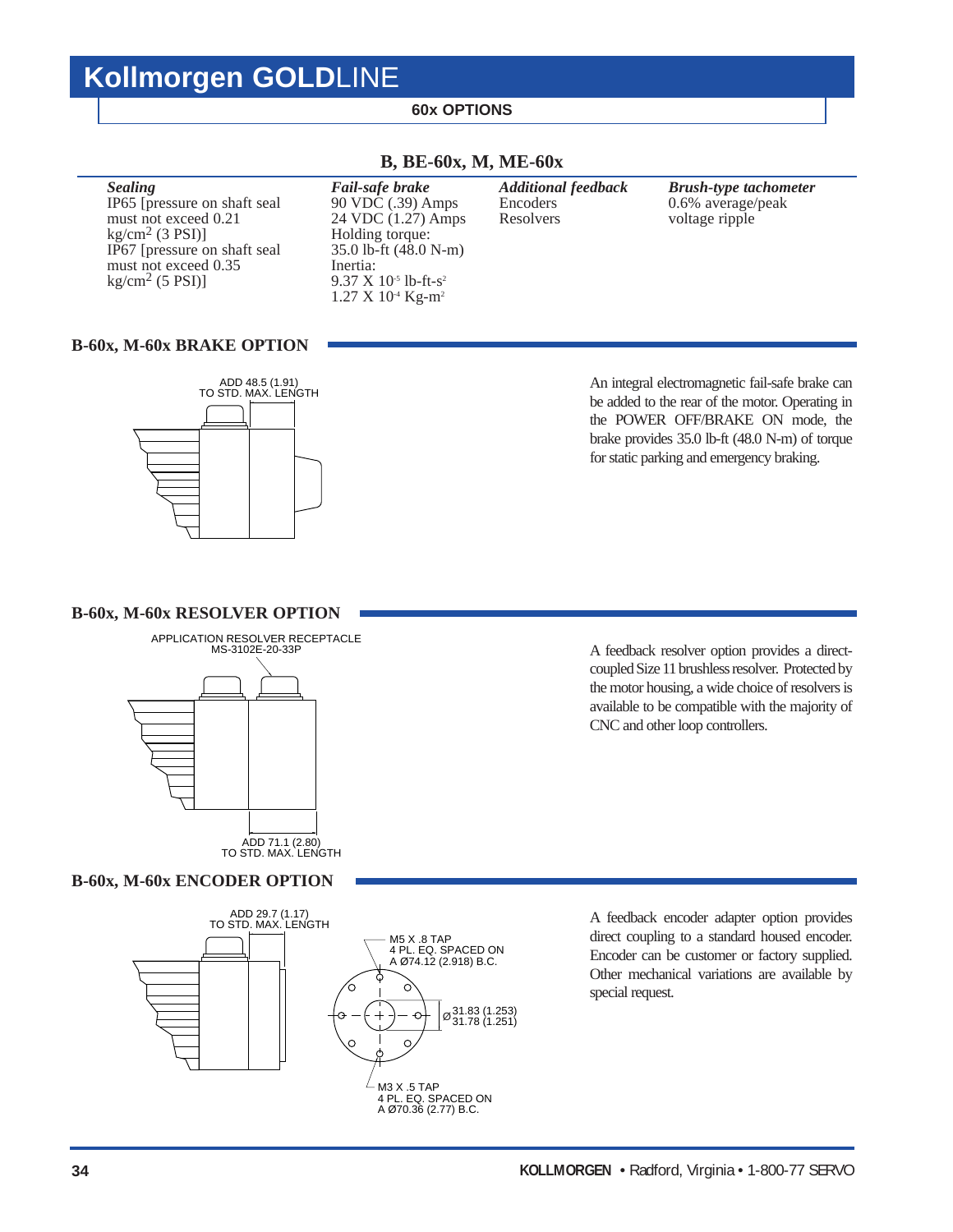# Kollmorgen GOLDLINE

## 60x OPTIONS

### B, BE-60x, M, ME-60x

| *Sealing* | *Fail-safe brake* | *Additional feedback* | *Brush-type tachometer* |
|---|---|---|---|
| IP65 [pressure on shaft seal must not exceed 0.21 kg/cm$^2$ (3 PSI)] IP67 [pressure on shaft seal must not exceed 0.35 kg/cm$^2$ (5 PSI)] | 90 VDC (.39) Amps 24 VDC (1.27) Amps Holding torque: 35.0 lb-ft (48.0 N-m) Inertia: $9.37 \times 10^{-5}$ lb-ft-s$^2$ $1.27 \times 10^{-4}$ Kg-m$^2$ | Encoders Resolvers | 0.6% average/peak voltage ripple |

### B-60x, M-60x BRAKE OPTION

ADD 48.5 (1.91) TO STD. MAX. LENGTH

An integral electromagnetic fail-safe brake can be added to the rear of the motor. Operating in the POWER OFF/BRAKE ON mode, the brake provides 35.0 lb-ft (48.0 N-m) of torque for static parking and emergency braking.

### B-60x, M-60x RESOLVER OPTION

APPLICATION RESOLVER RECEPTACLE MS-3102E-20-33P

ADD 71.1 (2.80) TO STD. MAX. LENGTH

A feedback resolver option provides a direct-coupled Size 11 brushless resolver. Protected by the motor housing, a wide choice of resolvers is available to be compatible with the majority of CNC and other loop controllers.

### B-60x, M-60x ENCODER OPTION

ADD 29.7 (1.17) TO STD. MAX. LENGTH

M5 X .8 TAP 4 PL. EQ. SPACED ON A Ø74.12 (2.918) B.C.

Ø 31.83 (1.253) 31.78 (1.251)

M3 X .5 TAP 4 PL. EQ. SPACED ON A Ø70.36 (2.77) B.C.

A feedback encoder adapter option provides direct coupling to a standard housed encoder. Encoder can be customer or factory supplied. Other mechanical variations are available by special request.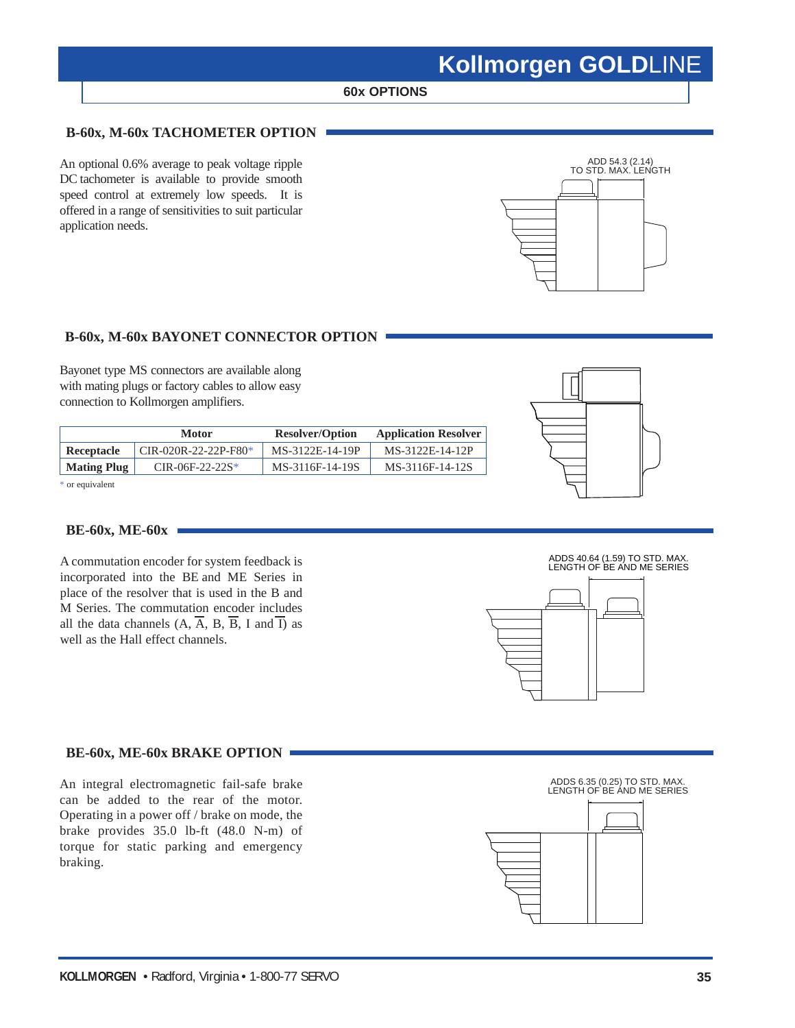## 60x OPTIONS

### B-60x, M-60x TACHOMETER OPTION

An optional 0.6% average to peak voltage ripple DC tachometer is available to provide smooth speed control at extremely low speeds. It is offered in a range of sensitivities to suit particular application needs.

ADD 54.3 (2.14) TO STD. MAX. LENGTH

### B-60x, M-60x BAYONET CONNECTOR OPTION

Bayonet type MS connectors are available along with mating plugs or factory cables to allow easy connection to Kollmorgen amplifiers.

| | Motor | Resolver/Option | Application Resolver |
|---|---|---|---|
| **Receptacle** | CIR-020R-22-22P-F80* | MS-3122E-14-19P | MS-3122E-14-12P |
| **Mating Plug** | CIR-06F-22-22S* | MS-3116F-14-19S | MS-3116F-14-12S |

\* or equivalent

### BE-60x, ME-60x

A commutation encoder for system feedback is incorporated into the BE and ME Series in place of the resolver that is used in the B and M Series. The commutation encoder includes all the data channels (A, $\overline{A}$, B, $\overline{B}$, I and $\overline{I}$) as well as the Hall effect channels.

ADDS 40.64 (1.59) TO STD. MAX. LENGTH OF BE AND ME SERIES

### BE-60x, ME-60x BRAKE OPTION

An integral electromagnetic fail-safe brake can be added to the rear of the motor. Operating in a power off / brake on mode, the brake provides 35.0 lb-ft (48.0 N-m) of torque for static parking and emergency braking.

ADDS 6.35 (0.25) TO STD. MAX. LENGTH OF BE AND ME SERIES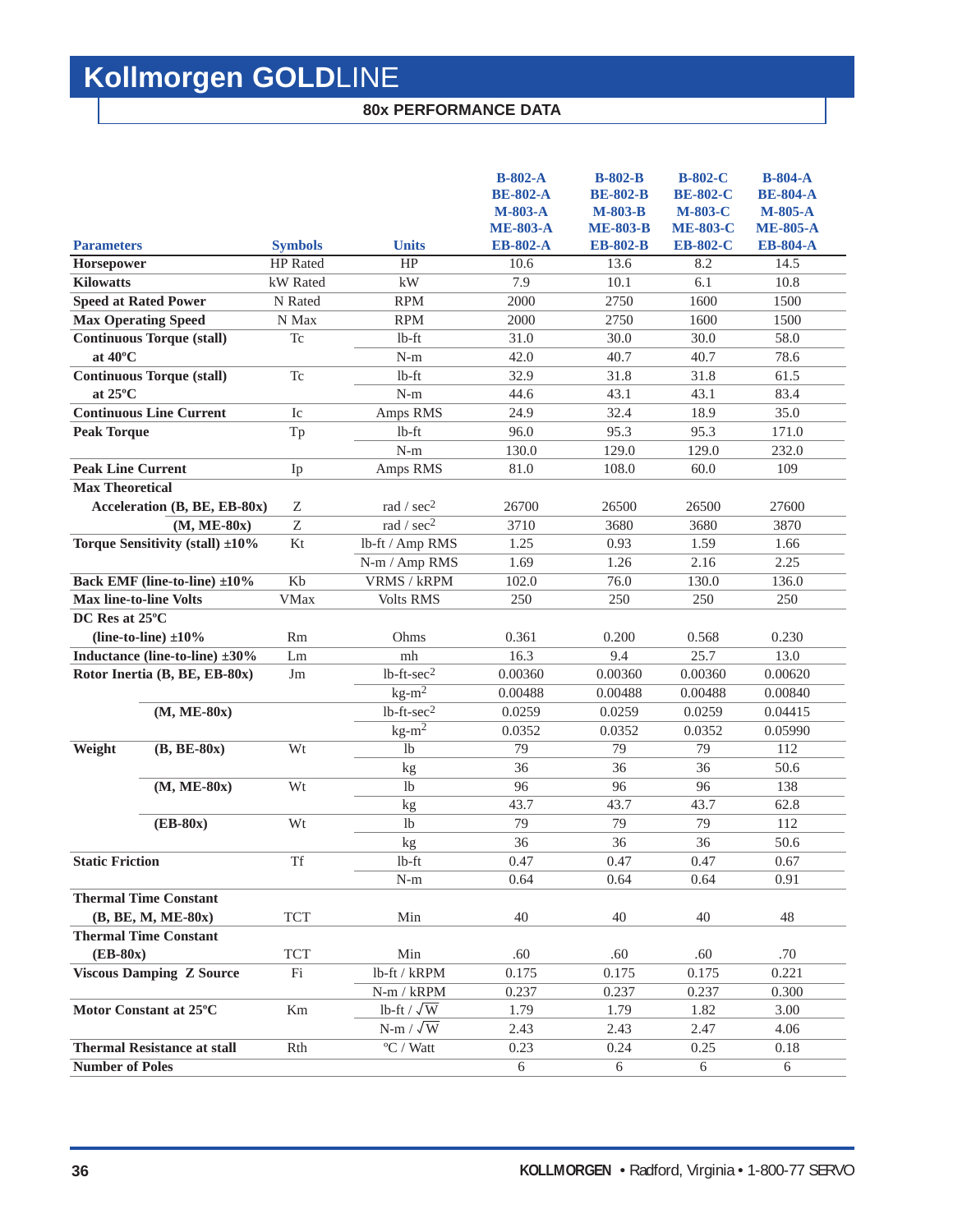# Kollmorgen GOLDLINE

## 80x PERFORMANCE DATA

| Parameters | Symbols | Units | B-802-A<br>BE-802-A<br>M-803-A<br>ME-803-A<br>EB-802-A | B-802-B<br>BE-802-B<br>M-803-B<br>ME-803-B<br>EB-802-B | B-802-C<br>BE-802-C<br>M-803-C<br>ME-803-C<br>EB-802-C | B-804-A<br>BE-804-A<br>M-805-A<br>ME-805-A<br>EB-804-A |
|---|---|---|---|---|---|---|
| **Horsepower** | HP Rated | HP | 10.6 | 13.6 | 8.2 | 14.5 |
| **Kilowatts** | kW Rated | kW | 7.9 | 10.1 | 6.1 | 10.8 |
| **Speed at Rated Power** | N Rated | RPM | 2000 | 2750 | 1600 | 1500 |
| **Max Operating Speed** | N Max | RPM | 2000 | 2750 | 1600 | 1500 |
| **Continuous Torque (stall) at 40ºC** | Tc | lb-ft | 31.0 | 30.0 | 30.0 | 58.0 |
| | | N-m | 42.0 | 40.7 | 40.7 | 78.6 |
| **Continuous Torque (stall) at 25ºC** | Tc | lb-ft | 32.9 | 31.8 | 31.8 | 61.5 |
| | | N-m | 44.6 | 43.1 | 43.1 | 83.4 |
| **Continuous Line Current** | Ic | Amps RMS | 24.9 | 32.4 | 18.9 | 35.0 |
| **Peak Torque** | Tp | lb-ft | 96.0 | 95.3 | 95.3 | 171.0 |
| | | N-m | 130.0 | 129.0 | 129.0 | 232.0 |
| **Peak Line Current** | Ip | Amps RMS | 81.0 | 108.0 | 60.0 | 109 |
| **Max Theoretical Acceleration (B, BE, EB-80x)** | Z | rad / sec$^2$ | 26700 | 26500 | 26500 | 27600 |
| **(M, ME-80x)** | Z | rad / sec$^2$ | 3710 | 3680 | 3680 | 3870 |
| **Torque Sensitivity (stall) ±10%** | Kt | lb-ft / Amp RMS | 1.25 | 0.93 | 1.59 | 1.66 |
| | | N-m / Amp RMS | 1.69 | 1.26 | 2.16 | 2.25 |
| **Back EMF (line-to-line) ±10%** | Kb | VRMS / kRPM | 102.0 | 76.0 | 130.0 | 136.0 |
| **Max line-to-line Volts** | VMax | Volts RMS | 250 | 250 | 250 | 250 |
| **DC Res at 25ºC (line-to-line) ±10%** | Rm | Ohms | 0.361 | 0.200 | 0.568 | 0.230 |
| **Inductance (line-to-line) ±30%** | Lm | mh | 16.3 | 9.4 | 25.7 | 13.0 |
| **Rotor Inertia (B, BE, EB-80x)** | Jm | lb-ft-sec$^2$ | 0.00360 | 0.00360 | 0.00360 | 0.00620 |
| | | kg-m$^2$ | 0.00488 | 0.00488 | 0.00488 | 0.00840 |
| **(M, ME-80x)** | | lb-ft-sec$^2$ | 0.0259 | 0.0259 | 0.0259 | 0.04415 |
| | | kg-m$^2$ | 0.0352 | 0.0352 | 0.0352 | 0.05990 |
| **Weight (B, BE-80x)** | Wt | lb | 79 | 79 | 79 | 112 |
| | | kg | 36 | 36 | 36 | 50.6 |
| **(M, ME-80x)** | Wt | lb | 96 | 96 | 96 | 138 |
| | | kg | 43.7 | 43.7 | 43.7 | 62.8 |
| **(EB-80x)** | Wt | lb | 79 | 79 | 79 | 112 |
| | | kg | 36 | 36 | 36 | 50.6 |
| **Static Friction** | Tf | lb-ft | 0.47 | 0.47 | 0.47 | 0.67 |
| | | N-m | 0.64 | 0.64 | 0.64 | 0.91 |
| **Thermal Time Constant (B, BE, M, ME-80x)** | TCT | Min | 40 | 40 | 40 | 48 |
| **Thermal Time Constant (EB-80x)** | TCT | Min | .60 | .60 | .60 | .70 |
| **Viscous Damping Z Source** | Fi | lb-ft / kRPM | 0.175 | 0.175 | 0.175 | 0.221 |
| | | N-m / kRPM | 0.237 | 0.237 | 0.237 | 0.300 |
| **Motor Constant at 25ºC** | Km | lb-ft / $\sqrt{W}$ | 1.79 | 1.79 | 1.82 | 3.00 |
| | | N-m / $\sqrt{W}$ | 2.43 | 2.43 | 2.47 | 4.06 |
| **Thermal Resistance at stall** | Rth | ºC / Watt | 0.23 | 0.24 | 0.25 | 0.18 |
| **Number of Poles** | | | 6 | 6 | 6 | 6 |

**KOLLMORGEN** • Radford, Virginia • 1-800-77 SERVO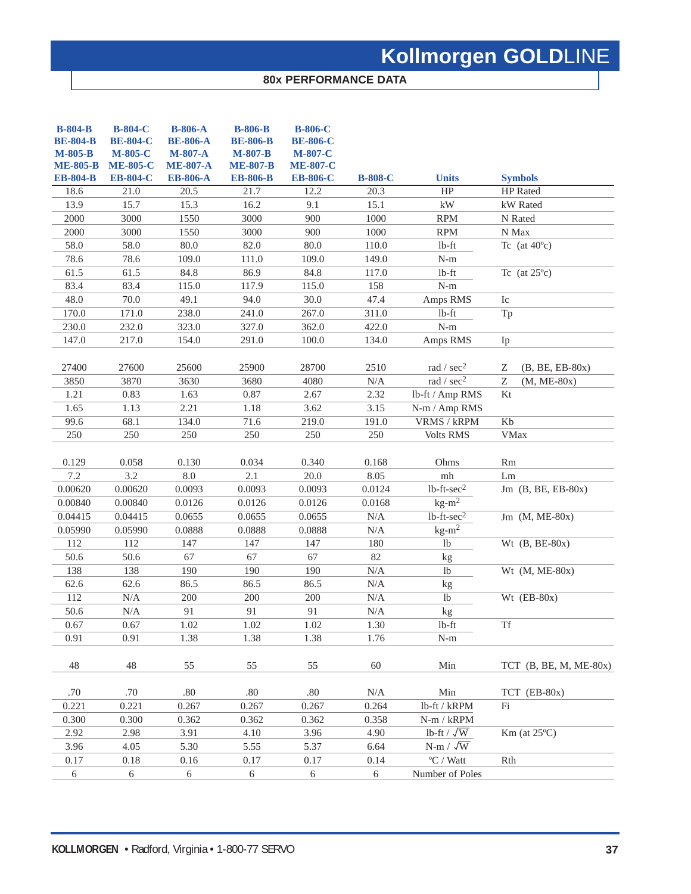# Kollmorgen GOLDLINE

## 80x PERFORMANCE DATA

| B-804-B<br>BE-804-B<br>M-805-B<br>ME-805-B<br>EB-804-B | B-804-C<br>BE-804-C<br>M-805-C<br>ME-805-C<br>EB-804-C | B-806-A<br>BE-806-A<br>M-807-A<br>ME-807-A<br>EB-806-A | B-806-B<br>BE-806-B<br>M-807-B<br>ME-807-B<br>EB-806-B | B-806-C<br>BE-806-C<br>M-807-C<br>ME-807-C<br>EB-806-C | B-808-C | Units | Symbols |
|---|---|---|---|---|---|---|---|
| 18.6 | 21.0 | 20.5 | 21.7 | 12.2 | 20.3 | HP | HP Rated |
| 13.9 | 15.7 | 15.3 | 16.2 | 9.1 | 15.1 | kW | kW Rated |
| 2000 | 3000 | 1550 | 3000 | 900 | 1000 | RPM | N Rated |
| 2000 | 3000 | 1550 | 3000 | 900 | 1000 | RPM | N Max |
| 58.0 | 58.0 | 80.0 | 82.0 | 80.0 | 110.0 | lb-ft | Tc (at 40ºc) |
| 78.6 | 78.6 | 109.0 | 111.0 | 109.0 | 149.0 | N-m | |
| 61.5 | 61.5 | 84.8 | 86.9 | 84.8 | 117.0 | lb-ft | Tc (at 25ºc) |
| 83.4 | 83.4 | 115.0 | 117.9 | 115.0 | 158 | N-m | |
| 48.0 | 70.0 | 49.1 | 94.0 | 30.0 | 47.4 | Amps RMS | Ic |
| 170.0 | 171.0 | 238.0 | 241.0 | 267.0 | 311.0 | lb-ft | Tp |
| 230.0 | 232.0 | 323.0 | 327.0 | 362.0 | 422.0 | N-m | |
| 147.0 | 217.0 | 154.0 | 291.0 | 100.0 | 134.0 | Amps RMS | Ip |
| 27400 | 27600 | 25600 | 25900 | 28700 | 2510 | rad / sec$^2$ | Z (B, BE, EB-80x) |
| 3850 | 3870 | 3630 | 3680 | 4080 | N/A | rad / sec$^2$ | Z (M, ME-80x) |
| 1.21 | 0.83 | 1.63 | 0.87 | 2.67 | 2.32 | lb-ft / Amp RMS | Kt |
| 1.65 | 1.13 | 2.21 | 1.18 | 3.62 | 3.15 | N-m / Amp RMS | |
| 99.6 | 68.1 | 134.0 | 71.6 | 219.0 | 191.0 | VRMS / kRPM | Kb |
| 250 | 250 | 250 | 250 | 250 | 250 | Volts RMS | VMax |
| 0.129 | 0.058 | 0.130 | 0.034 | 0.340 | 0.168 | Ohms | Rm |
| 7.2 | 3.2 | 8.0 | 2.1 | 20.0 | 8.05 | mh | Lm |
| 0.00620 | 0.00620 | 0.0093 | 0.0093 | 0.0093 | 0.0124 | lb-ft-sec$^2$ | Jm (B, BE, EB-80x) |
| 0.00840 | 0.00840 | 0.0126 | 0.0126 | 0.0126 | 0.0168 | kg-m$^2$ | |
| 0.04415 | 0.04415 | 0.0655 | 0.0655 | 0.0655 | N/A | lb-ft-sec$^2$ | Jm (M, ME-80x) |
| 0.05990 | 0.05990 | 0.0888 | 0.0888 | 0.0888 | N/A | kg-m$^2$ | |
| 112 | 112 | 147 | 147 | 147 | 180 | lb | Wt (B, BE-80x) |
| 50.6 | 50.6 | 67 | 67 | 67 | 82 | kg | |
| 138 | 138 | 190 | 190 | 190 | N/A | lb | Wt (M, ME-80x) |
| 62.6 | 62.6 | 86.5 | 86.5 | 86.5 | N/A | kg | |
| 112 | N/A | 200 | 200 | 200 | N/A | lb | Wt (EB-80x) |
| 50.6 | N/A | 91 | 91 | 91 | N/A | kg | |
| 0.67 | 0.67 | 1.02 | 1.02 | 1.02 | 1.30 | lb-ft | Tf |
| 0.91 | 0.91 | 1.38 | 1.38 | 1.38 | 1.76 | N-m | |
| 48 | 48 | 55 | 55 | 55 | 60 | Min | TCT (B, BE, M, ME-80x) |
| .70 | .70 | .80 | .80 | .80 | N/A | Min | TCT (EB-80x) |
| 0.221 | 0.221 | 0.267 | 0.267 | 0.267 | 0.264 | lb-ft / kRPM | Fi |
| 0.300 | 0.300 | 0.362 | 0.362 | 0.362 | 0.358 | N-m / kRPM | |
| 2.92 | 2.98 | 3.91 | 4.10 | 3.96 | 4.90 | lb-ft / $\sqrt{W}$ | Km (at 25ºC) |
| 3.96 | 4.05 | 5.30 | 5.55 | 5.37 | 6.64 | N-m / $\sqrt{W}$ | |
| 0.17 | 0.18 | 0.16 | 0.17 | 0.17 | 0.14 | ºC / Watt | Rth |
| 6 | 6 | 6 | 6 | 6 | 6 | Number of Poles | |

**KOLLMORGEN** • Radford, Virginia • 1-800-77 SERVO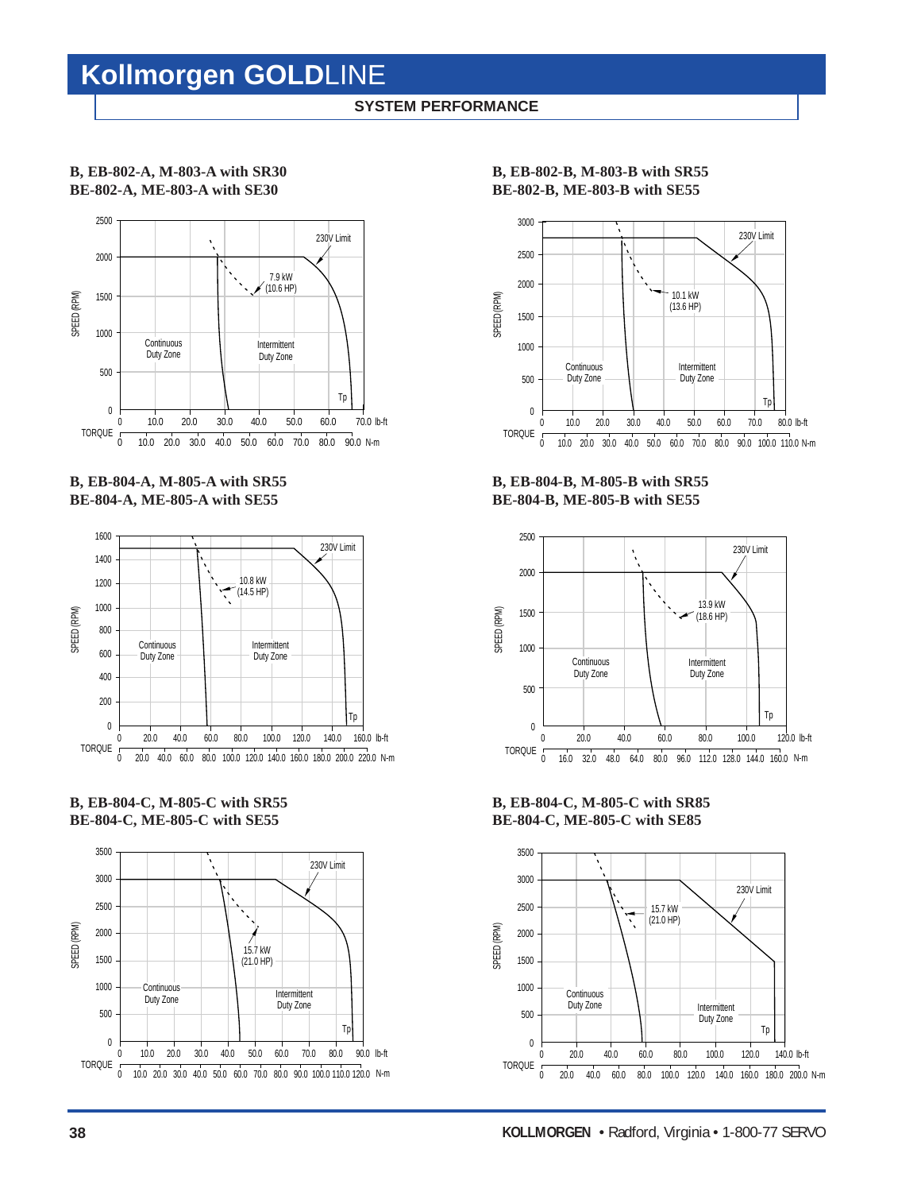# Kollmorgen GOLDLINE

## SYSTEM PERFORMANCE

**B, EB-802-A, M-803-A with SR30**
**BE-802-A, ME-803-A with SE30**

SPEED (RPM): 0, 500, 1000, 1500, 2000, 2500

TORQUE: 0, 10.0, 20.0, 30.0, 40.0, 50.0, 60.0, 70.0 lb-ft
0, 10.0, 20.0, 30.0, 40.0, 50.0, 60.0, 70.0, 80.0, 90.0 N-m

230V Limit
7.9 kW (10.6 HP)
Continuous Duty Zone
Intermittent Duty Zone
Tp

**B, EB-802-B, M-803-B with SR55**
**BE-802-B, ME-803-B with SE55**

SPEED (RPM): 0, 500, 1000, 1500, 2000, 2500, 3000

TORQUE: 0, 10.0, 20.0, 30.0, 40.0, 50.0, 60.0, 70.0, 80.0 lb-ft
0, 10.0, 20.0, 30.0, 40.0, 50.0, 60.0, 70.0, 80.0, 90.0, 100.0, 110.0 N-m

230V Limit
10.1 kW (13.6 HP)
Continuous Duty Zone
Intermittent Duty Zone
Tp

**B, EB-804-A, M-805-A with SR55**
**BE-804-A, ME-805-A with SE55**

SPEED (RPM): 0, 200, 400, 600, 800, 1000, 1200, 1400, 1600

TORQUE: 0, 20.0, 40.0, 60.0, 80.0, 100.0, 120.0, 140.0, 160.0 lb-ft
0, 20.0, 40.0, 60.0, 80.0, 100.0, 120.0, 140.0, 160.0, 180.0, 200.0, 220.0 N-m

230V Limit
10.8 kW (14.5 HP)
Continuous Duty Zone
Intermittent Duty Zone
Tp

**B, EB-804-B, M-805-B with SR55**
**BE-804-B, ME-805-B with SE55**

SPEED (RPM): 0, 500, 1000, 1500, 2000, 2500

TORQUE: 0, 20.0, 40.0, 60.0, 80.0, 100.0, 120.0 lb-ft
0, 16.0, 32.0, 48.0, 64.0, 80.0, 96.0, 112.0, 128.0, 144.0, 160.0 N-m

230V Limit
13.9 kW (18.6 HP)
Continuous Duty Zone
Intermittent Duty Zone
Tp

**B, EB-804-C, M-805-C with SR55**
**BE-804-C, ME-805-C with SE55**

SPEED (RPM): 0, 500, 1000, 1500, 2000, 2500, 3000, 3500

TORQUE: 0, 10.0, 20.0, 30.0, 40.0, 50.0, 60.0, 70.0, 80.0, 90.0 lb-ft
0, 10.0, 20.0, 30.0, 40.0, 50.0, 60.0, 70.0, 80.0, 90.0, 100.0, 110.0, 120.0 N-m

230V Limit
15.7 kW (21.0 HP)
Continuous Duty Zone
Intermittent Duty Zone
Tp

**B, EB-804-C, M-805-C with SR85**
**BE-804-C, ME-805-C with SE85**

SPEED (RPM): 0, 500, 1000, 1500, 2000, 2500, 3000, 3500

TORQUE: 0, 20.0, 40.0, 60.0, 80.0, 100.0, 120.0, 140.0 lb-ft
0, 20.0, 40.0, 60.0, 80.0, 100.0, 120.0, 140.0, 160.0, 180.0, 200.0 N-m

230V Limit
15.7 kW (21.0 HP)
Continuous Duty Zone
Intermittent Duty Zone
Tp

**KOLLMORGEN** • Radford, Virginia • 1-800-77 SERVO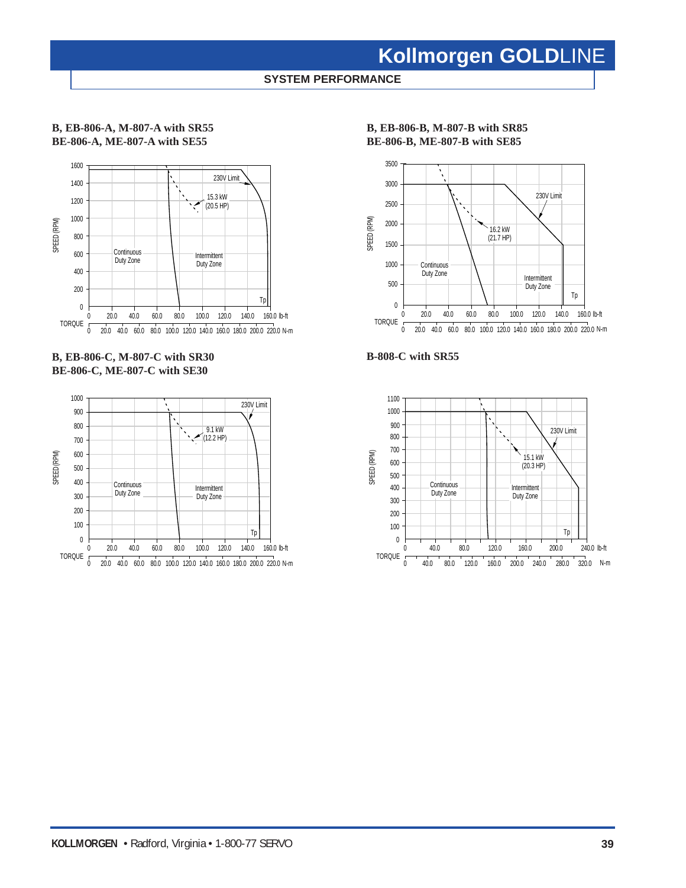# Kollmorgen GOLDLINE

## SYSTEM PERFORMANCE

**B, EB-806-A, M-807-A with SR55**
**BE-806-A, ME-807-A with SE55**

SPEED (RPM): 0, 200, 400, 600, 800, 1000, 1200, 1400, 1600

TORQUE: 0, 20.0, 40.0, 60.0, 80.0, 100.0, 120.0, 140.0, 160.0 lb-ft

0, 20.0, 40.0, 60.0, 80.0, 100.0, 120.0, 140.0, 160.0, 180.0, 200.0, 220.0 N-m

230V Limit

15.3 kW (20.5 HP)

Continuous Duty Zone

Intermittent Duty Zone

Tp

**B, EB-806-B, M-807-B with SR85**
**BE-806-B, ME-807-B with SE85**

SPEED (RPM): 0, 500, 1000, 1500, 2000, 2500, 3000, 3500

TORQUE: 0, 20.0, 40.0, 60.0, 80.0, 100.0, 120.0, 140.0, 160.0 lb-ft

0, 20.0, 40.0, 60.0, 80.0, 100.0, 120.0, 140.0, 160.0, 180.0, 200.0, 220.0 N-m

230V Limit

16.2 kW (21.7 HP)

Continuous Duty Zone

Intermittent Duty Zone

Tp

**B, EB-806-C, M-807-C with SR30**
**BE-806-C, ME-807-C with SE30**

SPEED (RPM): 0, 100, 200, 300, 400, 500, 600, 700, 800, 900, 1000

TORQUE: 0, 20.0, 40.0, 60.0, 80.0, 100.0, 120.0, 140.0, 160.0 lb-ft

0, 20.0, 40.0, 60.0, 80.0, 100.0, 120.0, 140.0, 160.0, 180.0, 200.0, 220.0 N-m

230V Limit

9.1 kW (12.2 HP)

Continuous Duty Zone

Intermittent Duty Zone

Tp

**B-808-C with SR55**

SPEED (RPM): 0, 100, 200, 300, 400, 500, 600, 700, 800, 900, 1000, 1100

TORQUE: 0, 40.0, 80.0, 120.0, 160.0, 200.0, 240.0 lb-ft

0, 40.0, 80.0, 120.0, 160.0, 200.0, 240.0, 280.0, 320.0 N-m

230V Limit

15.1 kW (20.3 HP)

Continuous Duty Zone

Intermittent Duty Zone

Tp

**KOLLMORGEN** • Radford, Virginia • 1-800-77 SERVO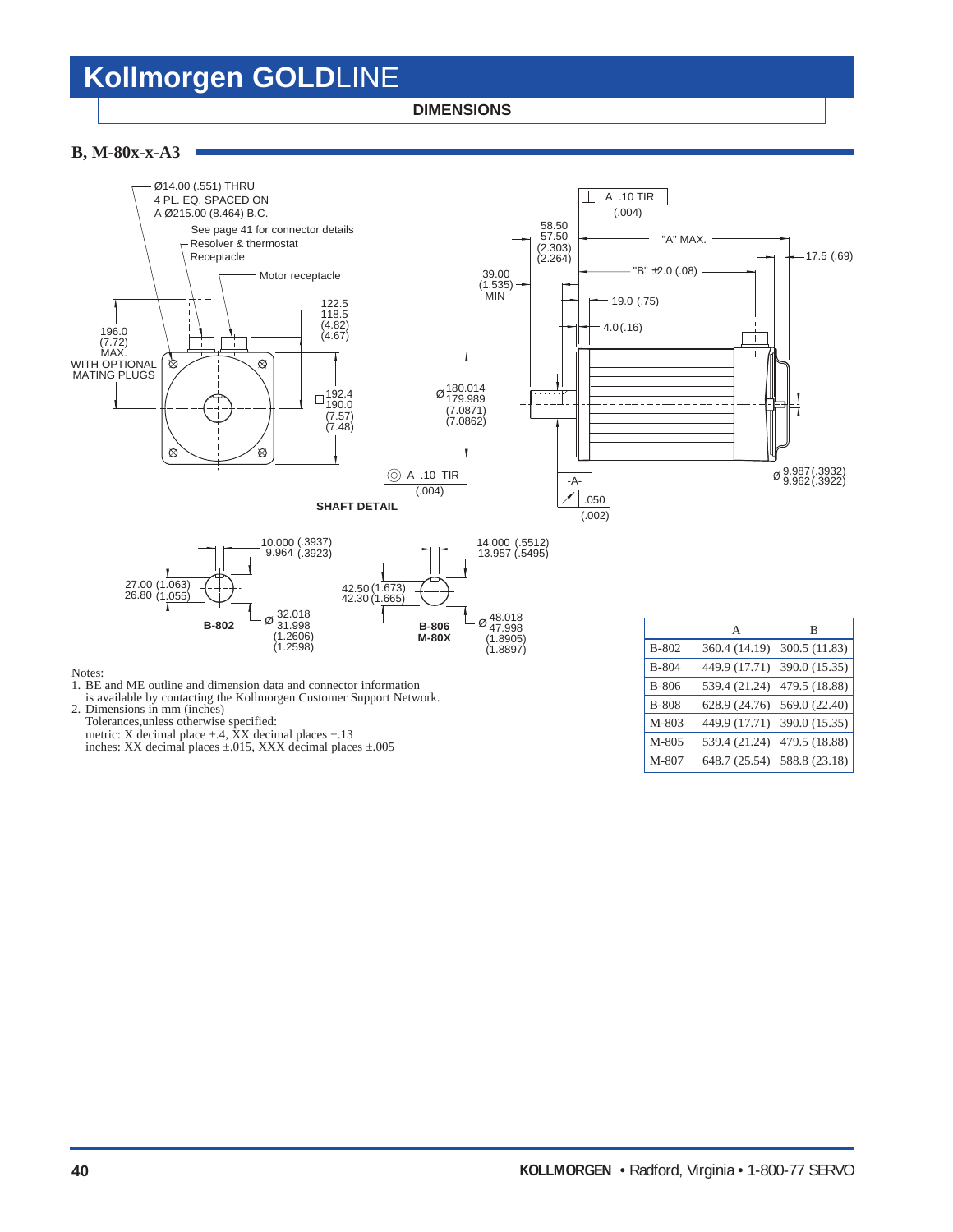# Kollmorgen GOLDLINE

**DIMENSIONS**

## B, M-80x-x-A3

Ø14.00 (.551) THRU
4 PL. EQ. SPACED ON
A Ø215.00 (8.464) B.C.

See page 41 for connector details

Resolver & thermostat Receptacle

Motor receptacle

196.0 (7.72) MAX. WITH OPTIONAL MATING PLUGS

122.5 / 118.5 (4.82) / (4.67)

□ 192.4 / 190.0 (7.57) / (7.48)

39.00 (1.535) MIN

58.50 / 57.50 (2.303) / (2.264)

A .10 TIR (.004)

"A" MAX.

"B" ±2.0 (.08)

17.5 (.69)

19.0 (.75)

4.0 (.16)

Ø 180.014 / 179.989 (7.0871) / (7.0862)

A .10 TIR (.004)

-A-

.050 (.002)

Ø 9.987 (.3932) / 9.962 (.3922)

**SHAFT DETAIL**

**B-802**: 10.000 (.3937) / 9.964 (.3923); 27.00 (1.063) / 26.80 (1.055); Ø 32.018 / 31.998 (1.2606) / (1.2598)

**B-806, M-80X**: 14.000 (.5512) / 13.957 (.5495); 42.50 (1.673) / 42.30 (1.665); Ø 48.018 / 47.998 (1.8905) / (1.8897)

| | A | B |
|---|---|---|
| B-802 | 360.4 (14.19) | 300.5 (11.83) |
| B-804 | 449.9 (17.71) | 390.0 (15.35) |
| B-806 | 539.4 (21.24) | 479.5 (18.88) |
| B-808 | 628.9 (24.76) | 569.0 (22.40) |
| M-803 | 449.9 (17.71) | 390.0 (15.35) |
| M-805 | 539.4 (21.24) | 479.5 (18.88) |
| M-807 | 648.7 (25.54) | 588.8 (23.18) |

Notes:

1. BE and ME outline and dimension data and connector information is available by contacting the Kollmorgen Customer Support Network.
2. Dimensions in mm (inches)
   Tolerances,unless otherwise specified:
   metric: X decimal place ±.4, XX decimal places ±.13
   inches: XX decimal places ±.015, XXX decimal places ±.005

**KOLLMORGEN** • Radford, Virginia • 1-800-77 SERVO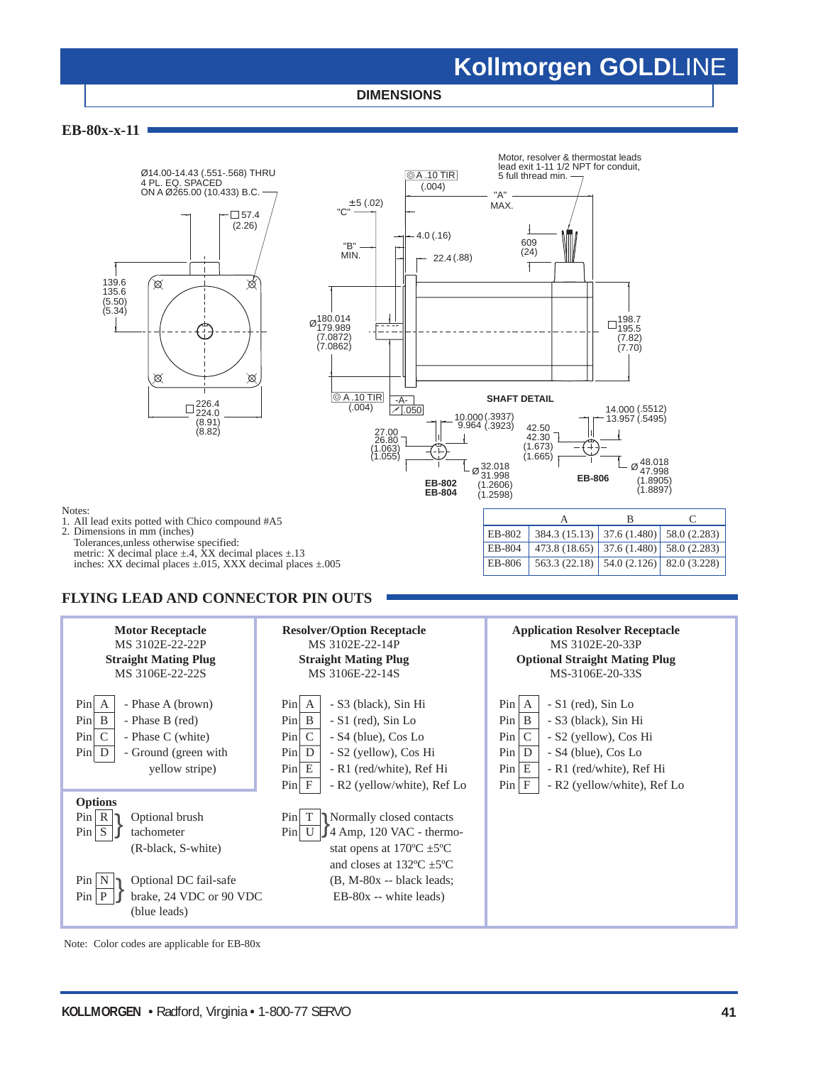# Kollmorgen GOLDLINE

## DIMENSIONS

### EB-80x-x-11

Ø14.00-14.43 (.551-.568) THRU 4 PL. EQ. SPACED ON A Ø265.00 (10.433) B.C.

□57.4 (2.26)

139.6 135.6 (5.50) (5.34)

□226.4 224.0 (8.91) (8.82)

◎ A .10 TIR (.004)

±5 (.02) "C"

"B" MIN.

4.0 (.16)

22.4 (.88)

Motor, resolver & thermostat leads lead exit 1-11 1/2 NPT for conduit, 5 full thread min.

"A" MAX.

609 (24)

Ø180.014 179.989 (7.0872) (7.0862)

□198.7 195.5 (7.82) (7.70)

◎ A .10 TIR (.004)

-A- ⌿ .050

**SHAFT DETAIL**

10.000 (.3937) 9.964 (.3923)

27.00 26.80 (1.063) (1.055)

Ø 32.018 31.998 (1.2606) (1.2598)

EB-802 EB-804

14.000 (.5512) 13.957 (.5495)

42.50 42.30 (1.673) (1.665)

Ø 48.018 47.998 (1.8905) (1.8897)

EB-806

Notes:
1. All lead exits potted with Chico compound #A5
2. Dimensions in mm (inches)
   Tolerances,unless otherwise specified:
   metric: X decimal place ±.4, XX decimal places ±.13
   inches: XX decimal places ±.015, XXX decimal places ±.005

| | A | B | C |
|---|---|---|---|
| EB-802 | 384.3 (15.13) | 37.6 (1.480) | 58.0 (2.283) |
| EB-804 | 473.8 (18.65) | 37.6 (1.480) | 58.0 (2.283) |
| EB-806 | 563.3 (22.18) | 54.0 (2.126) | 82.0 (3.228) |

### FLYING LEAD AND CONNECTOR PIN OUTS

**Motor Receptacle**
MS 3102E-22-22P
**Straight Mating Plug**
MS 3106E-22-22S

- Pin A - Phase A (brown)
- Pin B - Phase B (red)
- Pin C - Phase C (white)
- Pin D - Ground (green with yellow stripe)

**Resolver/Option Receptacle**
MS 3102E-22-14P
**Straight Mating Plug**
MS 3106E-22-14S

- Pin A - S3 (black), Sin Hi
- Pin B - S1 (red), Sin Lo
- Pin C - S4 (blue), Cos Lo
- Pin D - S2 (yellow), Cos Hi
- Pin E - R1 (red/white), Ref Hi
- Pin F - R2 (yellow/white), Ref Lo

**Application Resolver Receptacle**
MS 3102E-20-33P
**Optional Straight Mating Plug**
MS-3106E-20-33S

- Pin A - S1 (red), Sin Lo
- Pin B - S3 (black), Sin Hi
- Pin C - S2 (yellow), Cos Hi
- Pin D - S4 (blue), Cos Lo
- Pin E - R1 (red/white), Ref Hi
- Pin F - R2 (yellow/white), Ref Lo

**Options**

- Pin R, Pin S } Optional brush tachometer (R-black, S-white)
- Pin N, Pin P } Optional DC fail-safe brake, 24 VDC or 90 VDC (blue leads)
- Pin T, Pin U } Normally closed contacts 4 Amp, 120 VAC - thermostat opens at 170ºC ±5ºC and closes at 132ºC ±5ºC (B, M-80x -- black leads; EB-80x -- white leads)

Note: Color codes are applicable for EB-80x

KOLLMORGEN • Radford, Virginia • 1-800-77 SERVO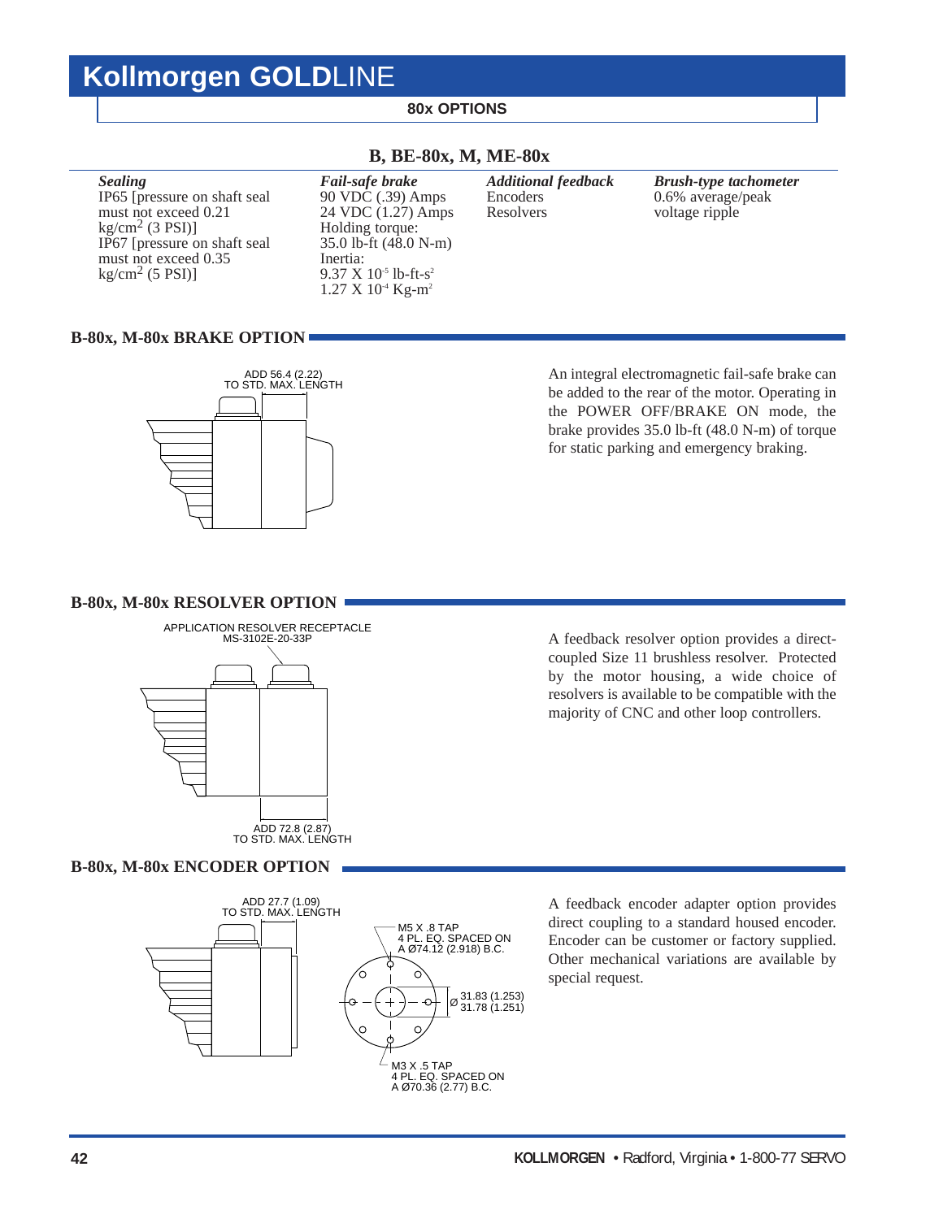# Kollmorgen GOLDLINE

**80x OPTIONS**

## B, BE-80x, M, ME-80x

| *Sealing* | *Fail-safe brake* | *Additional feedback* | *Brush-type tachometer* |
|---|---|---|---|
| IP65 [pressure on shaft seal must not exceed 0.21 kg/cm$^2$ (3 PSI)]<br>IP67 [pressure on shaft seal must not exceed 0.35 kg/cm$^2$ (5 PSI)] | 90 VDC (.39) Amps<br>24 VDC (1.27) Amps<br>Holding torque:<br>35.0 lb-ft (48.0 N-m)<br>Inertia:<br>9.37 X $10^{-5}$ lb-ft-s$^2$<br>1.27 X $10^{-4}$ Kg-m$^2$ | Encoders<br>Resolvers | 0.6% average/peak voltage ripple |

### B-80x, M-80x BRAKE OPTION

ADD 56.4 (2.22)
TO STD. MAX. LENGTH

An integral electromagnetic fail-safe brake can be added to the rear of the motor. Operating in the POWER OFF/BRAKE ON mode, the brake provides 35.0 lb-ft (48.0 N-m) of torque for static parking and emergency braking.

### B-80x, M-80x RESOLVER OPTION

APPLICATION RESOLVER RECEPTACLE
MS-3102E-20-33P

ADD 72.8 (2.87)
TO STD. MAX. LENGTH

A feedback resolver option provides a direct-coupled Size 11 brushless resolver. Protected by the motor housing, a wide choice of resolvers is available to be compatible with the majority of CNC and other loop controllers.

### B-80x, M-80x ENCODER OPTION

ADD 27.7 (1.09)
TO STD. MAX. LENGTH

M5 X .8 TAP
4 PL. EQ. SPACED ON
A Ø74.12 (2.918) B.C.

Ø 31.83 (1.253)
31.78 (1.251)

M3 X .5 TAP
4 PL. EQ. SPACED ON
A Ø70.36 (2.77) B.C.

A feedback encoder adapter option provides direct coupling to a standard housed encoder. Encoder can be customer or factory supplied. Other mechanical variations are available by special request.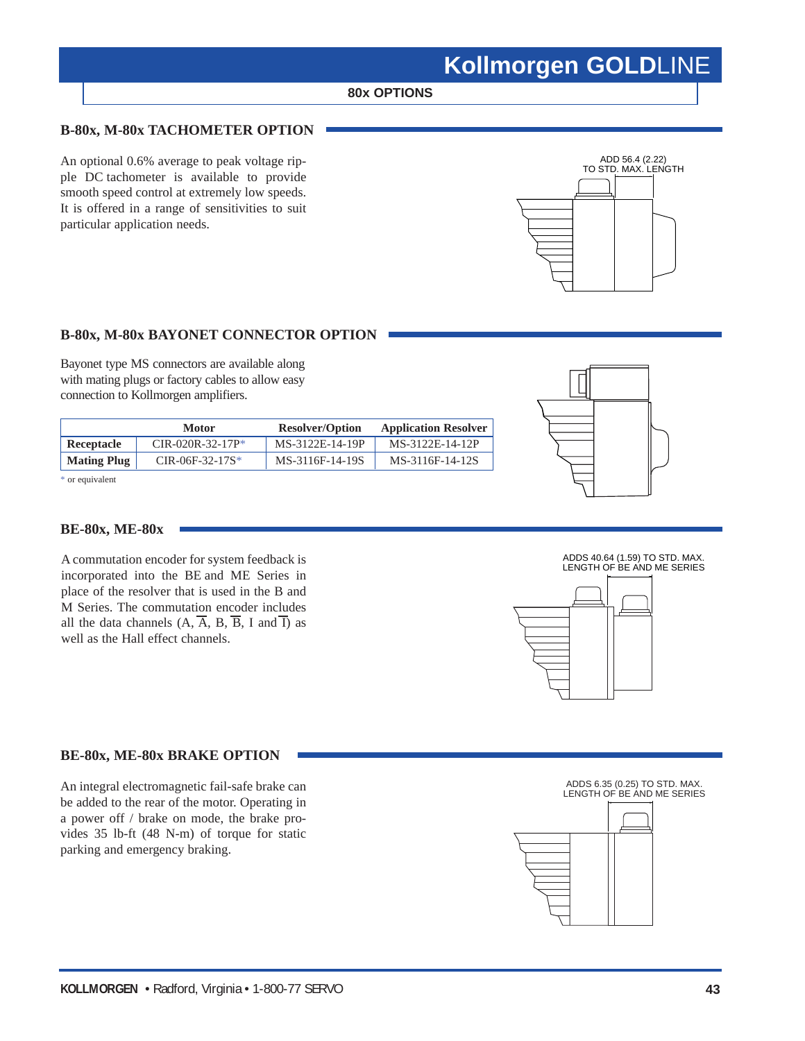## 80x OPTIONS

### B-80x, M-80x TACHOMETER OPTION

An optional 0.6% average to peak voltage ripple DC tachometer is available to provide smooth speed control at extremely low speeds. It is offered in a range of sensitivities to suit particular application needs.

ADD 56.4 (2.22) TO STD. MAX. LENGTH

### B-80x, M-80x BAYONET CONNECTOR OPTION

Bayonet type MS connectors are available along with mating plugs or factory cables to allow easy connection to Kollmorgen amplifiers.

| | Motor | Resolver/Option | Application Resolver |
|---|---|---|---|
| **Receptacle** | CIR-020R-32-17P* | MS-3122E-14-19P | MS-3122E-14-12P |
| **Mating Plug** | CIR-06F-32-17S* | MS-3116F-14-19S | MS-3116F-14-12S |

* or equivalent

### BE-80x, ME-80x

A commutation encoder for system feedback is incorporated into the BE and ME Series in place of the resolver that is used in the B and M Series. The commutation encoder includes all the data channels (A, $\overline{A}$, B, $\overline{B}$, I and $\overline{I}$) as well as the Hall effect channels.

ADDS 40.64 (1.59) TO STD. MAX. LENGTH OF BE AND ME SERIES

### BE-80x, ME-80x BRAKE OPTION

An integral electromagnetic fail-safe brake can be added to the rear of the motor. Operating in a power off / brake on mode, the brake provides 35 lb-ft (48 N-m) of torque for static parking and emergency braking.

ADDS 6.35 (0.25) TO STD. MAX. LENGTH OF BE AND ME SERIES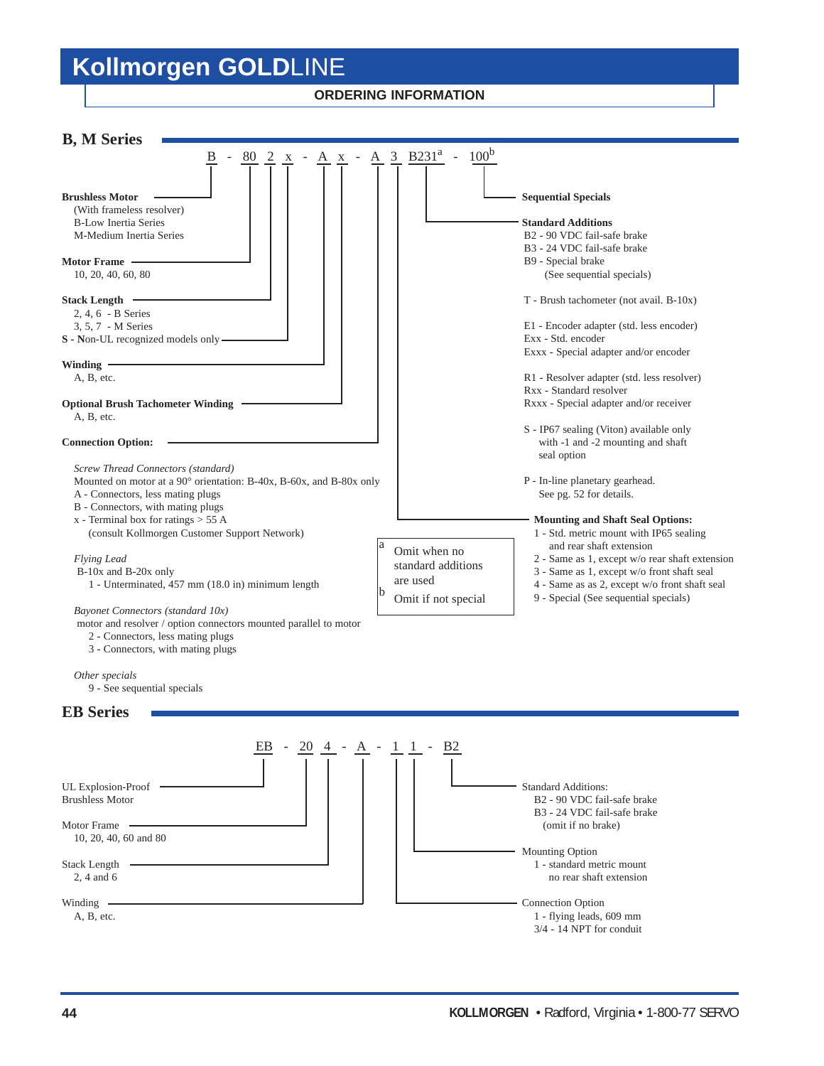# Kollmorgen GOLDLINE

**ORDERING INFORMATION**

## B, M Series

B - 80 2 x - A x - A 3 B231[a] - 100[b]

**Brushless Motor**
(With frameless resolver)
B-Low Inertia Series
M-Medium Inertia Series

**Motor Frame**
10, 20, 40, 60, 80

**Stack Length**
2, 4, 6 - B Series
3, 5, 7 - M Series
**S - N**on-UL recognized models only

**Winding**
A, B, etc.

**Optional Brush Tachometer Winding**
A, B, etc.

**Connection Option:**

*Screw Thread Connectors (standard)*
Mounted on motor at a 90° orientation: B-40x, B-60x, and B-80x only
A - Connectors, less mating plugs
B - Connectors, with mating plugs
x - Terminal box for ratings > 55 A
(consult Kollmorgen Customer Support Network)

*Flying Lead*
B-10x and B-20x only
1 - Unterminated, 457 mm (18.0 in) minimum length

*Bayonet Connectors (standard 10x)*
motor and resolver / option connectors mounted parallel to motor
2 - Connectors, less mating plugs
3 - Connectors, with mating plugs

*Other specials*
9 - See sequential specials

**Sequential Specials**

**Standard Additions**
B2 - 90 VDC fail-safe brake
B3 - 24 VDC fail-safe brake
B9 - Special brake
(See sequential specials)

T - Brush tachometer (not avail. B-10x)

E1 - Encoder adapter (std. less encoder)
Exx - Std. encoder
Exxx - Special adapter and/or encoder

R1 - Resolver adapter (std. less resolver)
Rxx - Standard resolver
Rxxx - Special adapter and/or receiver

S - IP67 sealing (Viton) available only with -1 and -2 mounting and shaft seal option

P - In-line planetary gearhead. See pg. 52 for details.

**Mounting and Shaft Seal Options:**
1 - Std. metric mount with IP65 sealing and rear shaft extension
2 - Same as 1, except w/o rear shaft extension
3 - Same as 1, except w/o front shaft seal
4 - Same as as 2, except w/o front shaft seal
9 - Special (See sequential specials)

[a] Omit when no standard additions are used
[b] Omit if not special

## EB Series

EB - 20 4 - A - 1 1 - B2

UL Explosion-Proof Brushless Motor

Motor Frame
10, 20, 40, 60 and 80

Stack Length
2, 4 and 6

Winding
A, B, etc.

Standard Additions:
B2 - 90 VDC fail-safe brake
B3 - 24 VDC fail-safe brake
(omit if no brake)

Mounting Option
1 - standard metric mount no rear shaft extension

Connection Option
1 - flying leads, 609 mm
3/4 - 14 NPT for conduit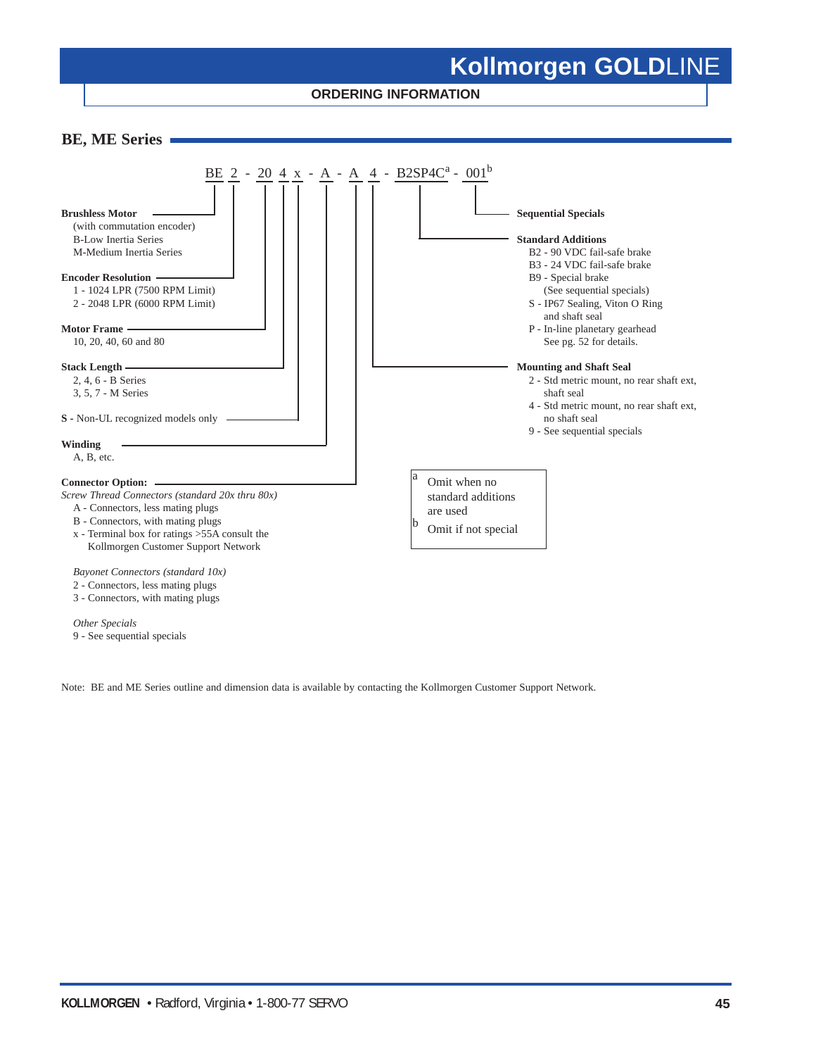## ORDERING INFORMATION

### BE, ME Series

BE 2 - 20 4 x - A - A 4 - B2SP4C[a] - 001[b]

**Brushless Motor**
(with commutation encoder)
B-Low Inertia Series
M-Medium Inertia Series

**Encoder Resolution**
1 - 1024 LPR (7500 RPM Limit)
2 - 2048 LPR (6000 RPM Limit)

**Motor Frame**
10, 20, 40, 60 and 80

**Stack Length**
2, 4, 6 - B Series
3, 5, 7 - M Series

**S -** Non-UL recognized models only

**Winding**
A, B, etc.

**Connector Option:**
*Screw Thread Connectors (standard 20x thru 80x)*
A - Connectors, less mating plugs
B - Connectors, with mating plugs
x - Terminal box for ratings >55A consult the Kollmorgen Customer Support Network

*Bayonet Connectors (standard 10x)*
2 - Connectors, less mating plugs
3 - Connectors, with mating plugs

*Other Specials*
9 - See sequential specials

**Sequential Specials**

**Standard Additions**
B2 - 90 VDC fail-safe brake
B3 - 24 VDC fail-safe brake
B9 - Special brake (See sequential specials)
S - IP67 Sealing, Viton O Ring and shaft seal
P - In-line planetary gearhead See pg. 52 for details.

**Mounting and Shaft Seal**
2 - Std metric mount, no rear shaft ext, shaft seal
4 - Std metric mount, no rear shaft ext, no shaft seal
9 - See sequential specials

[a] Omit when no standard additions are used
[b] Omit if not special

Note: BE and ME Series outline and dimension data is available by contacting the Kollmorgen Customer Support Network.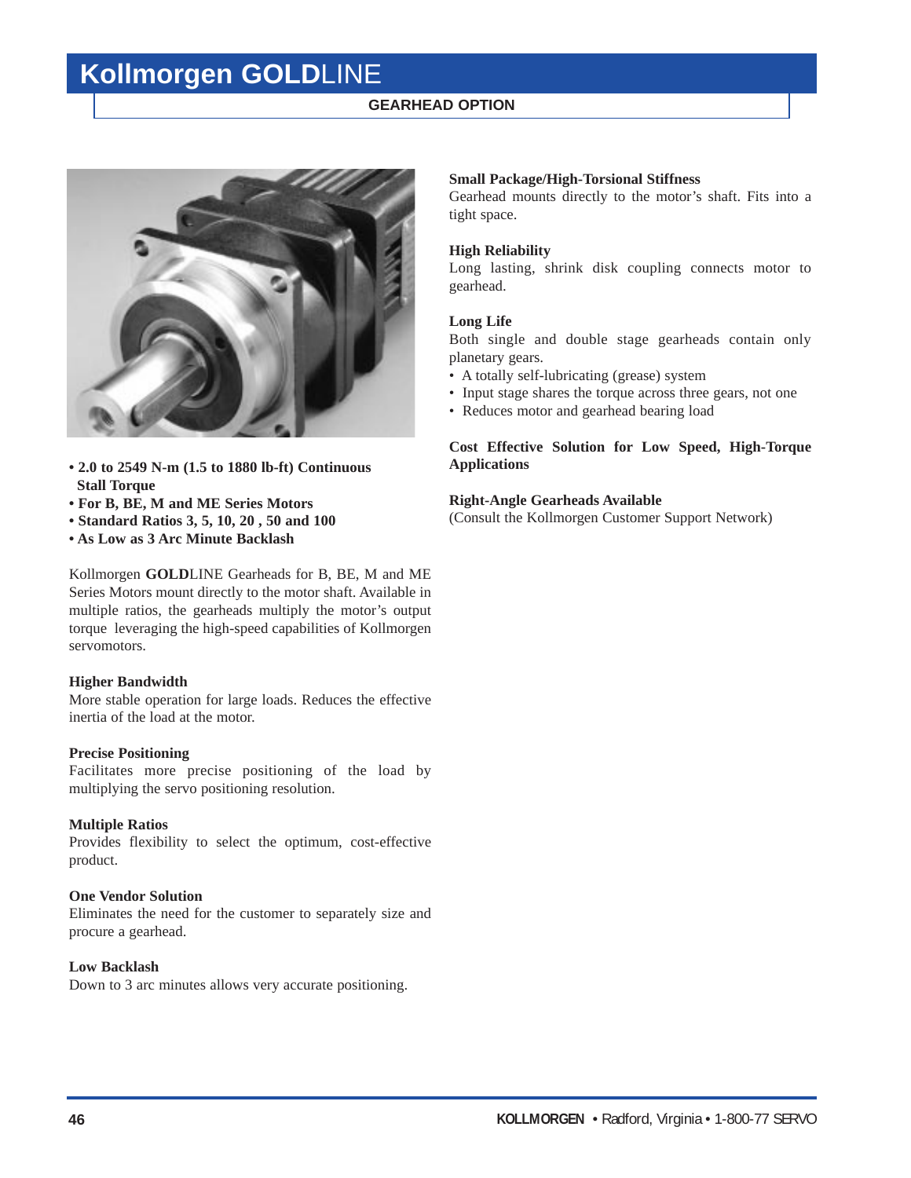# Kollmorgen GOLDLINE

## GEARHEAD OPTION

- **2.0 to 2549 N-m (1.5 to 1880 lb-ft) Continuous Stall Torque**
- **For B, BE, M and ME Series Motors**
- **Standard Ratios 3, 5, 10, 20 , 50 and 100**
- **As Low as 3 Arc Minute Backlash**

Kollmorgen **GOLD**LINE Gearheads for B, BE, M and ME Series Motors mount directly to the motor shaft. Available in multiple ratios, the gearheads multiply the motor's output torque leveraging the high-speed capabilities of Kollmorgen servomotors.

**Higher Bandwidth**
More stable operation for large loads. Reduces the effective inertia of the load at the motor.

**Precise Positioning**
Facilitates more precise positioning of the load by multiplying the servo positioning resolution.

**Multiple Ratios**
Provides flexibility to select the optimum, cost-effective product.

**One Vendor Solution**
Eliminates the need for the customer to separately size and procure a gearhead.

**Low Backlash**
Down to 3 arc minutes allows very accurate positioning.

**Small Package/High-Torsional Stiffness**
Gearhead mounts directly to the motor's shaft. Fits into a tight space.

**High Reliability**
Long lasting, shrink disk coupling connects motor to gearhead.

**Long Life**
Both single and double stage gearheads contain only planetary gears.

- A totally self-lubricating (grease) system
- Input stage shares the torque across three gears, not one
- Reduces motor and gearhead bearing load

**Cost Effective Solution for Low Speed, High-Torque Applications**

**Right-Angle Gearheads Available**
(Consult the Kollmorgen Customer Support Network)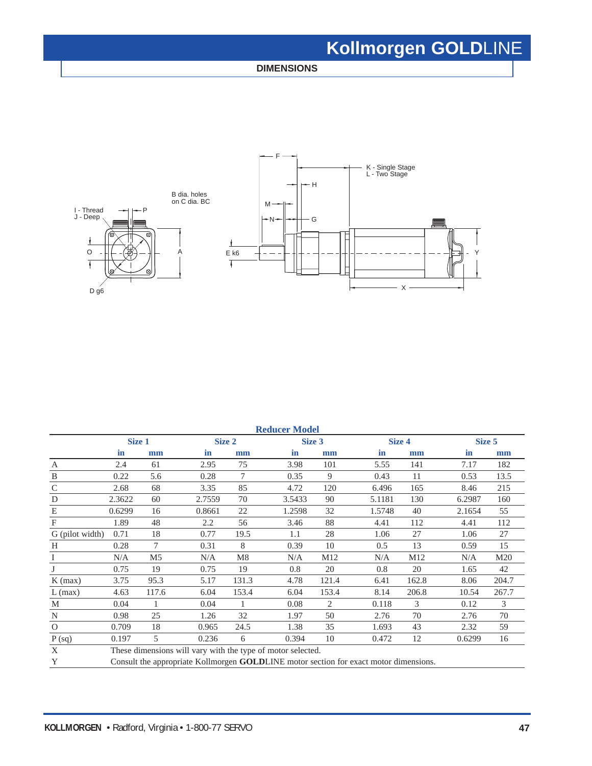## DIMENSIONS

| | Reducer Model | | | | | | | | | |
|---|---|---|---|---|---|---|---|---|---|---|
| | Size 1 | | Size 2 | | Size 3 | | Size 4 | | Size 5 | |
| | in | mm | in | mm | in | mm | in | mm | in | mm |
| A | 2.4 | 61 | 2.95 | 75 | 3.98 | 101 | 5.55 | 141 | 7.17 | 182 |
| B | 0.22 | 5.6 | 0.28 | 7 | 0.35 | 9 | 0.43 | 11 | 0.53 | 13.5 |
| C | 2.68 | 68 | 3.35 | 85 | 4.72 | 120 | 6.496 | 165 | 8.46 | 215 |
| D | 2.3622 | 60 | 2.7559 | 70 | 3.5433 | 90 | 5.1181 | 130 | 6.2987 | 160 |
| E | 0.6299 | 16 | 0.8661 | 22 | 1.2598 | 32 | 1.5748 | 40 | 2.1654 | 55 |
| F | 1.89 | 48 | 2.2 | 56 | 3.46 | 88 | 4.41 | 112 | 4.41 | 112 |
| G (pilot width) | 0.71 | 18 | 0.77 | 19.5 | 1.1 | 28 | 1.06 | 27 | 1.06 | 27 |
| H | 0.28 | 7 | 0.31 | 8 | 0.39 | 10 | 0.5 | 13 | 0.59 | 15 |
| I | N/A | M5 | N/A | M8 | N/A | M12 | N/A | M12 | N/A | M20 |
| J | 0.75 | 19 | 0.75 | 19 | 0.8 | 20 | 0.8 | 20 | 1.65 | 42 |
| K (max) | 3.75 | 95.3 | 5.17 | 131.3 | 4.78 | 121.4 | 6.41 | 162.8 | 8.06 | 204.7 |
| L (max) | 4.63 | 117.6 | 6.04 | 153.4 | 6.04 | 153.4 | 8.14 | 206.8 | 10.54 | 267.7 |
| M | 0.04 | 1 | 0.04 | 1 | 0.08 | 2 | 0.118 | 3 | 0.12 | 3 |
| N | 0.98 | 25 | 1.26 | 32 | 1.97 | 50 | 2.76 | 70 | 2.76 | 70 |
| O | 0.709 | 18 | 0.965 | 24.5 | 1.38 | 35 | 1.693 | 43 | 2.32 | 59 |
| P (sq) | 0.197 | 5 | 0.236 | 6 | 0.394 | 10 | 0.472 | 12 | 0.6299 | 16 |
| X | These dimensions will vary with the type of motor selected. | | | | | | | | | |
| Y | Consult the appropriate Kollmorgen **GOLD**LINE motor section for exact motor dimensions. | | | | | | | | | |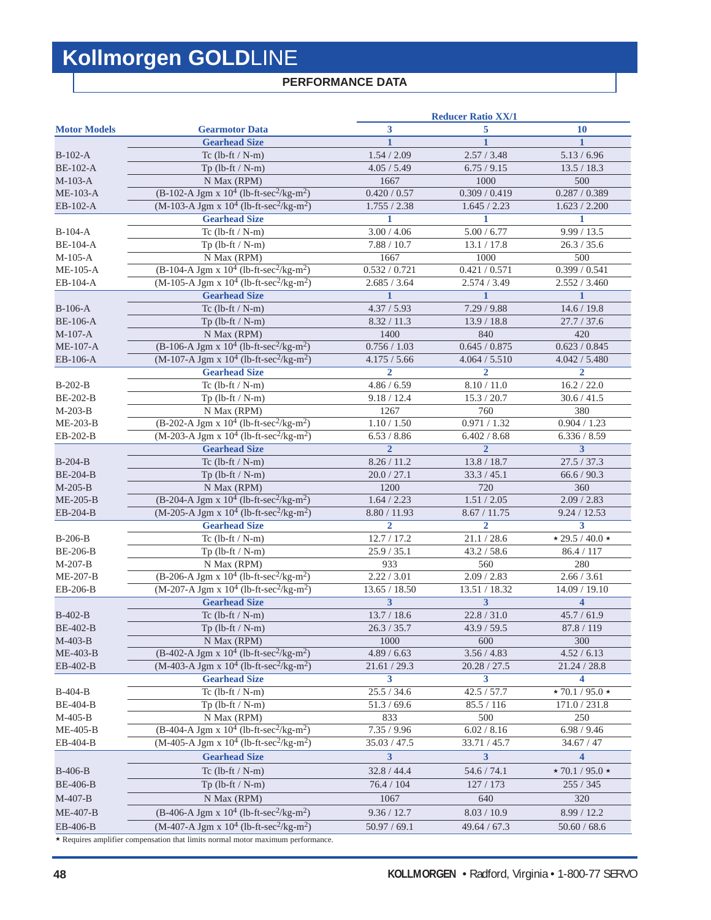# Kollmorgen GOLDLINE

## PERFORMANCE DATA

| Motor Models | Gearmotor Data | Reducer Ratio XX/1 | | |
|---|---|---|---|---|
| | | 3 | 5 | 10 |
| | **Gearhead Size** | **1** | **1** | **1** |
| B-102-A | Tc (lb-ft / N-m) | 1.54 / 2.09 | 2.57 / 3.48 | 5.13 / 6.96 |
| BE-102-A | Tp (lb-ft / N-m) | 4.05 / 5.49 | 6.75 / 9.15 | 13.5 / 18.3 |
| M-103-A | N Max (RPM) | 1667 | 1000 | 500 |
| ME-103-A | (B-102-A Jgm x $10^4$ (lb-ft-$sec^2$/kg-$m^2$) | 0.420 / 0.57 | 0.309 / 0.419 | 0.287 / 0.389 |
| EB-102-A | (M-103-A Jgm x $10^4$ (lb-ft-$sec^2$/kg-$m^2$) | 1.755 / 2.38 | 1.645 / 2.23 | 1.623 / 2.200 |
| | **Gearhead Size** | **1** | **1** | **1** |
| B-104-A | Tc (lb-ft / N-m) | 3.00 / 4.06 | 5.00 / 6.77 | 9.99 / 13.5 |
| BE-104-A | Tp (lb-ft / N-m) | 7.88 / 10.7 | 13.1 / 17.8 | 26.3 / 35.6 |
| M-105-A | N Max (RPM) | 1667 | 1000 | 500 |
| ME-105-A | (B-104-A Jgm x $10^4$ (lb-ft-$sec^2$/kg-$m^2$) | 0.532 / 0.721 | 0.421 / 0.571 | 0.399 / 0.541 |
| EB-104-A | (M-105-A Jgm x $10^4$ (lb-ft-$sec^2$/kg-$m^2$) | 2.685 / 3.64 | 2.574 / 3.49 | 2.552 / 3.460 |
| | **Gearhead Size** | **1** | **1** | **1** |
| B-106-A | Tc (lb-ft / N-m) | 4.37 / 5.93 | 7.29 / 9.88 | 14.6 / 19.8 |
| BE-106-A | Tp (lb-ft / N-m) | 8.32 / 11.3 | 13.9 / 18.8 | 27.7 / 37.6 |
| M-107-A | N Max (RPM) | 1400 | 840 | 420 |
| ME-107-A | (B-106-A Jgm x $10^4$ (lb-ft-$sec^2$/kg-$m^2$) | 0.756 / 1.03 | 0.645 / 0.875 | 0.623 / 0.845 |
| EB-106-A | (M-107-A Jgm x $10^4$ (lb-ft-$sec^2$/kg-$m^2$) | 4.175 / 5.66 | 4.064 / 5.510 | 4.042 / 5.480 |
| | **Gearhead Size** | **2** | **2** | **2** |
| B-202-B | Tc (lb-ft / N-m) | 4.86 / 6.59 | 8.10 / 11.0 | 16.2 / 22.0 |
| BE-202-B | Tp (lb-ft / N-m) | 9.18 / 12.4 | 15.3 / 20.7 | 30.6 / 41.5 |
| M-203-B | N Max (RPM) | 1267 | 760 | 380 |
| ME-203-B | (B-202-A Jgm x $10^4$ (lb-ft-$sec^2$/kg-$m^2$) | 1.10 / 1.50 | 0.971 / 1.32 | 0.904 / 1.23 |
| EB-202-B | (M-203-A Jgm x $10^4$ (lb-ft-$sec^2$/kg-$m^2$) | 6.53 / 8.86 | 6.402 / 8.68 | 6.336 / 8.59 |
| | **Gearhead Size** | **2** | **2** | **3** |
| B-204-B | Tc (lb-ft / N-m) | 8.26 / 11.2 | 13.8 / 18.7 | 27.5 / 37.3 |
| BE-204-B | Tp (lb-ft / N-m) | 20.0 / 27.1 | 33.3 / 45.1 | 66.6 / 90.3 |
| M-205-B | N Max (RPM) | 1200 | 720 | 360 |
| ME-205-B | (B-204-A Jgm x $10^4$ (lb-ft-$sec^2$/kg-$m^2$) | 1.64 / 2.23 | 1.51 / 2.05 | 2.09 / 2.83 |
| EB-204-B | (M-205-A Jgm x $10^4$ (lb-ft-$sec^2$/kg-$m^2$) | 8.80 / 11.93 | 8.67 / 11.75 | 9.24 / 12.53 |
| | **Gearhead Size** | **2** | **2** | **3** |
| B-206-B | Tc (lb-ft / N-m) | 12.7 / 17.2 | 21.1 / 28.6 | ⋆ 29.5 / 40.0 ⋆ |
| BE-206-B | Tp (lb-ft / N-m) | 25.9 / 35.1 | 43.2 / 58.6 | 86.4 / 117 |
| M-207-B | N Max (RPM) | 933 | 560 | 280 |
| ME-207-B | (B-206-A Jgm x $10^4$ (lb-ft-$sec^2$/kg-$m^2$) | 2.22 / 3.01 | 2.09 / 2.83 | 2.66 / 3.61 |
| EB-206-B | (M-207-A Jgm x $10^4$ (lb-ft-$sec^2$/kg-$m^2$) | 13.65 / 18.50 | 13.51 / 18.32 | 14.09 / 19.10 |
| | **Gearhead Size** | **3** | **3** | **4** |
| B-402-B | Tc (lb-ft / N-m) | 13.7 / 18.6 | 22.8 / 31.0 | 45.7 / 61.9 |
| BE-402-B | Tp (lb-ft / N-m) | 26.3 / 35.7 | 43.9 / 59.5 | 87.8 / 119 |
| M-403-B | N Max (RPM) | 1000 | 600 | 300 |
| ME-403-B | (B-402-A Jgm x $10^4$ (lb-ft-$sec^2$/kg-$m^2$) | 4.89 / 6.63 | 3.56 / 4.83 | 4.52 / 6.13 |
| EB-402-B | (M-403-A Jgm x $10^4$ (lb-ft-$sec^2$/kg-$m^2$) | 21.61 / 29.3 | 20.28 / 27.5 | 21.24 / 28.8 |
| | **Gearhead Size** | **3** | **3** | **4** |
| B-404-B | Tc (lb-ft / N-m) | 25.5 / 34.6 | 42.5 / 57.7 | ⋆ 70.1 / 95.0 ⋆ |
| BE-404-B | Tp (lb-ft / N-m) | 51.3 / 69.6 | 85.5 / 116 | 171.0 / 231.8 |
| M-405-B | N Max (RPM) | 833 | 500 | 250 |
| ME-405-B | (B-404-A Jgm x $10^4$ (lb-ft-$sec^2$/kg-$m^2$) | 7.35 / 9.96 | 6.02 / 8.16 | 6.98 / 9.46 |
| EB-404-B | (M-405-A Jgm x $10^4$ (lb-ft-$sec^2$/kg-$m^2$) | 35.03 / 47.5 | 33.71 / 45.7 | 34.67 / 47 |
| | **Gearhead Size** | **3** | **3** | **4** |
| B-406-B | Tc (lb-ft / N-m) | 32.8 / 44.4 | 54.6 / 74.1 | ⋆ 70.1 / 95.0 ⋆ |
| BE-406-B | Tp (lb-ft / N-m) | 76.4 / 104 | 127 / 173 | 255 / 345 |
| M-407-B | N Max (RPM) | 1067 | 640 | 320 |
| ME-407-B | (B-406-A Jgm x $10^4$ (lb-ft-$sec^2$/kg-$m^2$) | 9.36 / 12.7 | 8.03 / 10.9 | 8.99 / 12.2 |
| EB-406-B | (M-407-A Jgm x $10^4$ (lb-ft-$sec^2$/kg-$m^2$) | 50.97 / 69.1 | 49.64 / 67.3 | 50.60 / 68.6 |

⋆ Requires amplifier compensation that limits normal motor maximum performance.

**KOLLMORGEN** • Radford, Virginia • 1-800-77 SERVO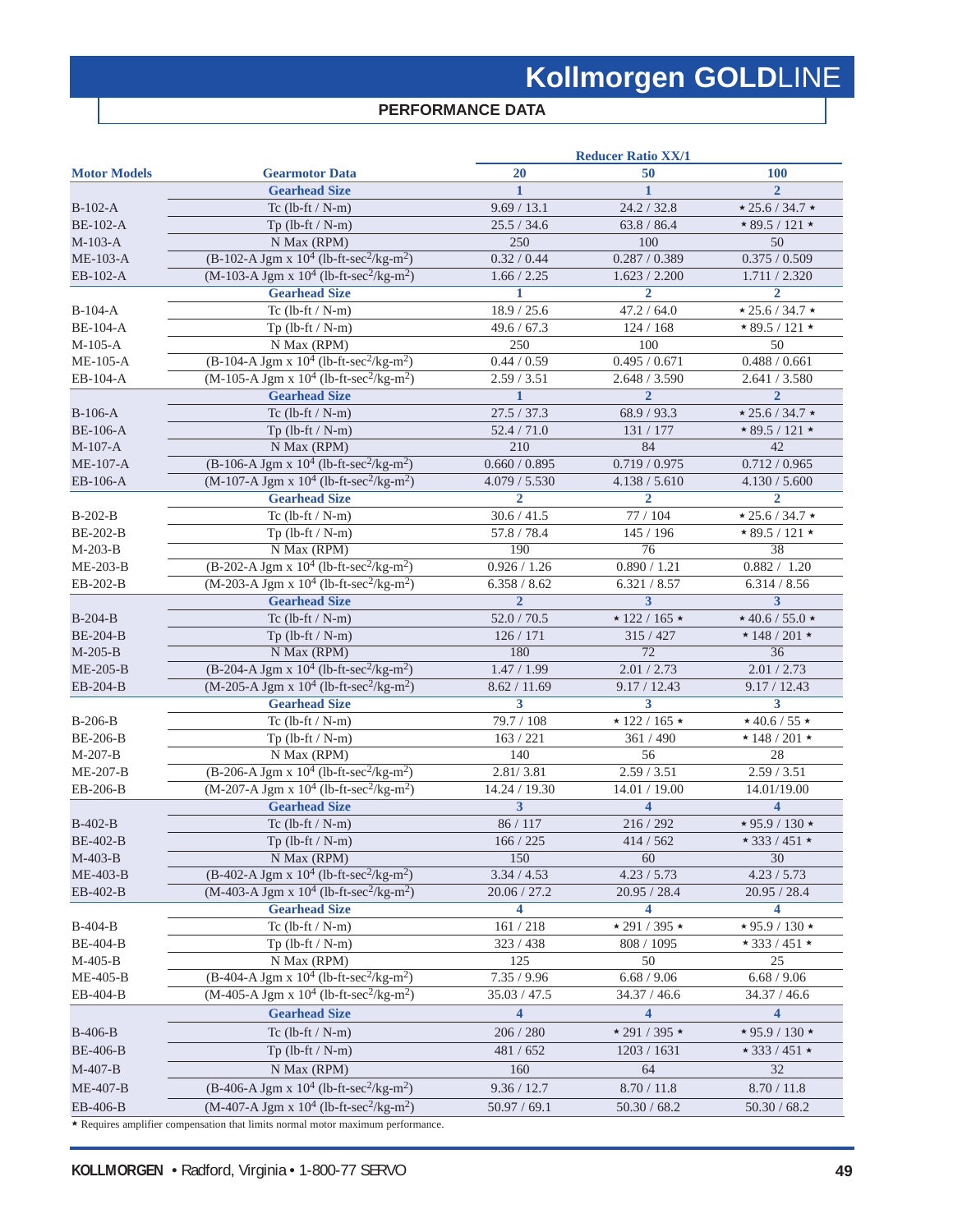# Kollmorgen GOLDLINE

## PERFORMANCE DATA

| Motor Models | Gearmotor Data | Reducer Ratio XX/1: 20 | 50 | 100 |
|---|---|---|---|---|
| | **Gearhead Size** | **1** | **1** | **2** |
| B-102-A | Tc (lb-ft / N-m) | 9.69 / 13.1 | 24.2 / 32.8 | ⋆ 25.6 / 34.7 ⋆ |
| BE-102-A | Tp (lb-ft / N-m) | 25.5 / 34.6 | 63.8 / 86.4 | ⋆ 89.5 / 121 ⋆ |
| M-103-A | N Max (RPM) | 250 | 100 | 50 |
| ME-103-A | (B-102-A Jgm x $10^4$ (lb-ft-sec$^2$/kg-m$^2$) | 0.32 / 0.44 | 0.287 / 0.389 | 0.375 / 0.509 |
| EB-102-A | (M-103-A Jgm x $10^4$ (lb-ft-sec$^2$/kg-m$^2$) | 1.66 / 2.25 | 1.623 / 2.200 | 1.711 / 2.320 |
| | **Gearhead Size** | **1** | **2** | **2** |
| B-104-A | Tc (lb-ft / N-m) | 18.9 / 25.6 | 47.2 / 64.0 | ⋆ 25.6 / 34.7 ⋆ |
| BE-104-A | Tp (lb-ft / N-m) | 49.6 / 67.3 | 124 / 168 | ⋆ 89.5 / 121 ⋆ |
| M-105-A | N Max (RPM) | 250 | 100 | 50 |
| ME-105-A | (B-104-A Jgm x $10^4$ (lb-ft-sec$^2$/kg-m$^2$) | 0.44 / 0.59 | 0.495 / 0.671 | 0.488 / 0.661 |
| EB-104-A | (M-105-A Jgm x $10^4$ (lb-ft-sec$^2$/kg-m$^2$) | 2.59 / 3.51 | 2.648 / 3.590 | 2.641 / 3.580 |
| | **Gearhead Size** | **1** | **2** | **2** |
| B-106-A | Tc (lb-ft / N-m) | 27.5 / 37.3 | 68.9 / 93.3 | ⋆ 25.6 / 34.7 ⋆ |
| BE-106-A | Tp (lb-ft / N-m) | 52.4 / 71.0 | 131 / 177 | ⋆ 89.5 / 121 ⋆ |
| M-107-A | N Max (RPM) | 210 | 84 | 42 |
| ME-107-A | (B-106-A Jgm x $10^4$ (lb-ft-sec$^2$/kg-m$^2$) | 0.660 / 0.895 | 0.719 / 0.975 | 0.712 / 0.965 |
| EB-106-A | (M-107-A Jgm x $10^4$ (lb-ft-sec$^2$/kg-m$^2$) | 4.079 / 5.530 | 4.138 / 5.610 | 4.130 / 5.600 |
| | **Gearhead Size** | **2** | **2** | **2** |
| B-202-B | Tc (lb-ft / N-m) | 30.6 / 41.5 | 77 / 104 | ⋆ 25.6 / 34.7 ⋆ |
| BE-202-B | Tp (lb-ft / N-m) | 57.8 / 78.4 | 145 / 196 | ⋆ 89.5 / 121 ⋆ |
| M-203-B | N Max (RPM) | 190 | 76 | 38 |
| ME-203-B | (B-202-A Jgm x $10^4$ (lb-ft-sec$^2$/kg-m$^2$) | 0.926 / 1.26 | 0.890 / 1.21 | 0.882 / 1.20 |
| EB-202-B | (M-203-A Jgm x $10^4$ (lb-ft-sec$^2$/kg-m$^2$) | 6.358 / 8.62 | 6.321 / 8.57 | 6.314 / 8.56 |
| | **Gearhead Size** | **2** | **3** | **3** |
| B-204-B | Tc (lb-ft / N-m) | 52.0 / 70.5 | ⋆ 122 / 165 ⋆ | ⋆ 40.6 / 55.0 ⋆ |
| BE-204-B | Tp (lb-ft / N-m) | 126 / 171 | 315 / 427 | ⋆ 148 / 201 ⋆ |
| M-205-B | N Max (RPM) | 180 | 72 | 36 |
| ME-205-B | (B-204-A Jgm x $10^4$ (lb-ft-sec$^2$/kg-m$^2$) | 1.47 / 1.99 | 2.01 / 2.73 | 2.01 / 2.73 |
| EB-204-B | (M-205-A Jgm x $10^4$ (lb-ft-sec$^2$/kg-m$^2$) | 8.62 / 11.69 | 9.17 / 12.43 | 9.17 / 12.43 |
| | **Gearhead Size** | **3** | **3** | **3** |
| B-206-B | Tc (lb-ft / N-m) | 79.7 / 108 | ⋆ 122 / 165 ⋆ | ⋆ 40.6 / 55 ⋆ |
| BE-206-B | Tp (lb-ft / N-m) | 163 / 221 | 361 / 490 | ⋆ 148 / 201 ⋆ |
| M-207-B | N Max (RPM) | 140 | 56 | 28 |
| ME-207-B | (B-206-A Jgm x $10^4$ (lb-ft-sec$^2$/kg-m$^2$) | 2.81/ 3.81 | 2.59 / 3.51 | 2.59 / 3.51 |
| EB-206-B | (M-207-A Jgm x $10^4$ (lb-ft-sec$^2$/kg-m$^2$) | 14.24 / 19.30 | 14.01 / 19.00 | 14.01/19.00 |
| | **Gearhead Size** | **3** | **4** | **4** |
| B-402-B | Tc (lb-ft / N-m) | 86 / 117 | 216 / 292 | ⋆ 95.9 / 130 ⋆ |
| BE-402-B | Tp (lb-ft / N-m) | 166 / 225 | 414 / 562 | ⋆ 333 / 451 ⋆ |
| M-403-B | N Max (RPM) | 150 | 60 | 30 |
| ME-403-B | (B-402-A Jgm x $10^4$ (lb-ft-sec$^2$/kg-m$^2$) | 3.34 / 4.53 | 4.23 / 5.73 | 4.23 / 5.73 |
| EB-402-B | (M-403-A Jgm x $10^4$ (lb-ft-sec$^2$/kg-m$^2$) | 20.06 / 27.2 | 20.95 / 28.4 | 20.95 / 28.4 |
| | **Gearhead Size** | **4** | **4** | **4** |
| B-404-B | Tc (lb-ft / N-m) | 161 / 218 | ⋆ 291 / 395 ⋆ | ⋆ 95.9 / 130 ⋆ |
| BE-404-B | Tp (lb-ft / N-m) | 323 / 438 | 808 / 1095 | ⋆ 333 / 451 ⋆ |
| M-405-B | N Max (RPM) | 125 | 50 | 25 |
| ME-405-B | (B-404-A Jgm x $10^4$ (lb-ft-sec$^2$/kg-m$^2$) | 7.35 / 9.96 | 6.68 / 9.06 | 6.68 / 9.06 |
| EB-404-B | (M-405-A Jgm x $10^4$ (lb-ft-sec$^2$/kg-m$^2$) | 35.03 / 47.5 | 34.37 / 46.6 | 34.37 / 46.6 |
| | **Gearhead Size** | **4** | **4** | **4** |
| B-406-B | Tc (lb-ft / N-m) | 206 / 280 | ⋆ 291 / 395 ⋆ | ⋆ 95.9 / 130 ⋆ |
| BE-406-B | Tp (lb-ft / N-m) | 481 / 652 | 1203 / 1631 | ⋆ 333 / 451 ⋆ |
| M-407-B | N Max (RPM) | 160 | 64 | 32 |
| ME-407-B | (B-406-A Jgm x $10^4$ (lb-ft-sec$^2$/kg-m$^2$) | 9.36 / 12.7 | 8.70 / 11.8 | 8.70 / 11.8 |
| EB-406-B | (M-407-A Jgm x $10^4$ (lb-ft-sec$^2$/kg-m$^2$) | 50.97 / 69.1 | 50.30 / 68.2 | 50.30 / 68.2 |

⋆ Requires amplifier compensation that limits normal motor maximum performance.

**KOLLMORGEN** • Radford, Virginia • 1-800-77 SERVO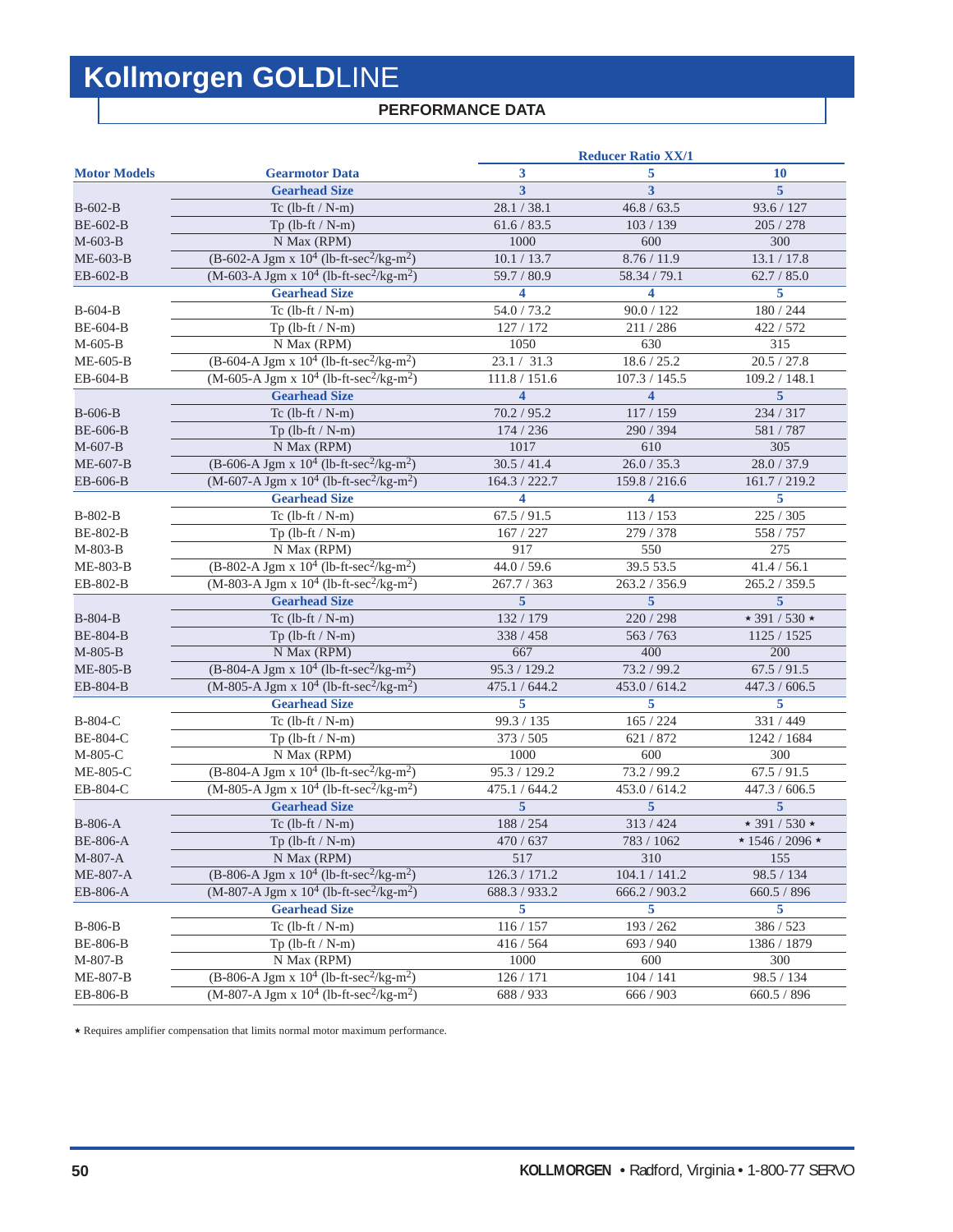# Kollmorgen GOLDLINE

## PERFORMANCE DATA

| Motor Models | Gearmotor Data | Reducer Ratio XX/1 | | |
|---|---|---|---|---|
| | | 3 | 5 | 10 |
| | **Gearhead Size** | **3** | **3** | **5** |
| B-602-B | Tc (lb-ft / N-m) | 28.1 / 38.1 | 46.8 / 63.5 | 93.6 / 127 |
| BE-602-B | Tp (lb-ft / N-m) | 61.6 / 83.5 | 103 / 139 | 205 / 278 |
| M-603-B | N Max (RPM) | 1000 | 600 | 300 |
| ME-603-B | (B-602-A Jgm x $10^4$ (lb-ft-sec$^2$/kg-m$^2$) | 10.1 / 13.7 | 8.76 / 11.9 | 13.1 / 17.8 |
| EB-602-B | (M-603-A Jgm x $10^4$ (lb-ft-sec$^2$/kg-m$^2$) | 59.7 / 80.9 | 58.34 / 79.1 | 62.7 / 85.0 |
| | **Gearhead Size** | **4** | **4** | **5** |
| B-604-B | Tc (lb-ft / N-m) | 54.0 / 73.2 | 90.0 / 122 | 180 / 244 |
| BE-604-B | Tp (lb-ft / N-m) | 127 / 172 | 211 / 286 | 422 / 572 |
| M-605-B | N Max (RPM) | 1050 | 630 | 315 |
| ME-605-B | (B-604-A Jgm x $10^4$ (lb-ft-sec$^2$/kg-m$^2$) | 23.1 / 31.3 | 18.6 / 25.2 | 20.5 / 27.8 |
| EB-604-B | (M-605-A Jgm x $10^4$ (lb-ft-sec$^2$/kg-m$^2$) | 111.8 / 151.6 | 107.3 / 145.5 | 109.2 / 148.1 |
| | **Gearhead Size** | **4** | **4** | **5** |
| B-606-B | Tc (lb-ft / N-m) | 70.2 / 95.2 | 117 / 159 | 234 / 317 |
| BE-606-B | Tp (lb-ft / N-m) | 174 / 236 | 290 / 394 | 581 / 787 |
| M-607-B | N Max (RPM) | 1017 | 610 | 305 |
| ME-607-B | (B-606-A Jgm x $10^4$ (lb-ft-sec$^2$/kg-m$^2$) | 30.5 / 41.4 | 26.0 / 35.3 | 28.0 / 37.9 |
| EB-606-B | (M-607-A Jgm x $10^4$ (lb-ft-sec$^2$/kg-m$^2$) | 164.3 / 222.7 | 159.8 / 216.6 | 161.7 / 219.2 |
| | **Gearhead Size** | **4** | **4** | **5** |
| B-802-B | Tc (lb-ft / N-m) | 67.5 / 91.5 | 113 / 153 | 225 / 305 |
| BE-802-B | Tp (lb-ft / N-m) | 167 / 227 | 279 / 378 | 558 / 757 |
| M-803-B | N Max (RPM) | 917 | 550 | 275 |
| ME-803-B | (B-802-A Jgm x $10^4$ (lb-ft-sec$^2$/kg-m$^2$) | 44.0 / 59.6 | 39.5 53.5 | 41.4 / 56.1 |
| EB-802-B | (M-803-A Jgm x $10^4$ (lb-ft-sec$^2$/kg-m$^2$) | 267.7 / 363 | 263.2 / 356.9 | 265.2 / 359.5 |
| | **Gearhead Size** | **5** | **5** | **5** |
| B-804-B | Tc (lb-ft / N-m) | 132 / 179 | 220 / 298 | ⋆ 391 / 530 ⋆ |
| BE-804-B | Tp (lb-ft / N-m) | 338 / 458 | 563 / 763 | 1125 / 1525 |
| M-805-B | N Max (RPM) | 667 | 400 | 200 |
| ME-805-B | (B-804-A Jgm x $10^4$ (lb-ft-sec$^2$/kg-m$^2$) | 95.3 / 129.2 | 73.2 / 99.2 | 67.5 / 91.5 |
| EB-804-B | (M-805-A Jgm x $10^4$ (lb-ft-sec$^2$/kg-m$^2$) | 475.1 / 644.2 | 453.0 / 614.2 | 447.3 / 606.5 |
| | **Gearhead Size** | **5** | **5** | **5** |
| B-804-C | Tc (lb-ft / N-m) | 99.3 / 135 | 165 / 224 | 331 / 449 |
| BE-804-C | Tp (lb-ft / N-m) | 373 / 505 | 621 / 872 | 1242 / 1684 |
| M-805-C | N Max (RPM) | 1000 | 600 | 300 |
| ME-805-C | (B-804-A Jgm x $10^4$ (lb-ft-sec$^2$/kg-m$^2$) | 95.3 / 129.2 | 73.2 / 99.2 | 67.5 / 91.5 |
| EB-804-C | (M-805-A Jgm x $10^4$ (lb-ft-sec$^2$/kg-m$^2$) | 475.1 / 644.2 | 453.0 / 614.2 | 447.3 / 606.5 |
| | **Gearhead Size** | **5** | **5** | **5** |
| B-806-A | Tc (lb-ft / N-m) | 188 / 254 | 313 / 424 | ⋆ 391 / 530 ⋆ |
| BE-806-A | Tp (lb-ft / N-m) | 470 / 637 | 783 / 1062 | ⋆ 1546 / 2096 ⋆ |
| M-807-A | N Max (RPM) | 517 | 310 | 155 |
| ME-807-A | (B-806-A Jgm x $10^4$ (lb-ft-sec$^2$/kg-m$^2$) | 126.3 / 171.2 | 104.1 / 141.2 | 98.5 / 134 |
| EB-806-A | (M-807-A Jgm x $10^4$ (lb-ft-sec$^2$/kg-m$^2$) | 688.3 / 933.2 | 666.2 / 903.2 | 660.5 / 896 |
| | **Gearhead Size** | **5** | **5** | **5** |
| B-806-B | Tc (lb-ft / N-m) | 116 / 157 | 193 / 262 | 386 / 523 |
| BE-806-B | Tp (lb-ft / N-m) | 416 / 564 | 693 / 940 | 1386 / 1879 |
| M-807-B | N Max (RPM) | 1000 | 600 | 300 |
| ME-807-B | (B-806-A Jgm x $10^4$ (lb-ft-sec$^2$/kg-m$^2$) | 126 / 171 | 104 / 141 | 98.5 / 134 |
| EB-806-B | (M-807-A Jgm x $10^4$ (lb-ft-sec$^2$/kg-m$^2$) | 688 / 933 | 666 / 903 | 660.5 / 896 |

⋆ Requires amplifier compensation that limits normal motor maximum performance.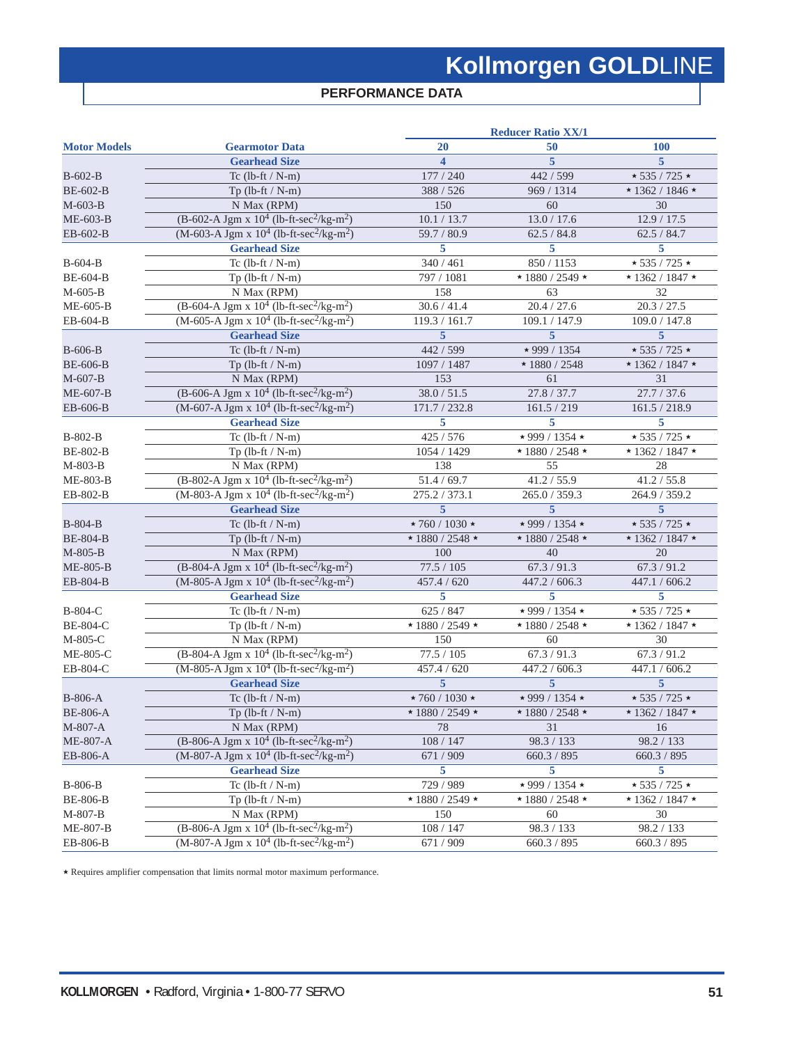# Kollmorgen GOLDLINE

## PERFORMANCE DATA

| Motor Models | Gearmotor Data | Reducer Ratio XX/1 20 | 50 | 100 |
|---|---|---|---|---|
| | **Gearhead Size** | **4** | **5** | **5** |
| B-602-B | Tc (lb-ft / N-m) | 177 / 240 | 442 / 599 | ⋆ 535 / 725 ⋆ |
| BE-602-B | Tp (lb-ft / N-m) | 388 / 526 | 969 / 1314 | ⋆ 1362 / 1846 ⋆ |
| M-603-B | N Max (RPM) | 150 | 60 | 30 |
| ME-603-B | (B-602-A Jgm x $10^4$ (lb-ft-sec$^2$/kg-m$^2$) | 10.1 / 13.7 | 13.0 / 17.6 | 12.9 / 17.5 |
| EB-602-B | (M-603-A Jgm x $10^4$ (lb-ft-sec$^2$/kg-m$^2$) | 59.7 / 80.9 | 62.5 / 84.8 | 62.5 / 84.7 |
| | **Gearhead Size** | **5** | **5** | **5** |
| B-604-B | Tc (lb-ft / N-m) | 340 / 461 | 850 / 1153 | ⋆ 535 / 725 ⋆ |
| BE-604-B | Tp (lb-ft / N-m) | 797 / 1081 | ⋆ 1880 / 2549 ⋆ | ⋆ 1362 / 1847 ⋆ |
| M-605-B | N Max (RPM) | 158 | 63 | 32 |
| ME-605-B | (B-604-A Jgm x $10^4$ (lb-ft-sec$^2$/kg-m$^2$) | 30.6 / 41.4 | 20.4 / 27.6 | 20.3 / 27.5 |
| EB-604-B | (M-605-A Jgm x $10^4$ (lb-ft-sec$^2$/kg-m$^2$) | 119.3 / 161.7 | 109.1 / 147.9 | 109.0 / 147.8 |
| | **Gearhead Size** | **5** | **5** | **5** |
| B-606-B | Tc (lb-ft / N-m) | 442 / 599 | ⋆ 999 / 1354 | ⋆ 535 / 725 ⋆ |
| BE-606-B | Tp (lb-ft / N-m) | 1097 / 1487 | ⋆ 1880 / 2548 | ⋆ 1362 / 1847 ⋆ |
| M-607-B | N Max (RPM) | 153 | 61 | 31 |
| ME-607-B | (B-606-A Jgm x $10^4$ (lb-ft-sec$^2$/kg-m$^2$) | 38.0 / 51.5 | 27.8 / 37.7 | 27.7 / 37.6 |
| EB-606-B | (M-607-A Jgm x $10^4$ (lb-ft-sec$^2$/kg-m$^2$) | 171.7 / 232.8 | 161.5 / 219 | 161.5 / 218.9 |
| | **Gearhead Size** | **5** | **5** | **5** |
| B-802-B | Tc (lb-ft / N-m) | 425 / 576 | ⋆ 999 / 1354 ⋆ | ⋆ 535 / 725 ⋆ |
| BE-802-B | Tp (lb-ft / N-m) | 1054 / 1429 | ⋆ 1880 / 2548 ⋆ | ⋆ 1362 / 1847 ⋆ |
| M-803-B | N Max (RPM) | 138 | 55 | 28 |
| ME-803-B | (B-802-A Jgm x $10^4$ (lb-ft-sec$^2$/kg-m$^2$) | 51.4 / 69.7 | 41.2 / 55.9 | 41.2 / 55.8 |
| EB-802-B | (M-803-A Jgm x $10^4$ (lb-ft-sec$^2$/kg-m$^2$) | 275.2 / 373.1 | 265.0 / 359.3 | 264.9 / 359.2 |
| | **Gearhead Size** | **5** | **5** | **5** |
| B-804-B | Tc (lb-ft / N-m) | ⋆ 760 / 1030 ⋆ | ⋆ 999 / 1354 ⋆ | ⋆ 535 / 725 ⋆ |
| BE-804-B | Tp (lb-ft / N-m) | ⋆ 1880 / 2548 ⋆ | ⋆ 1880 / 2548 ⋆ | ⋆ 1362 / 1847 ⋆ |
| M-805-B | N Max (RPM) | 100 | 40 | 20 |
| ME-805-B | (B-804-A Jgm x $10^4$ (lb-ft-sec$^2$/kg-m$^2$) | 77.5 / 105 | 67.3 / 91.3 | 67.3 / 91.2 |
| EB-804-B | (M-805-A Jgm x $10^4$ (lb-ft-sec$^2$/kg-m$^2$) | 457.4 / 620 | 447.2 / 606.3 | 447.1 / 606.2 |
| | **Gearhead Size** | **5** | **5** | **5** |
| B-804-C | Tc (lb-ft / N-m) | 625 / 847 | ⋆ 999 / 1354 ⋆ | ⋆ 535 / 725 ⋆ |
| BE-804-C | Tp (lb-ft / N-m) | ⋆ 1880 / 2549 ⋆ | ⋆ 1880 / 2548 ⋆ | ⋆ 1362 / 1847 ⋆ |
| M-805-C | N Max (RPM) | 150 | 60 | 30 |
| ME-805-C | (B-804-A Jgm x $10^4$ (lb-ft-sec$^2$/kg-m$^2$) | 77.5 / 105 | 67.3 / 91.3 | 67.3 / 91.2 |
| EB-804-C | (M-805-A Jgm x $10^4$ (lb-ft-sec$^2$/kg-m$^2$) | 457.4 / 620 | 447.2 / 606.3 | 447.1 / 606.2 |
| | **Gearhead Size** | **5** | **5** | **5** |
| B-806-A | Tc (lb-ft / N-m) | ⋆ 760 / 1030 ⋆ | ⋆ 999 / 1354 ⋆ | ⋆ 535 / 725 ⋆ |
| BE-806-A | Tp (lb-ft / N-m) | ⋆ 1880 / 2549 ⋆ | ⋆ 1880 / 2548 ⋆ | ⋆ 1362 / 1847 ⋆ |
| M-807-A | N Max (RPM) | 78 | 31 | 16 |
| ME-807-A | (B-806-A Jgm x $10^4$ (lb-ft-sec$^2$/kg-m$^2$) | 108 / 147 | 98.3 / 133 | 98.2 / 133 |
| EB-806-A | (M-807-A Jgm x $10^4$ (lb-ft-sec$^2$/kg-m$^2$) | 671 / 909 | 660.3 / 895 | 660.3 / 895 |
| | **Gearhead Size** | **5** | **5** | **5** |
| B-806-B | Tc (lb-ft / N-m) | 729 / 989 | ⋆ 999 / 1354 ⋆ | ⋆ 535 / 725 ⋆ |
| BE-806-B | Tp (lb-ft / N-m) | ⋆ 1880 / 2549 ⋆ | ⋆ 1880 / 2548 ⋆ | ⋆ 1362 / 1847 ⋆ |
| M-807-B | N Max (RPM) | 150 | 60 | 30 |
| ME-807-B | (B-806-A Jgm x $10^4$ (lb-ft-sec$^2$/kg-m$^2$) | 108 / 147 | 98.3 / 133 | 98.2 / 133 |
| EB-806-B | (M-807-A Jgm x $10^4$ (lb-ft-sec$^2$/kg-m$^2$) | 671 / 909 | 660.3 / 895 | 660.3 / 895 |

⋆ Requires amplifier compensation that limits normal motor maximum performance.

**KOLLMORGEN** • Radford, Virginia • 1-800-77 SERVO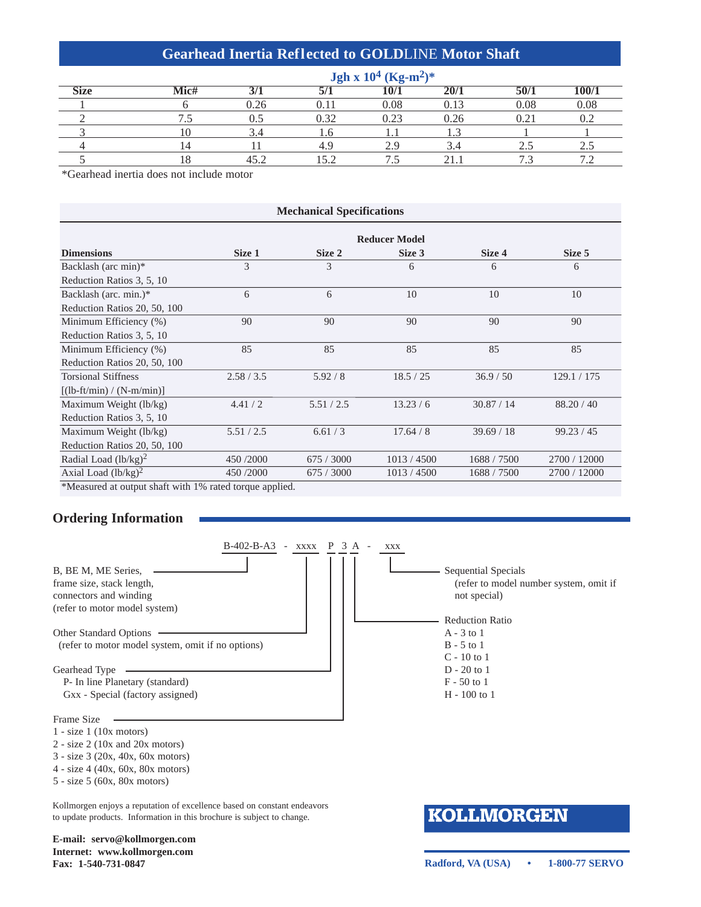## Gearhead Inertia Reflected to GOLDLINE Motor Shaft

| | | Jgh x $10^4$ (Kg-m$^2$)* | | | | | |
|---|---|---|---|---|---|---|---|
| **Size** | **Mic#** | **3/1** | **5/1** | **10/1** | **20/1** | **50/1** | **100/1** |
| 1 | 6 | 0.26 | 0.11 | 0.08 | 0.13 | 0.08 | 0.08 |
| 2 | 7.5 | 0.5 | 0.32 | 0.23 | 0.26 | 0.21 | 0.2 |
| 3 | 10 | 3.4 | 1.6 | 1.1 | 1.3 | 1 | 1 |
| 4 | 14 | 11 | 4.9 | 2.9 | 3.4 | 2.5 | 2.5 |
| 5 | 18 | 45.2 | 15.2 | 7.5 | 21.1 | 7.3 | 7.2 |

*Gearhead inertia does not include motor

### Mechanical Specifications

| | Reducer Model | | | | |
|---|---|---|---|---|---|
| **Dimensions** | **Size 1** | **Size 2** | **Size 3** | **Size 4** | **Size 5** |
| Backlash (arc min)* Reduction Ratios 3, 5, 10 | 3 | 3 | 6 | 6 | 6 |
| Backlash (arc. min.)* Reduction Ratios 20, 50, 100 | 6 | 6 | 10 | 10 | 10 |
| Minimum Efficiency (%) Reduction Ratios 3, 5, 10 | 90 | 90 | 90 | 90 | 90 |
| Minimum Efficiency (%) Reduction Ratios 20, 50, 100 | 85 | 85 | 85 | 85 | 85 |
| Torsional Stiffness [(lb-ft/min) / (N-m/min)] | 2.58 / 3.5 | 5.92 / 8 | 18.5 / 25 | 36.9 / 50 | 129.1 / 175 |
| Maximum Weight (lb/kg) Reduction Ratios 3, 5, 10 | 4.41 / 2 | 5.51 / 2.5 | 13.23 / 6 | 30.87 / 14 | 88.20 / 40 |
| Maximum Weight (lb/kg) Reduction Ratios 20, 50, 100 | 5.51 / 2.5 | 6.61 / 3 | 17.64 / 8 | 39.69 / 18 | 99.23 / 45 |
| Radial Load (lb/kg)[2] | 450 /2000 | 675 / 3000 | 1013 / 4500 | 1688 / 7500 | 2700 / 12000 |
| Axial Load (lb/kg)[2] | 450 /2000 | 675 / 3000 | 1013 / 4500 | 1688 / 7500 | 2700 / 12000 |

*Measured at output shaft with 1% rated torque applied.

## Ordering Information

B-402-B-A3 - xxxx P 3 A - xxx

**B-402-B-A3** — B, BE M, ME Series, frame size, stack length, connectors and winding (refer to motor model system)

**xxxx** — Other Standard Options (refer to motor model system, omit if no options)

**P** — Gearhead Type
- P- In line Planetary (standard)
- Gxx - Special (factory assigned)

**3** — Frame Size
- 1 - size 1 (10x motors)
- 2 - size 2 (10x and 20x motors)
- 3 - size 3 (20x, 40x, 60x motors)
- 4 - size 4 (40x, 60x, 80x motors)
- 5 - size 5 (60x, 80x motors)

**A** — Reduction Ratio
- A - 3 to 1
- B - 5 to 1
- C - 10 to 1
- D - 20 to 1
- F - 50 to 1
- H - 100 to 1

**xxx** — Sequential Specials (refer to model number system, omit if not special)

Kollmorgen enjoys a reputation of excellence based on constant endeavors to update products. Information in this brochure is subject to change.

**E-mail: servo@kollmorgen.com**
**Internet: www.kollmorgen.com**
**Fax: 1-540-731-0847**

**KOLLMORGEN**

**Radford, VA (USA) • 1-800-77 SERVO**